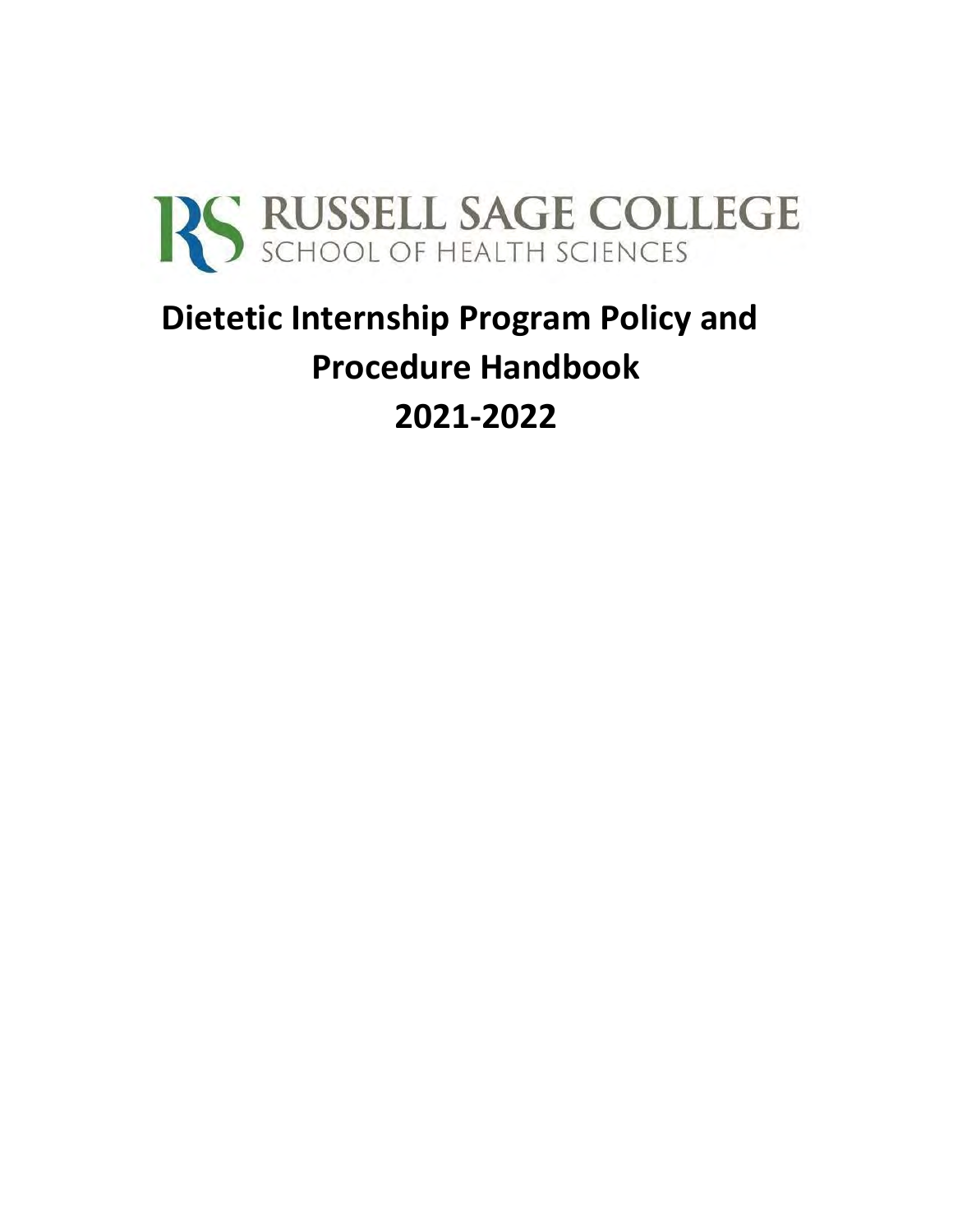RUSSELL SAGE COLLEGE
SCHOOL OF HEALTH SCIENCES

# Dietetic Internship Program Policy and Procedure Handbook 2021-2022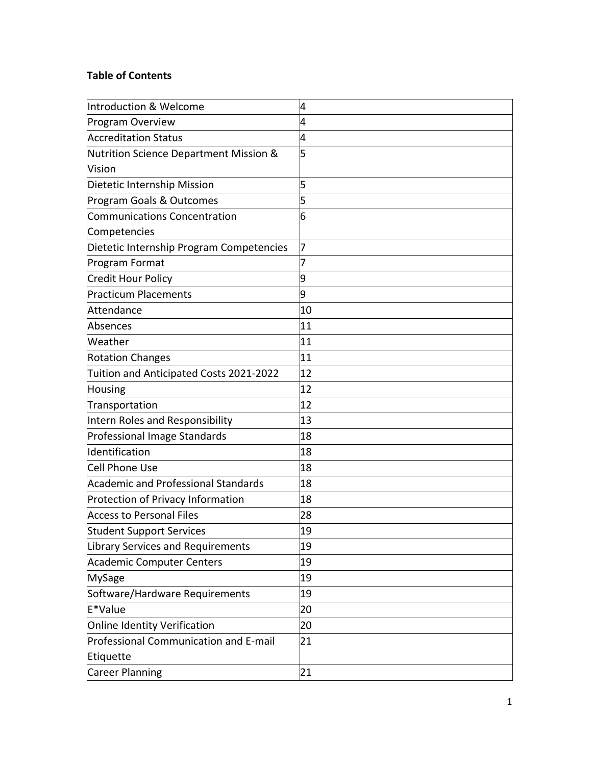**Table of Contents**

| | |
|---|---|
| Introduction & Welcome | 4 |
| Program Overview | 4 |
| Accreditation Status | 4 |
| Nutrition Science Department Mission & Vision | 5 |
| Dietetic Internship Mission | 5 |
| Program Goals & Outcomes | 5 |
| Communications Concentration Competencies | 6 |
| Dietetic Internship Program Competencies | 7 |
| Program Format | 7 |
| Credit Hour Policy | 9 |
| Practicum Placements | 9 |
| Attendance | 10 |
| Absences | 11 |
| Weather | 11 |
| Rotation Changes | 11 |
| Tuition and Anticipated Costs 2021-2022 | 12 |
| Housing | 12 |
| Transportation | 12 |
| Intern Roles and Responsibility | 13 |
| Professional Image Standards | 18 |
| Identification | 18 |
| Cell Phone Use | 18 |
| Academic and Professional Standards | 18 |
| Protection of Privacy Information | 18 |
| Access to Personal Files | 28 |
| Student Support Services | 19 |
| Library Services and Requirements | 19 |
| Academic Computer Centers | 19 |
| MySage | 19 |
| Software/Hardware Requirements | 19 |
| E*Value | 20 |
| Online Identity Verification | 20 |
| Professional Communication and E-mail Etiquette | 21 |
| Career Planning | 21 |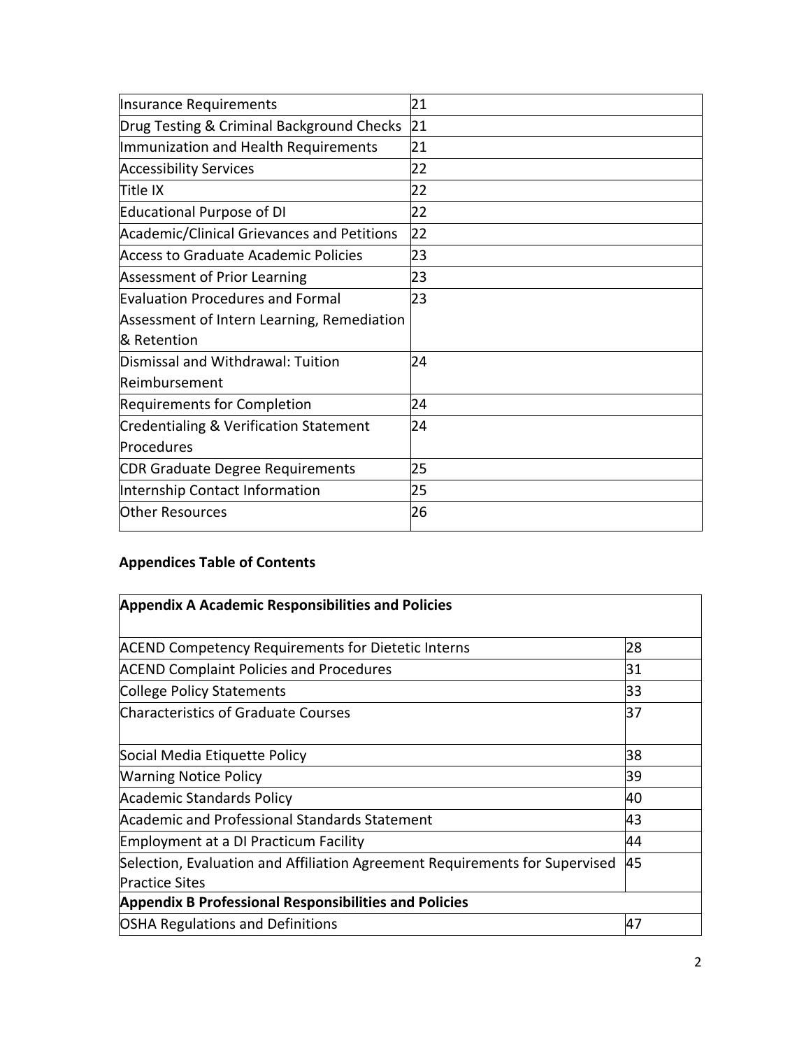| | |
|---|---|
| Insurance Requirements | 21 |
| Drug Testing & Criminal Background Checks | 21 |
| Immunization and Health Requirements | 21 |
| Accessibility Services | 22 |
| Title IX | 22 |
| Educational Purpose of DI | 22 |
| Academic/Clinical Grievances and Petitions | 22 |
| Access to Graduate Academic Policies | 23 |
| Assessment of Prior Learning | 23 |
| Evaluation Procedures and Formal Assessment of Intern Learning, Remediation & Retention | 23 |
| Dismissal and Withdrawal: Tuition Reimbursement | 24 |
| Requirements for Completion | 24 |
| Credentialing & Verification Statement Procedures | 24 |
| CDR Graduate Degree Requirements | 25 |
| Internship Contact Information | 25 |
| Other Resources | 26 |

**Appendices Table of Contents**

| **Appendix A Academic Responsibilities and Policies** | |
|---|---|
| ACEND Competency Requirements for Dietetic Interns | 28 |
| ACEND Complaint Policies and Procedures | 31 |
| College Policy Statements | 33 |
| Characteristics of Graduate Courses | 37 |
| Social Media Etiquette Policy | 38 |
| Warning Notice Policy | 39 |
| Academic Standards Policy | 40 |
| Academic and Professional Standards Statement | 43 |
| Employment at a DI Practicum Facility | 44 |
| Selection, Evaluation and Affiliation Agreement Requirements for Supervised Practice Sites | 45 |
| **Appendix B Professional Responsibilities and Policies** | |
| OSHA Regulations and Definitions | 47 |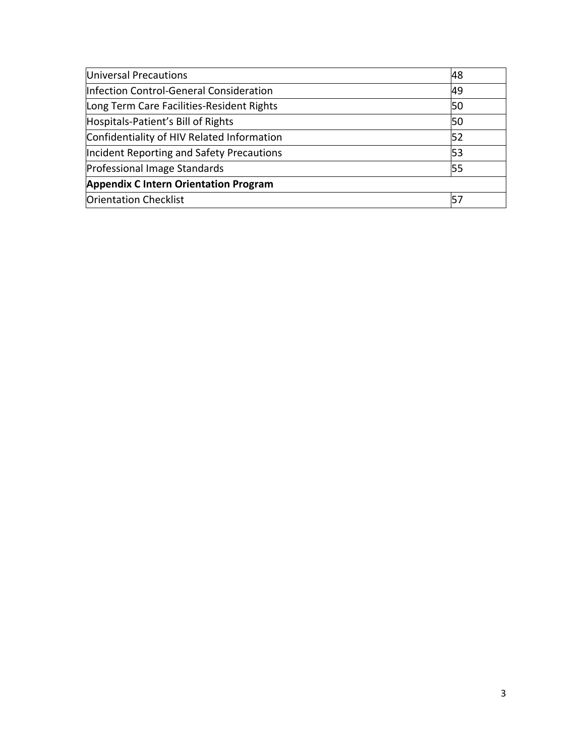| | |
|---|---|
| Universal Precautions | 48 |
| Infection Control-General Consideration | 49 |
| Long Term Care Facilities-Resident Rights | 50 |
| Hospitals-Patient's Bill of Rights | 50 |
| Confidentiality of HIV Related Information | 52 |
| Incident Reporting and Safety Precautions | 53 |
| Professional Image Standards | 55 |
| **Appendix C Intern Orientation Program** | |
| Orientation Checklist | 57 |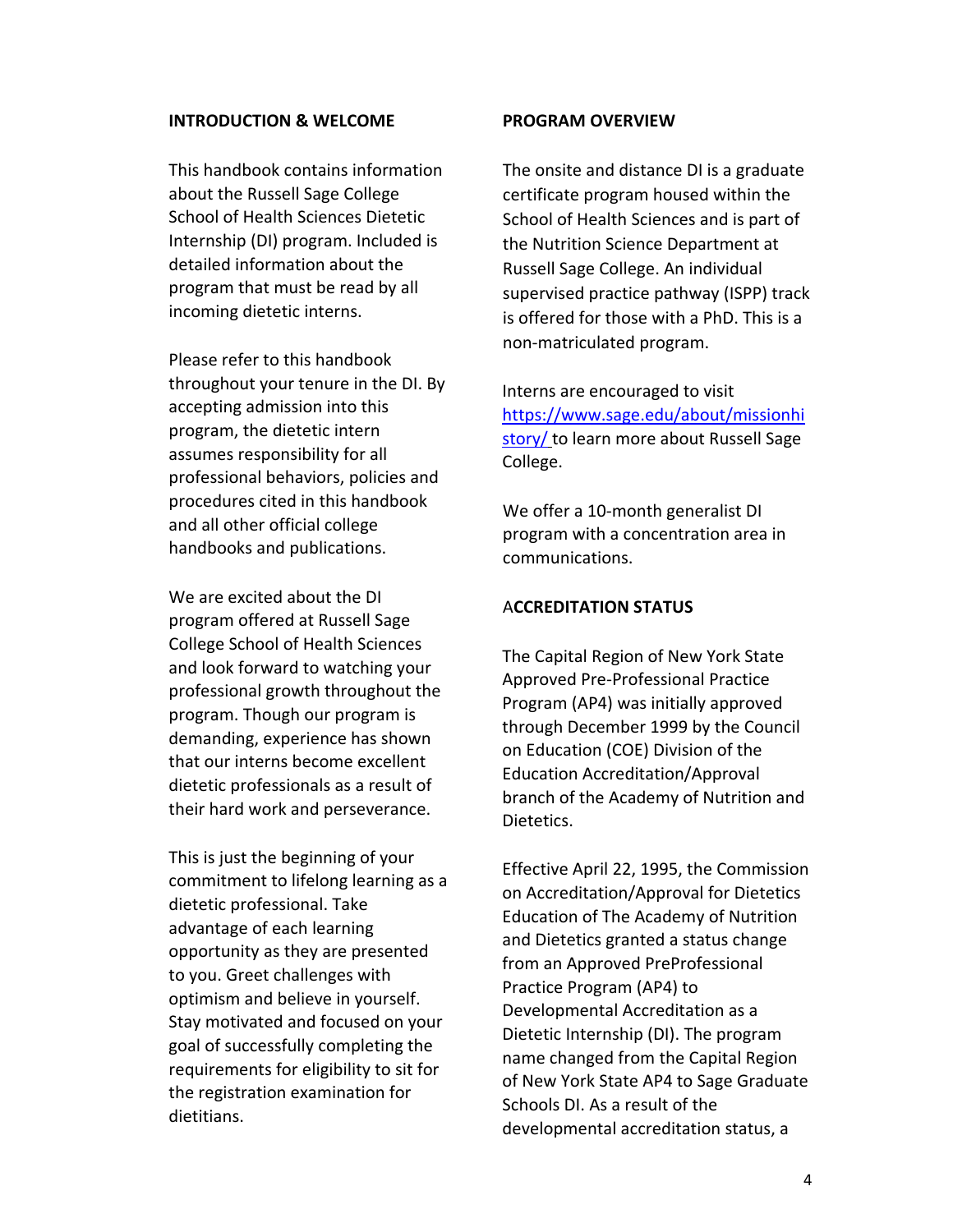## INTRODUCTION & WELCOME

This handbook contains information about the Russell Sage College School of Health Sciences Dietetic Internship (DI) program. Included is detailed information about the program that must be read by all incoming dietetic interns.

Please refer to this handbook throughout your tenure in the DI. By accepting admission into this program, the dietetic intern assumes responsibility for all professional behaviors, policies and procedures cited in this handbook and all other official college handbooks and publications.

We are excited about the DI program offered at Russell Sage College School of Health Sciences and look forward to watching your professional growth throughout the program. Though our program is demanding, experience has shown that our interns become excellent dietetic professionals as a result of their hard work and perseverance.

This is just the beginning of your commitment to lifelong learning as a dietetic professional. Take advantage of each learning opportunity as they are presented to you. Greet challenges with optimism and believe in yourself. Stay motivated and focused on your goal of successfully completing the requirements for eligibility to sit for the registration examination for dietitians.

## PROGRAM OVERVIEW

The onsite and distance DI is a graduate certificate program housed within the School of Health Sciences and is part of the Nutrition Science Department at Russell Sage College. An individual supervised practice pathway (ISPP) track is offered for those with a PhD. This is a non-matriculated program.

Interns are encouraged to visit [https://www.sage.edu/about/missionhistory/](https://www.sage.edu/about/missionhistory/) to learn more about Russell Sage College.

We offer a 10-month generalist DI program with a concentration area in communications.

## ACCREDITATION STATUS

The Capital Region of New York State Approved Pre-Professional Practice Program (AP4) was initially approved through December 1999 by the Council on Education (COE) Division of the Education Accreditation/Approval branch of the Academy of Nutrition and Dietetics.

Effective April 22, 1995, the Commission on Accreditation/Approval for Dietetics Education of The Academy of Nutrition and Dietetics granted a status change from an Approved PreProfessional Practice Program (AP4) to Developmental Accreditation as a Dietetic Internship (DI). The program name changed from the Capital Region of New York State AP4 to Sage Graduate Schools DI. As a result of the developmental accreditation status, a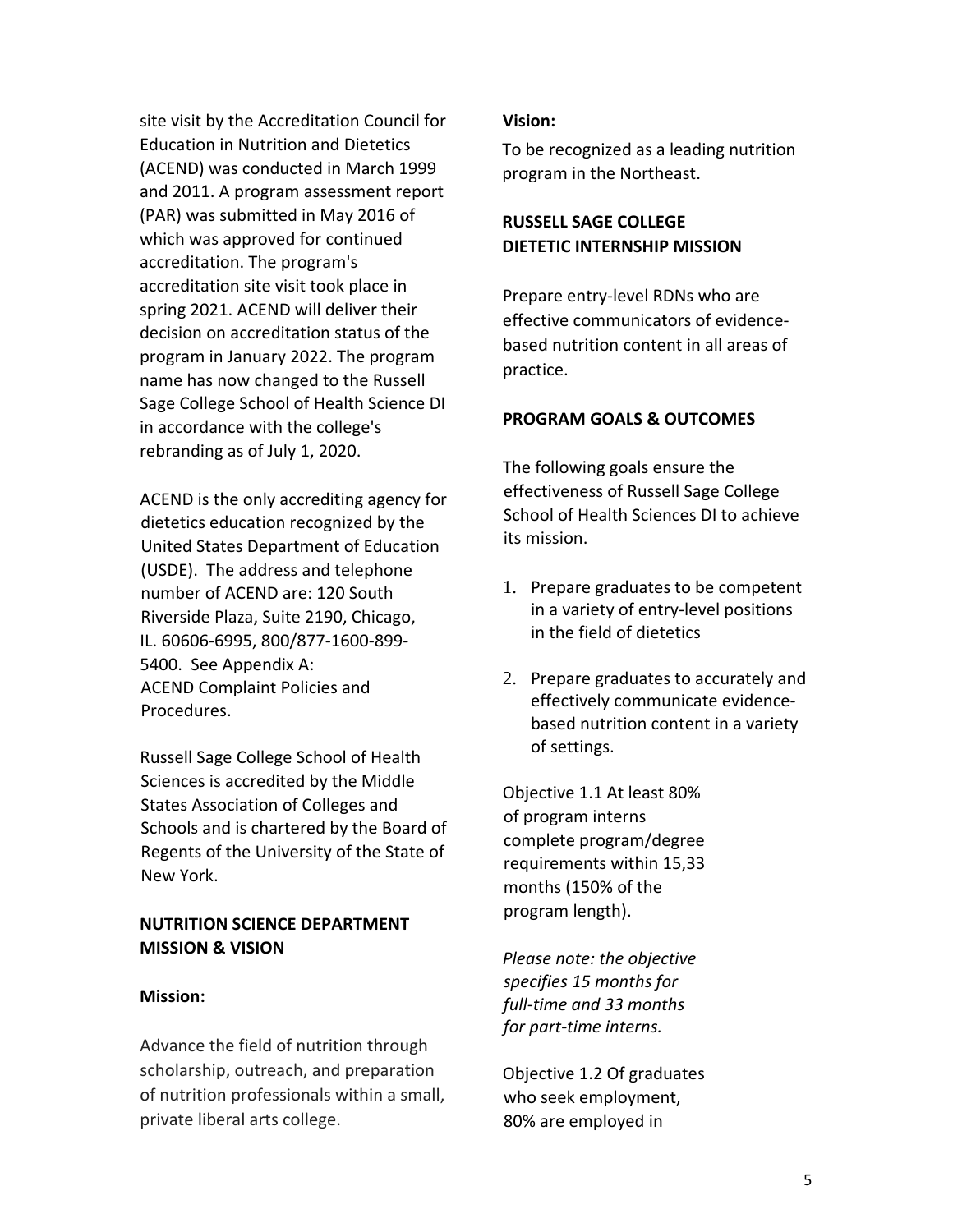site visit by the Accreditation Council for Education in Nutrition and Dietetics (ACEND) was conducted in March 1999 and 2011. A program assessment report (PAR) was submitted in May 2016 of which was approved for continued accreditation. The program's accreditation site visit took place in spring 2021. ACEND will deliver their decision on accreditation status of the program in January 2022. The program name has now changed to the Russell Sage College School of Health Science DI in accordance with the college's rebranding as of July 1, 2020.

ACEND is the only accrediting agency for dietetics education recognized by the United States Department of Education (USDE). The address and telephone number of ACEND are: 120 South Riverside Plaza, Suite 2190, Chicago, IL. 60606-6995, 800/877-1600-899-5400. See Appendix A: ACEND Complaint Policies and Procedures.

Russell Sage College School of Health Sciences is accredited by the Middle States Association of Colleges and Schools and is chartered by the Board of Regents of the University of the State of New York.

## NUTRITION SCIENCE DEPARTMENT MISSION & VISION

**Mission:**

Advance the field of nutrition through scholarship, outreach, and preparation of nutrition professionals within a small, private liberal arts college.

**Vision:**

To be recognized as a leading nutrition program in the Northeast.

## RUSSELL SAGE COLLEGE DIETETIC INTERNSHIP MISSION

Prepare entry-level RDNs who are effective communicators of evidence-based nutrition content in all areas of practice.

## PROGRAM GOALS & OUTCOMES

The following goals ensure the effectiveness of Russell Sage College School of Health Sciences DI to achieve its mission.

1. Prepare graduates to be competent in a variety of entry-level positions in the field of dietetics
2. Prepare graduates to accurately and effectively communicate evidence-based nutrition content in a variety of settings.

Objective 1.1 At least 80% of program interns complete program/degree requirements within 15,33 months (150% of the program length).

*Please note: the objective specifies 15 months for full-time and 33 months for part-time interns.*

Objective 1.2 Of graduates who seek employment, 80% are employed in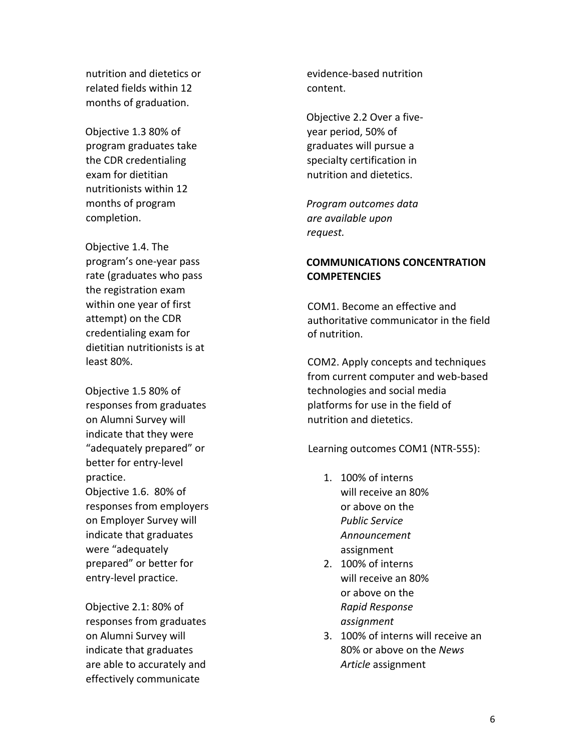nutrition and dietetics or related fields within 12 months of graduation.

Objective 1.3 80% of program graduates take the CDR credentialing exam for dietitian nutritionists within 12 months of program completion.

Objective 1.4. The program's one-year pass rate (graduates who pass the registration exam within one year of first attempt) on the CDR credentialing exam for dietitian nutritionists is at least 80%.

Objective 1.5 80% of responses from graduates on Alumni Survey will indicate that they were "adequately prepared" or better for entry-level practice.

Objective 1.6. 80% of responses from employers on Employer Survey will indicate that graduates were "adequately prepared" or better for entry-level practice.

Objective 2.1: 80% of responses from graduates on Alumni Survey will indicate that graduates are able to accurately and effectively communicate evidence-based nutrition content.

Objective 2.2 Over a five-year period, 50% of graduates will pursue a specialty certification in nutrition and dietetics.

*Program outcomes data are available upon request.*

**COMMUNICATIONS CONCENTRATION COMPETENCIES**

COM1. Become an effective and authoritative communicator in the field of nutrition.

COM2. Apply concepts and techniques from current computer and web-based technologies and social media platforms for use in the field of nutrition and dietetics.

Learning outcomes COM1 (NTR-555):

1. 100% of interns will receive an 80% or above on the *Public Service Announcement* assignment
2. 100% of interns will receive an 80% or above on the *Rapid Response assignment*
3. 100% of interns will receive an 80% or above on the *News Article* assignment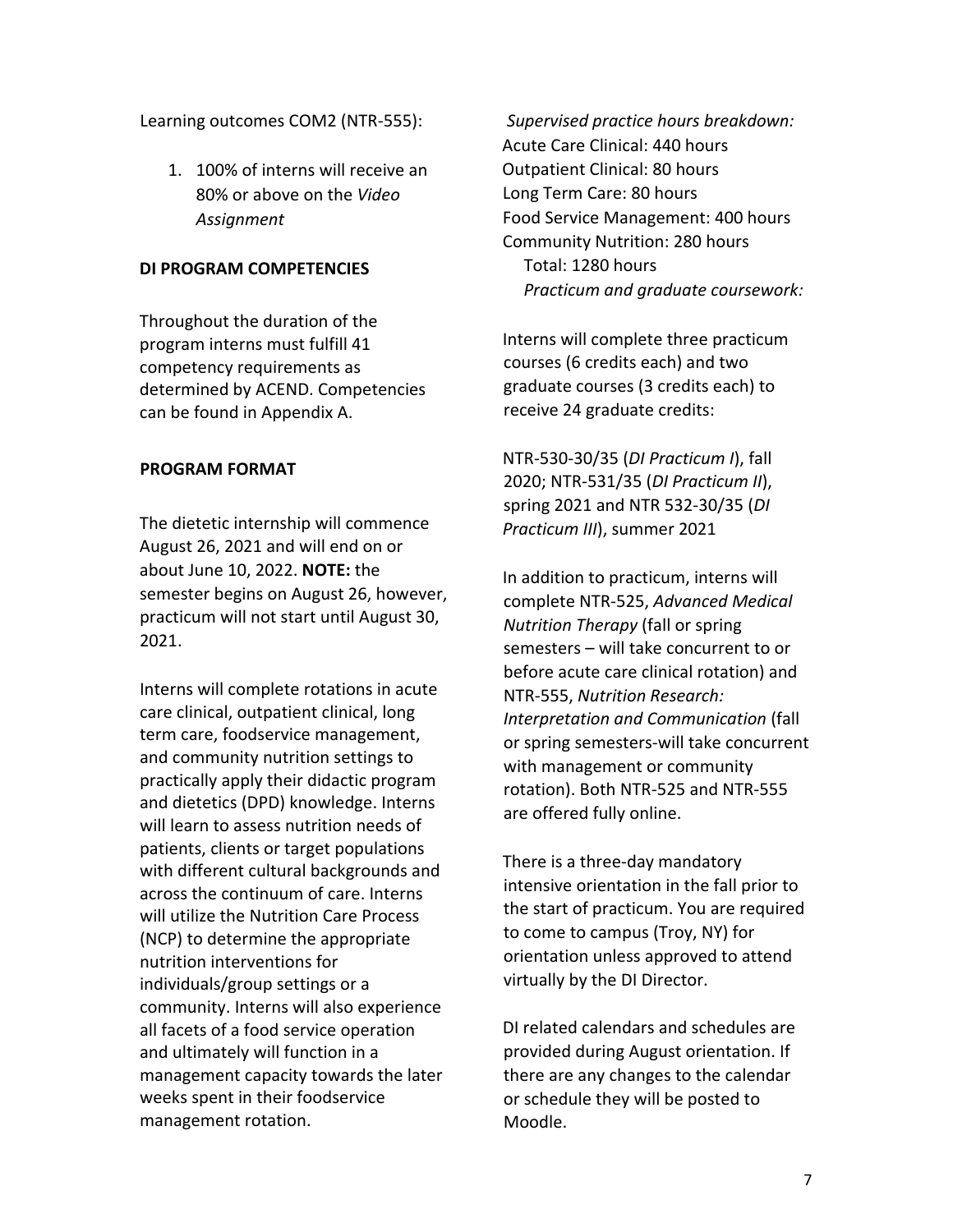Learning outcomes COM2 (NTR-555):

1. 100% of interns will receive an 80% or above on the *Video Assignment*

**DI PROGRAM COMPETENCIES**

Throughout the duration of the program interns must fulfill 41 competency requirements as determined by ACEND. Competencies can be found in Appendix A.

**PROGRAM FORMAT**

The dietetic internship will commence August 26, 2021 and will end on or about June 10, 2022. **NOTE:** the semester begins on August 26, however, practicum will not start until August 30, 2021.

Interns will complete rotations in acute care clinical, outpatient clinical, long term care, foodservice management, and community nutrition settings to practically apply their didactic program and dietetics (DPD) knowledge. Interns will learn to assess nutrition needs of patients, clients or target populations with different cultural backgrounds and across the continuum of care. Interns will utilize the Nutrition Care Process (NCP) to determine the appropriate nutrition interventions for individuals/group settings or a community. Interns will also experience all facets of a food service operation and ultimately will function in a management capacity towards the later weeks spent in their foodservice management rotation.

*Supervised practice hours breakdown:*
Acute Care Clinical: 440 hours
Outpatient Clinical: 80 hours
Long Term Care: 80 hours
Food Service Management: 400 hours
Community Nutrition: 280 hours
Total: 1280 hours

*Practicum and graduate coursework:*

Interns will complete three practicum courses (6 credits each) and two graduate courses (3 credits each) to receive 24 graduate credits:

NTR-530-30/35 (*DI Practicum I*), fall 2020; NTR-531/35 (*DI Practicum II*), spring 2021 and NTR 532-30/35 (*DI Practicum III*), summer 2021

In addition to practicum, interns will complete NTR-525, *Advanced Medical Nutrition Therapy* (fall or spring semesters – will take concurrent to or before acute care clinical rotation) and NTR-555, *Nutrition Research: Interpretation and Communication* (fall or spring semesters-will take concurrent with management or community rotation). Both NTR-525 and NTR-555 are offered fully online.

There is a three-day mandatory intensive orientation in the fall prior to the start of practicum. You are required to come to campus (Troy, NY) for orientation unless approved to attend virtually by the DI Director.

DI related calendars and schedules are provided during August orientation. If there are any changes to the calendar or schedule they will be posted to Moodle.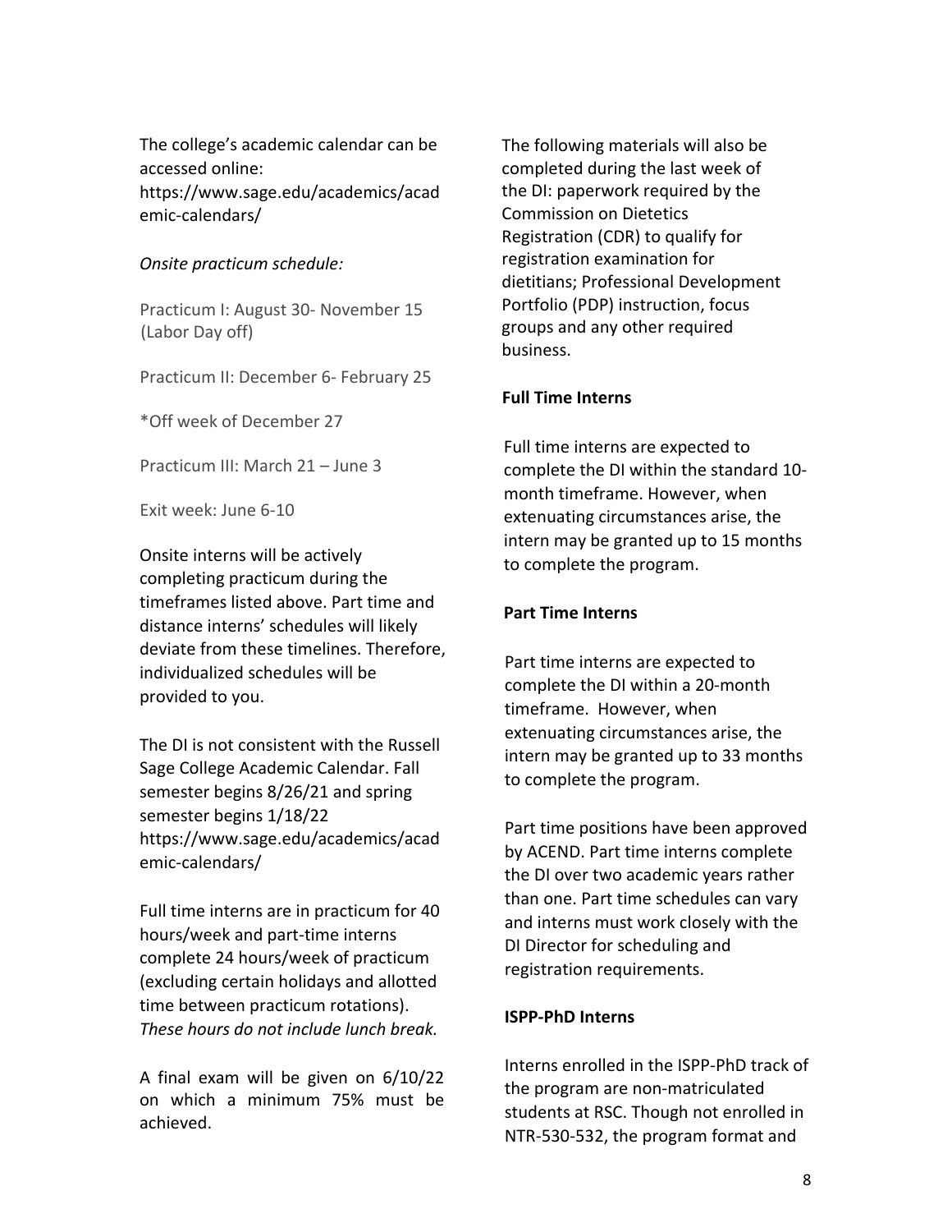The college's academic calendar can be accessed online: https://www.sage.edu/academics/academic-calendars/

*Onsite practicum schedule:*

Practicum I: August 30- November 15 (Labor Day off)

Practicum II: December 6- February 25

*Off week of December 27

Practicum III: March 21 – June 3

Exit week: June 6-10

Onsite interns will be actively completing practicum during the timeframes listed above. Part time and distance interns' schedules will likely deviate from these timelines. Therefore, individualized schedules will be provided to you.

The DI is not consistent with the Russell Sage College Academic Calendar. Fall semester begins 8/26/21 and spring semester begins 1/18/22 https://www.sage.edu/academics/academic-calendars/

Full time interns are in practicum for 40 hours/week and part-time interns complete 24 hours/week of practicum (excluding certain holidays and allotted time between practicum rotations). *These hours do not include lunch break.*

A final exam will be given on 6/10/22 on which a minimum 75% must be achieved.

The following materials will also be completed during the last week of the DI: paperwork required by the Commission on Dietetics Registration (CDR) to qualify for registration examination for dietitians; Professional Development Portfolio (PDP) instruction, focus groups and any other required business.

**Full Time Interns**

Full time interns are expected to complete the DI within the standard 10-month timeframe. However, when extenuating circumstances arise, the intern may be granted up to 15 months to complete the program.

**Part Time Interns**

Part time interns are expected to complete the DI within a 20-month timeframe. However, when extenuating circumstances arise, the intern may be granted up to 33 months to complete the program.

Part time positions have been approved by ACEND. Part time interns complete the DI over two academic years rather than one. Part time schedules can vary and interns must work closely with the DI Director for scheduling and registration requirements.

**ISPP-PhD Interns**

Interns enrolled in the ISPP-PhD track of the program are non-matriculated students at RSC. Though not enrolled in NTR-530-532, the program format and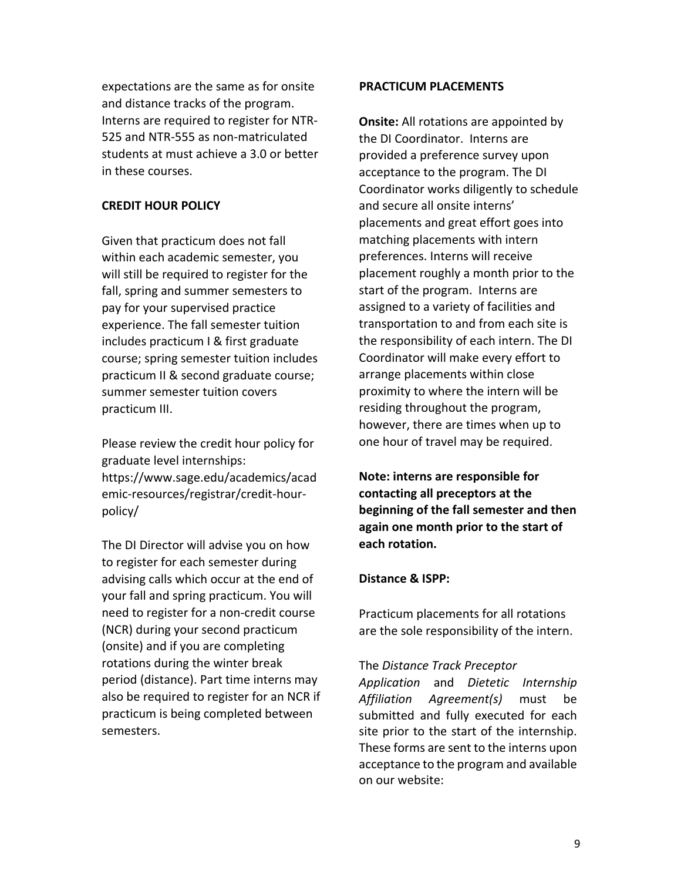expectations are the same as for onsite and distance tracks of the program. Interns are required to register for NTR-525 and NTR-555 as non-matriculated students at must achieve a 3.0 or better in these courses.

**CREDIT HOUR POLICY**

Given that practicum does not fall within each academic semester, you will still be required to register for the fall, spring and summer semesters to pay for your supervised practice experience. The fall semester tuition includes practicum I & first graduate course; spring semester tuition includes practicum II & second graduate course; summer semester tuition covers practicum III.

Please review the credit hour policy for graduate level internships: https://www.sage.edu/academics/academic-resources/registrar/credit-hour-policy/

The DI Director will advise you on how to register for each semester during advising calls which occur at the end of your fall and spring practicum. You will need to register for a non-credit course (NCR) during your second practicum (onsite) and if you are completing rotations during the winter break period (distance). Part time interns may also be required to register for an NCR if practicum is being completed between semesters.

**PRACTICUM PLACEMENTS**

**Onsite:** All rotations are appointed by the DI Coordinator. Interns are provided a preference survey upon acceptance to the program. The DI Coordinator works diligently to schedule and secure all onsite interns' placements and great effort goes into matching placements with intern preferences. Interns will receive placement roughly a month prior to the start of the program. Interns are assigned to a variety of facilities and transportation to and from each site is the responsibility of each intern. The DI Coordinator will make every effort to arrange placements within close proximity to where the intern will be residing throughout the program, however, there are times when up to one hour of travel may be required.

**Note: interns are responsible for contacting all preceptors at the beginning of the fall semester and then again one month prior to the start of each rotation.**

**Distance & ISPP:**

Practicum placements for all rotations are the sole responsibility of the intern.

The *Distance Track Preceptor Application* and *Dietetic Internship Affiliation Agreement(s)* must be submitted and fully executed for each site prior to the start of the internship. These forms are sent to the interns upon acceptance to the program and available on our website: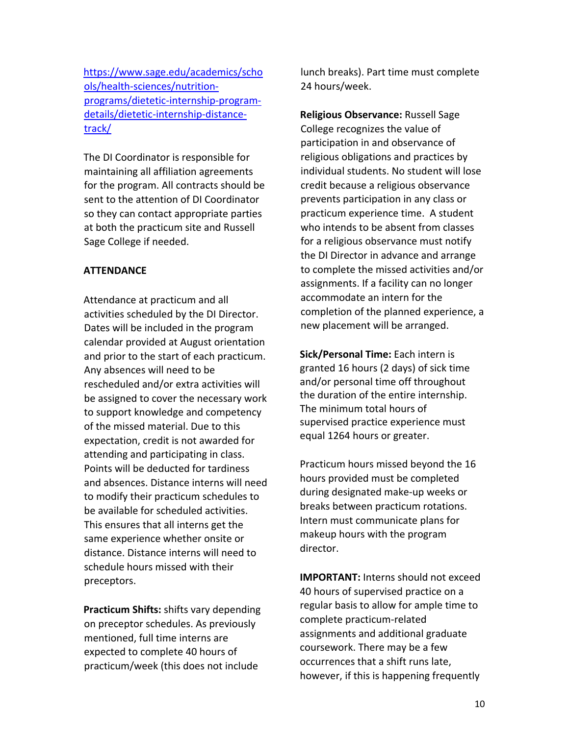https://www.sage.edu/academics/schools/health-sciences/nutrition-programs/dietetic-internship-program-details/dietetic-internship-distance-track/

The DI Coordinator is responsible for maintaining all affiliation agreements for the program. All contracts should be sent to the attention of DI Coordinator so they can contact appropriate parties at both the practicum site and Russell Sage College if needed.

**ATTENDANCE**

Attendance at practicum and all activities scheduled by the DI Director. Dates will be included in the program calendar provided at August orientation and prior to the start of each practicum. Any absences will need to be rescheduled and/or extra activities will be assigned to cover the necessary work to support knowledge and competency of the missed material. Due to this expectation, credit is not awarded for attending and participating in class. Points will be deducted for tardiness and absences. Distance interns will need to modify their practicum schedules to be available for scheduled activities. This ensures that all interns get the same experience whether onsite or distance. Distance interns will need to schedule hours missed with their preceptors.

**Practicum Shifts:** shifts vary depending on preceptor schedules. As previously mentioned, full time interns are expected to complete 40 hours of practicum/week (this does not include lunch breaks). Part time must complete 24 hours/week.

**Religious Observance:** Russell Sage College recognizes the value of participation in and observance of religious obligations and practices by individual students. No student will lose credit because a religious observance prevents participation in any class or practicum experience time. A student who intends to be absent from classes for a religious observance must notify the DI Director in advance and arrange to complete the missed activities and/or assignments. If a facility can no longer accommodate an intern for the completion of the planned experience, a new placement will be arranged.

**Sick/Personal Time:** Each intern is granted 16 hours (2 days) of sick time and/or personal time off throughout the duration of the entire internship. The minimum total hours of supervised practice experience must equal 1264 hours or greater.

Practicum hours missed beyond the 16 hours provided must be completed during designated make-up weeks or breaks between practicum rotations. Intern must communicate plans for makeup hours with the program director.

**IMPORTANT:** Interns should not exceed 40 hours of supervised practice on a regular basis to allow for ample time to complete practicum-related assignments and additional graduate coursework. There may be a few occurrences that a shift runs late, however, if this is happening frequently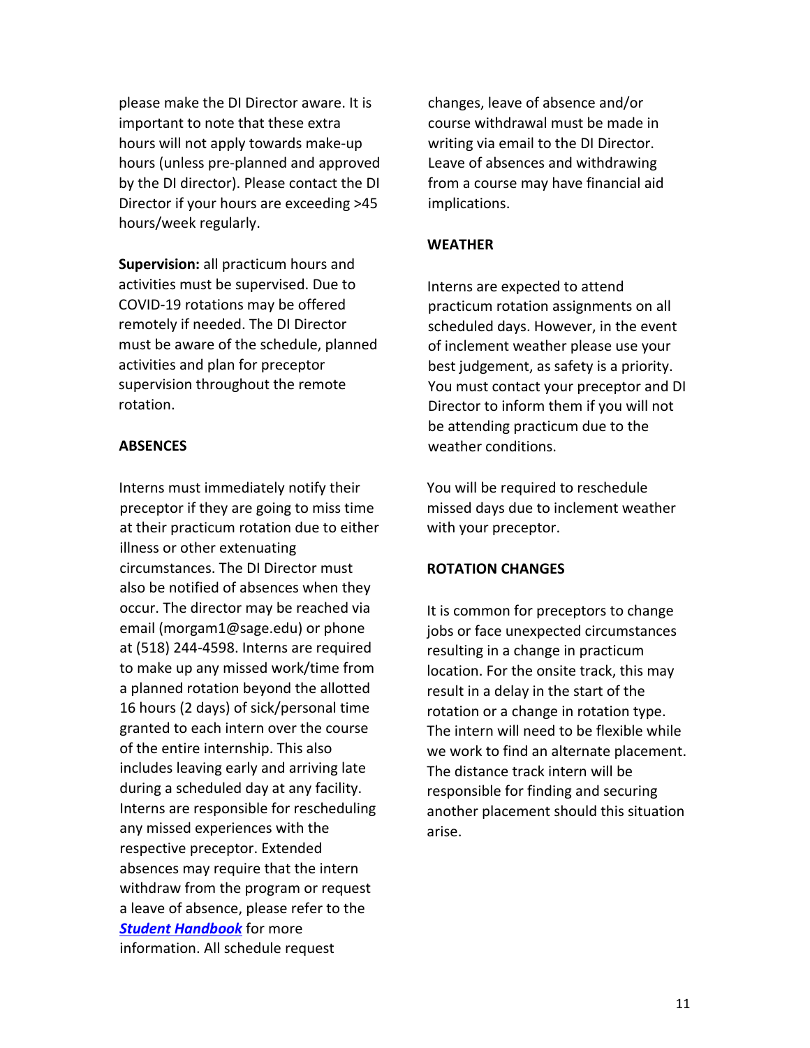please make the DI Director aware. It is important to note that these extra hours will not apply towards make-up hours (unless pre-planned and approved by the DI director). Please contact the DI Director if your hours are exceeding >45 hours/week regularly.

**Supervision:** all practicum hours and activities must be supervised. Due to COVID-19 rotations may be offered remotely if needed. The DI Director must be aware of the schedule, planned activities and plan for preceptor supervision throughout the remote rotation.

**ABSENCES**

Interns must immediately notify their preceptor if they are going to miss time at their practicum rotation due to either illness or other extenuating circumstances. The DI Director must also be notified of absences when they occur. The director may be reached via email (morgam1@sage.edu) or phone at (518) 244-4598. Interns are required to make up any missed work/time from a planned rotation beyond the allotted 16 hours (2 days) of sick/personal time granted to each intern over the course of the entire internship. This also includes leaving early and arriving late during a scheduled day at any facility. Interns are responsible for rescheduling any missed experiences with the respective preceptor. Extended absences may require that the intern withdraw from the program or request a leave of absence, please refer to the ***Student Handbook*** for more information. All schedule request changes, leave of absence and/or course withdrawal must be made in writing via email to the DI Director. Leave of absences and withdrawing from a course may have financial aid implications.

**WEATHER**

Interns are expected to attend practicum rotation assignments on all scheduled days. However, in the event of inclement weather please use your best judgement, as safety is a priority. You must contact your preceptor and DI Director to inform them if you will not be attending practicum due to the weather conditions.

You will be required to reschedule missed days due to inclement weather with your preceptor.

**ROTATION CHANGES**

It is common for preceptors to change jobs or face unexpected circumstances resulting in a change in practicum location. For the onsite track, this may result in a delay in the start of the rotation or a change in rotation type. The intern will need to be flexible while we work to find an alternate placement. The distance track intern will be responsible for finding and securing another placement should this situation arise.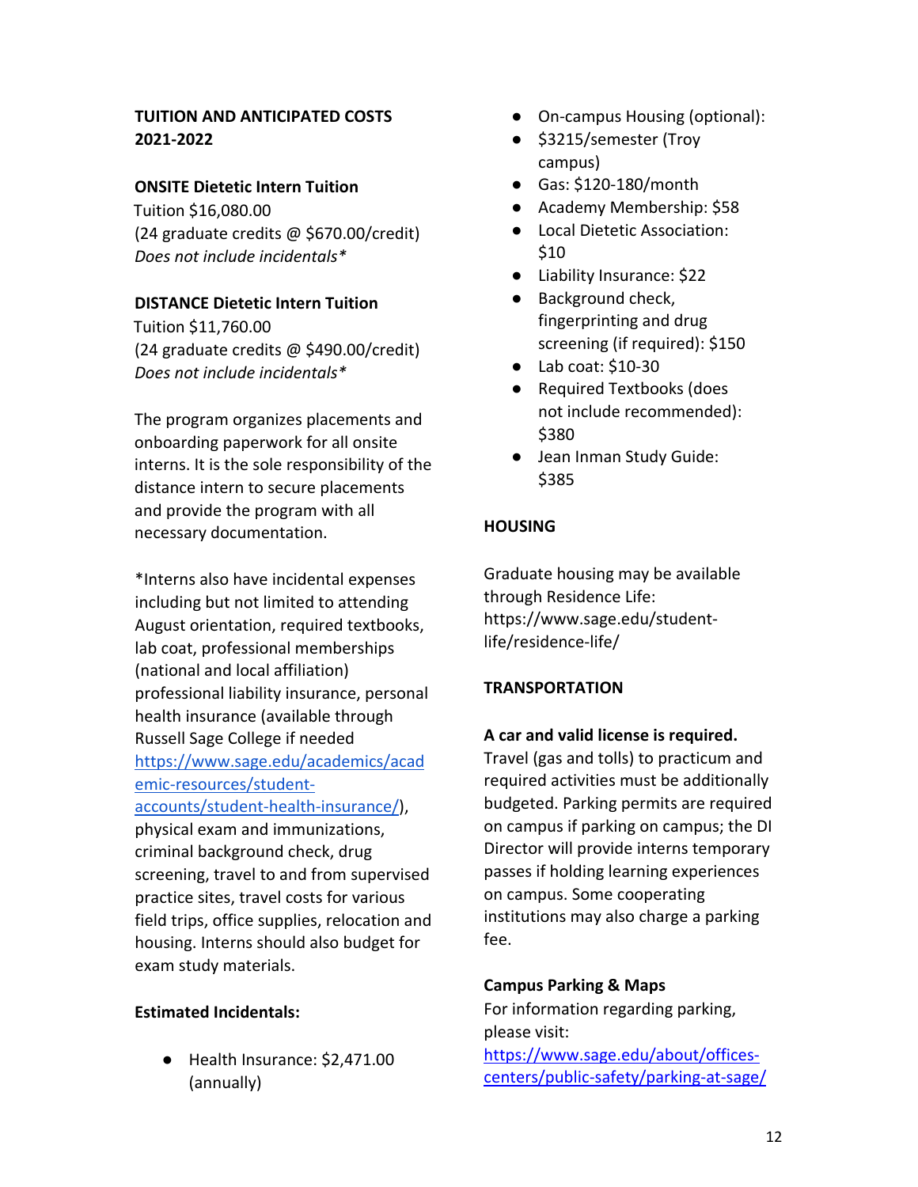**TUITION AND ANTICIPATED COSTS 2021-2022**

**ONSITE Dietetic Intern Tuition**
Tuition $16,080.00
(24 graduate credits @ $670.00/credit)
*Does not include incidentals**

**DISTANCE Dietetic Intern Tuition**
Tuition $11,760.00
(24 graduate credits @ $490.00/credit)
*Does not include incidentals**

The program organizes placements and onboarding paperwork for all onsite interns. It is the sole responsibility of the distance intern to secure placements and provide the program with all necessary documentation.

*Interns also have incidental expenses including but not limited to attending August orientation, required textbooks, lab coat, professional memberships (national and local affiliation) professional liability insurance, personal health insurance (available through Russell Sage College if needed [https://www.sage.edu/academics/academic-resources/student-accounts/student-health-insurance/](https://www.sage.edu/academics/academic-resources/student-accounts/student-health-insurance/)), physical exam and immunizations, criminal background check, drug screening, travel to and from supervised practice sites, travel costs for various field trips, office supplies, relocation and housing. Interns should also budget for exam study materials.

**Estimated Incidentals:**

- Health Insurance: $2,471.00 (annually)
- On-campus Housing (optional):
- $3215/semester (Troy campus)
- Gas: $120-180/month
- Academy Membership: $58
- Local Dietetic Association: $10
- Liability Insurance: $22
- Background check, fingerprinting and drug screening (if required): $150
- Lab coat: $10-30
- Required Textbooks (does not include recommended): $380
- Jean Inman Study Guide: $385

**HOUSING**

Graduate housing may be available through Residence Life: https://www.sage.edu/student-life/residence-life/

**TRANSPORTATION**

**A car and valid license is required.** Travel (gas and tolls) to practicum and required activities must be additionally budgeted. Parking permits are required on campus if parking on campus; the DI Director will provide interns temporary passes if holding learning experiences on campus. Some cooperating institutions may also charge a parking fee.

**Campus Parking & Maps**
For information regarding parking, please visit: [https://www.sage.edu/about/offices-centers/public-safety/parking-at-sage/](https://www.sage.edu/about/offices-centers/public-safety/parking-at-sage/)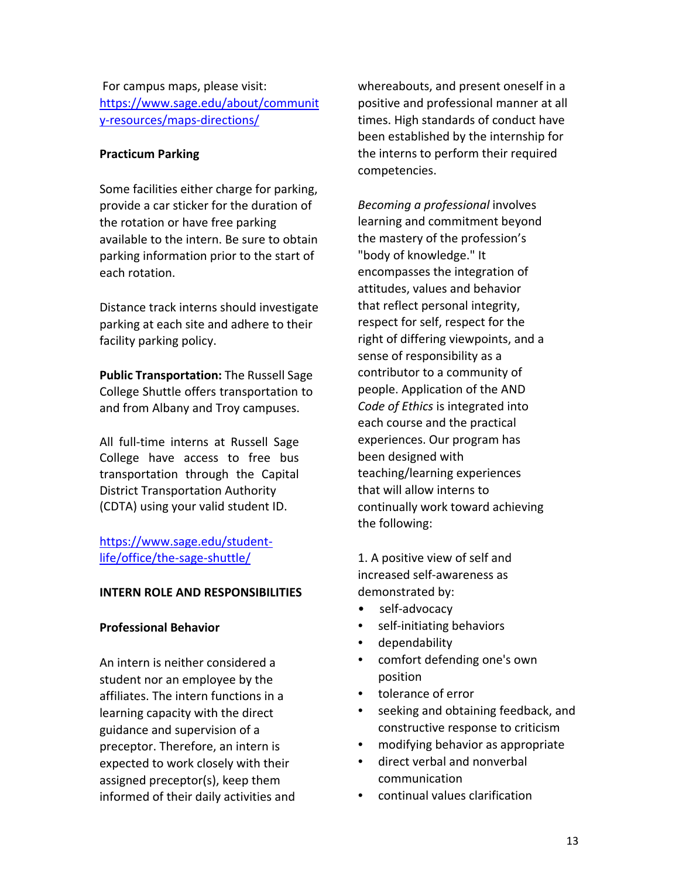For campus maps, please visit: [https://www.sage.edu/about/community-resources/maps-directions/](https://www.sage.edu/about/community-resources/maps-directions/)

**Practicum Parking**

Some facilities either charge for parking, provide a car sticker for the duration of the rotation or have free parking available to the intern. Be sure to obtain parking information prior to the start of each rotation.

Distance track interns should investigate parking at each site and adhere to their facility parking policy.

**Public Transportation:** The Russell Sage College Shuttle offers transportation to and from Albany and Troy campuses.

All full-time interns at Russell Sage College have access to free bus transportation through the Capital District Transportation Authority (CDTA) using your valid student ID.

[https://www.sage.edu/student-life/office/the-sage-shuttle/](https://www.sage.edu/student-life/office/the-sage-shuttle/)

**INTERN ROLE AND RESPONSIBILITIES**

**Professional Behavior**

An intern is neither considered a student nor an employee by the affiliates. The intern functions in a learning capacity with the direct guidance and supervision of a preceptor. Therefore, an intern is expected to work closely with their assigned preceptor(s), keep them informed of their daily activities and whereabouts, and present oneself in a positive and professional manner at all times. High standards of conduct have been established by the internship for the interns to perform their required competencies.

*Becoming a professional* involves learning and commitment beyond the mastery of the profession's "body of knowledge." It encompasses the integration of attitudes, values and behavior that reflect personal integrity, respect for self, respect for the right of differing viewpoints, and a sense of responsibility as a contributor to a community of people. Application of the AND *Code of Ethics* is integrated into each course and the practical experiences. Our program has been designed with teaching/learning experiences that will allow interns to continually work toward achieving the following:

1. A positive view of self and increased self-awareness as demonstrated by:
   - self-advocacy
   - self-initiating behaviors
   - dependability
   - comfort defending one's own position
   - tolerance of error
   - seeking and obtaining feedback, and constructive response to criticism
   - modifying behavior as appropriate
   - direct verbal and nonverbal communication
   - continual values clarification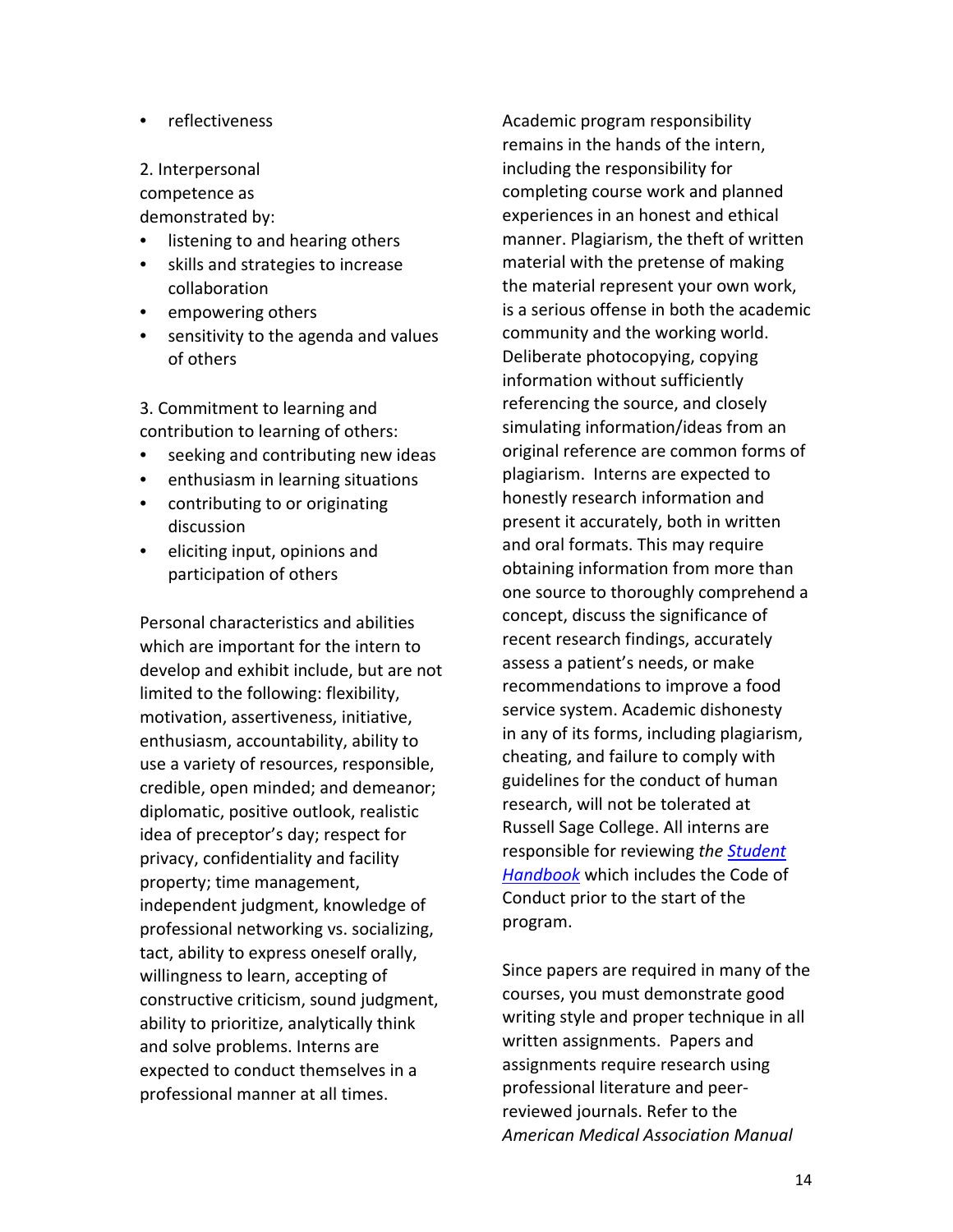- reflectiveness

2. Interpersonal competence as demonstrated by:

- listening to and hearing others
- skills and strategies to increase collaboration
- empowering others
- sensitivity to the agenda and values of others

3. Commitment to learning and contribution to learning of others:

- seeking and contributing new ideas
- enthusiasm in learning situations
- contributing to or originating discussion
- eliciting input, opinions and participation of others

Personal characteristics and abilities which are important for the intern to develop and exhibit include, but are not limited to the following: flexibility, motivation, assertiveness, initiative, enthusiasm, accountability, ability to use a variety of resources, responsible, credible, open minded; and demeanor; diplomatic, positive outlook, realistic idea of preceptor's day; respect for privacy, confidentiality and facility property; time management, independent judgment, knowledge of professional networking vs. socializing, tact, ability to express oneself orally, willingness to learn, accepting of constructive criticism, sound judgment, ability to prioritize, analytically think and solve problems. Interns are expected to conduct themselves in a professional manner at all times.

Academic program responsibility remains in the hands of the intern, including the responsibility for completing course work and planned experiences in an honest and ethical manner. Plagiarism, the theft of written material with the pretense of making the material represent your own work, is a serious offense in both the academic community and the working world. Deliberate photocopying, copying information without sufficiently referencing the source, and closely simulating information/ideas from an original reference are common forms of plagiarism. Interns are expected to honestly research information and present it accurately, both in written and oral formats. This may require obtaining information from more than one source to thoroughly comprehend a concept, discuss the significance of recent research findings, accurately assess a patient's needs, or make recommendations to improve a food service system. Academic dishonesty in any of its forms, including plagiarism, cheating, and failure to comply with guidelines for the conduct of human research, will not be tolerated at Russell Sage College. All interns are responsible for reviewing *the Student Handbook* which includes the Code of Conduct prior to the start of the program.

Since papers are required in many of the courses, you must demonstrate good writing style and proper technique in all written assignments. Papers and assignments require research using professional literature and peer-reviewed journals. Refer to the *American Medical Association Manual*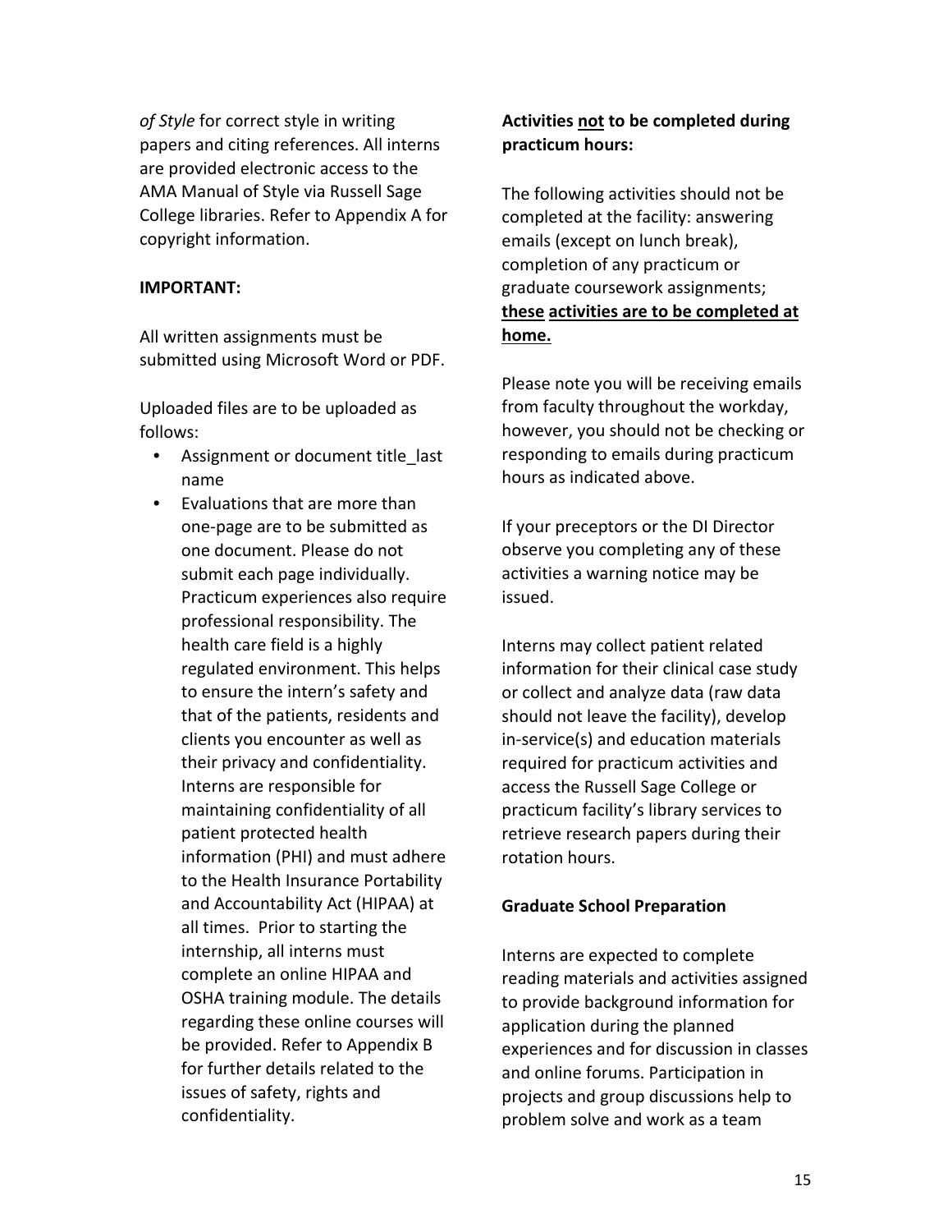*of Style* for correct style in writing papers and citing references. All interns are provided electronic access to the AMA Manual of Style via Russell Sage College libraries. Refer to Appendix A for copyright information.

**IMPORTANT:**

All written assignments must be submitted using Microsoft Word or PDF.

Uploaded files are to be uploaded as follows:

- Assignment or document title_last name
- Evaluations that are more than one-page are to be submitted as one document. Please do not submit each page individually. Practicum experiences also require professional responsibility. The health care field is a highly regulated environment. This helps to ensure the intern's safety and that of the patients, residents and clients you encounter as well as their privacy and confidentiality. Interns are responsible for maintaining confidentiality of all patient protected health information (PHI) and must adhere to the Health Insurance Portability and Accountability Act (HIPAA) at all times. Prior to starting the internship, all interns must complete an online HIPAA and OSHA training module. The details regarding these online courses will be provided. Refer to Appendix B for further details related to the issues of safety, rights and confidentiality.

**Activities <u>not</u> to be completed during practicum hours:**

The following activities should not be completed at the facility: answering emails (except on lunch break), completion of any practicum or graduate coursework assignments; **<u>these activities are to be completed at home.</u>**

Please note you will be receiving emails from faculty throughout the workday, however, you should not be checking or responding to emails during practicum hours as indicated above.

If your preceptors or the DI Director observe you completing any of these activities a warning notice may be issued.

Interns may collect patient related information for their clinical case study or collect and analyze data (raw data should not leave the facility), develop in-service(s) and education materials required for practicum activities and access the Russell Sage College or practicum facility's library services to retrieve research papers during their rotation hours.

**Graduate School Preparation**

Interns are expected to complete reading materials and activities assigned to provide background information for application during the planned experiences and for discussion in classes and online forums. Participation in projects and group discussions help to problem solve and work as a team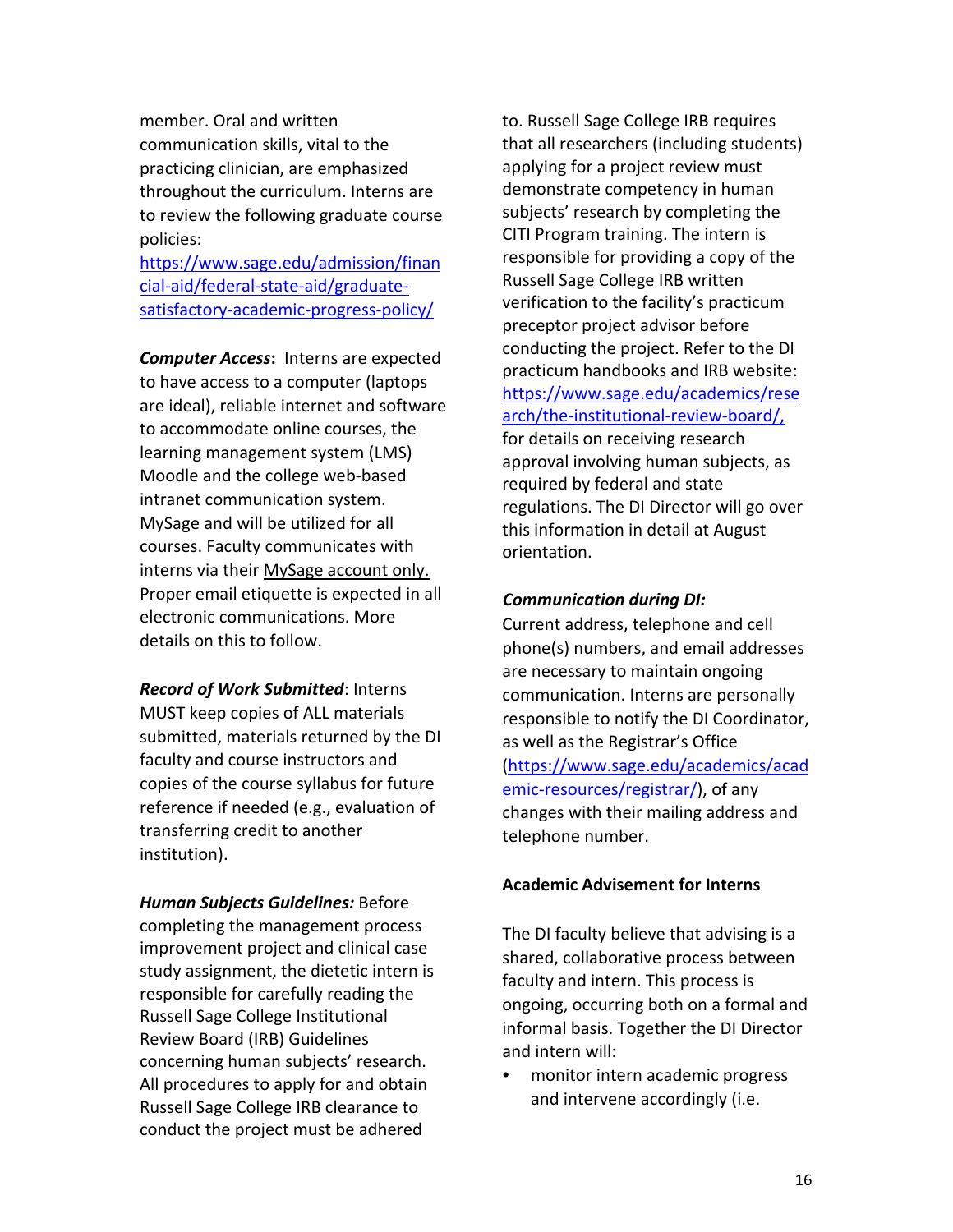member. Oral and written communication skills, vital to the practicing clinician, are emphasized throughout the curriculum. Interns are to review the following graduate course policies: https://www.sage.edu/admission/financial-aid/federal-state-aid/graduate-satisfactory-academic-progress-policy/

***Computer Access*:** Interns are expected to have access to a computer (laptops are ideal), reliable internet and software to accommodate online courses, the learning management system (LMS) Moodle and the college web-based intranet communication system. MySage and will be utilized for all courses. Faculty communicates with interns via their MySage account only. Proper email etiquette is expected in all electronic communications. More details on this to follow.

***Record of Work Submitted***: Interns MUST keep copies of ALL materials submitted, materials returned by the DI faculty and course instructors and copies of the course syllabus for future reference if needed (e.g., evaluation of transferring credit to another institution).

***Human Subjects Guidelines:*** Before completing the management process improvement project and clinical case study assignment, the dietetic intern is responsible for carefully reading the Russell Sage College Institutional Review Board (IRB) Guidelines concerning human subjects' research. All procedures to apply for and obtain Russell Sage College IRB clearance to conduct the project must be adhered to. Russell Sage College IRB requires that all researchers (including students) applying for a project review must demonstrate competency in human subjects' research by completing the CITI Program training. The intern is responsible for providing a copy of the Russell Sage College IRB written verification to the facility's practicum preceptor project advisor before conducting the project. Refer to the DI practicum handbooks and IRB website: https://www.sage.edu/academics/research/the-institutional-review-board/, for details on receiving research approval involving human subjects, as required by federal and state regulations. The DI Director will go over this information in detail at August orientation.

***Communication during DI:***
Current address, telephone and cell phone(s) numbers, and email addresses are necessary to maintain ongoing communication. Interns are personally responsible to notify the DI Coordinator, as well as the Registrar's Office (https://www.sage.edu/academics/academic-resources/registrar/), of any changes with their mailing address and telephone number.

**Academic Advisement for Interns**

The DI faculty believe that advising is a shared, collaborative process between faculty and intern. This process is ongoing, occurring both on a formal and informal basis. Together the DI Director and intern will:

- monitor intern academic progress and intervene accordingly (i.e.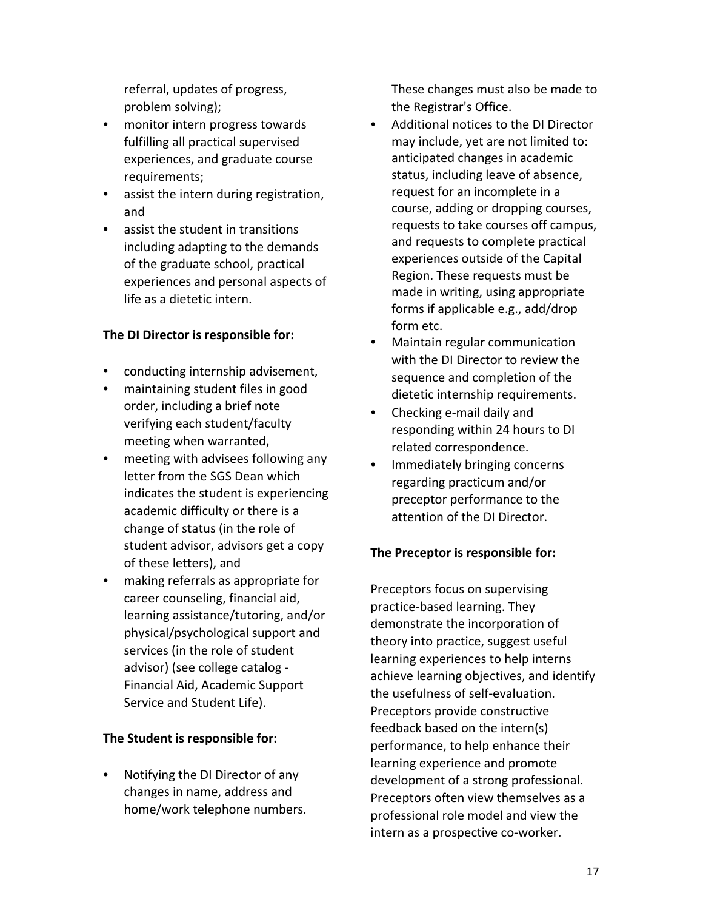referral, updates of progress, problem solving);

- monitor intern progress towards fulfilling all practical supervised experiences, and graduate course requirements;
- assist the intern during registration, and
- assist the student in transitions including adapting to the demands of the graduate school, practical experiences and personal aspects of life as a dietetic intern.

**The DI Director is responsible for:**

- conducting internship advisement,
- maintaining student files in good order, including a brief note verifying each student/faculty meeting when warranted,
- meeting with advisees following any letter from the SGS Dean which indicates the student is experiencing academic difficulty or there is a change of status (in the role of student advisor, advisors get a copy of these letters), and
- making referrals as appropriate for career counseling, financial aid, learning assistance/tutoring, and/or physical/psychological support and services (in the role of student advisor) (see college catalog - Financial Aid, Academic Support Service and Student Life).

**The Student is responsible for:**

- Notifying the DI Director of any changes in name, address and home/work telephone numbers. These changes must also be made to the Registrar's Office.
- Additional notices to the DI Director may include, yet are not limited to: anticipated changes in academic status, including leave of absence, request for an incomplete in a course, adding or dropping courses, requests to take courses off campus, and requests to complete practical experiences outside of the Capital Region. These requests must be made in writing, using appropriate forms if applicable e.g., add/drop form etc.
- Maintain regular communication with the DI Director to review the sequence and completion of the dietetic internship requirements.
- Checking e-mail daily and responding within 24 hours to DI related correspondence.
- Immediately bringing concerns regarding practicum and/or preceptor performance to the attention of the DI Director.

**The Preceptor is responsible for:**

Preceptors focus on supervising practice-based learning. They demonstrate the incorporation of theory into practice, suggest useful learning experiences to help interns achieve learning objectives, and identify the usefulness of self-evaluation. Preceptors provide constructive feedback based on the intern(s) performance, to help enhance their learning experience and promote development of a strong professional. Preceptors often view themselves as a professional role model and view the intern as a prospective co-worker.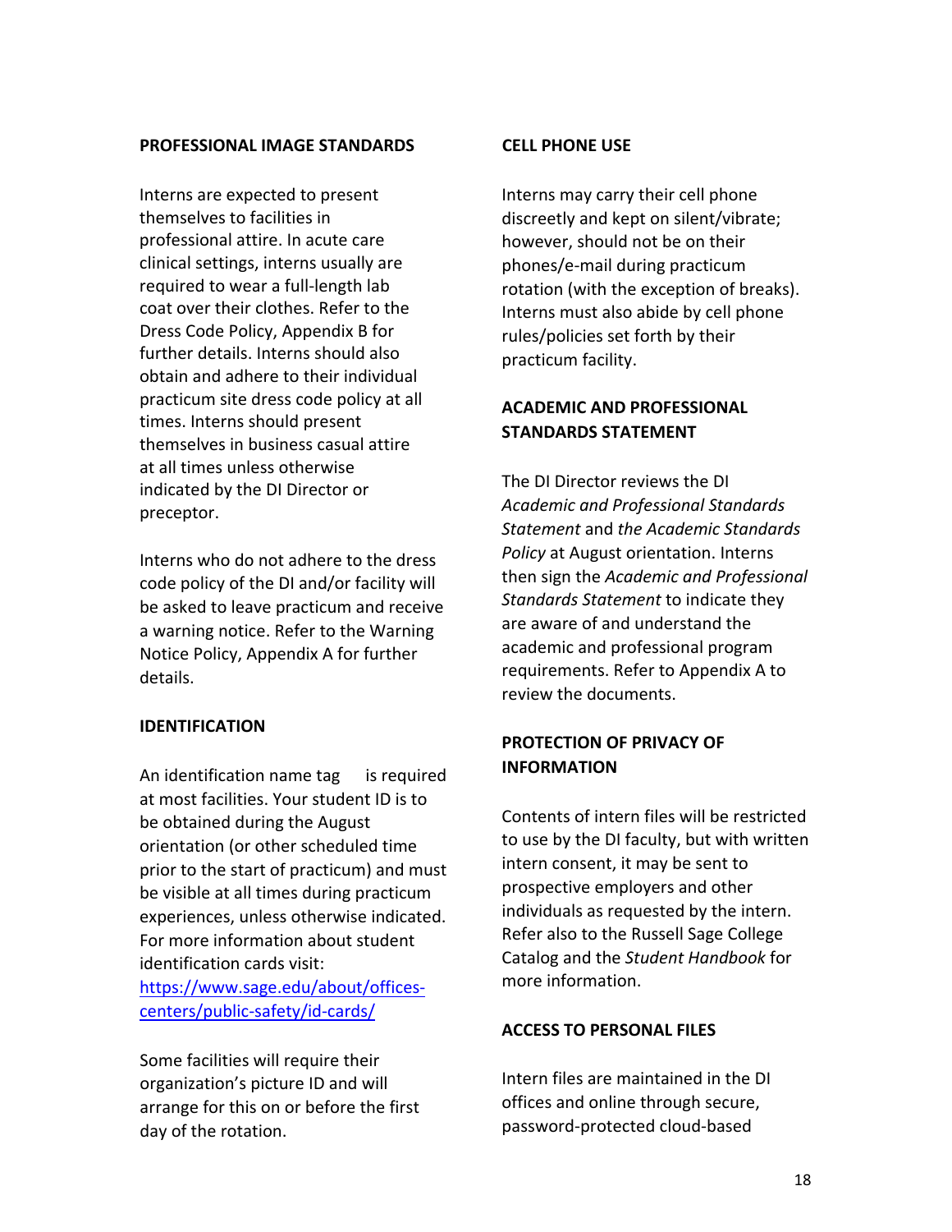## PROFESSIONAL IMAGE STANDARDS

Interns are expected to present themselves to facilities in professional attire. In acute care clinical settings, interns usually are required to wear a full-length lab coat over their clothes. Refer to the Dress Code Policy, Appendix B for further details. Interns should also obtain and adhere to their individual practicum site dress code policy at all times. Interns should present themselves in business casual attire at all times unless otherwise indicated by the DI Director or preceptor.

Interns who do not adhere to the dress code policy of the DI and/or facility will be asked to leave practicum and receive a warning notice. Refer to the Warning Notice Policy, Appendix A for further details.

## IDENTIFICATION

An identification name tag is required at most facilities. Your student ID is to be obtained during the August orientation (or other scheduled time prior to the start of practicum) and must be visible at all times during practicum experiences, unless otherwise indicated. For more information about student identification cards visit: [https://www.sage.edu/about/offices-centers/public-safety/id-cards/](https://www.sage.edu/about/offices-centers/public-safety/id-cards/)

Some facilities will require their organization's picture ID and will arrange for this on or before the first day of the rotation.

## CELL PHONE USE

Interns may carry their cell phone discreetly and kept on silent/vibrate; however, should not be on their phones/e-mail during practicum rotation (with the exception of breaks). Interns must also abide by cell phone rules/policies set forth by their practicum facility.

## ACADEMIC AND PROFESSIONAL STANDARDS STATEMENT

The DI Director reviews the DI *Academic and Professional Standards Statement* and *the Academic Standards Policy* at August orientation. Interns then sign the *Academic and Professional Standards Statement* to indicate they are aware of and understand the academic and professional program requirements. Refer to Appendix A to review the documents.

## PROTECTION OF PRIVACY OF INFORMATION

Contents of intern files will be restricted to use by the DI faculty, but with written intern consent, it may be sent to prospective employers and other individuals as requested by the intern. Refer also to the Russell Sage College Catalog and the *Student Handbook* for more information.

## ACCESS TO PERSONAL FILES

Intern files are maintained in the DI offices and online through secure, password-protected cloud-based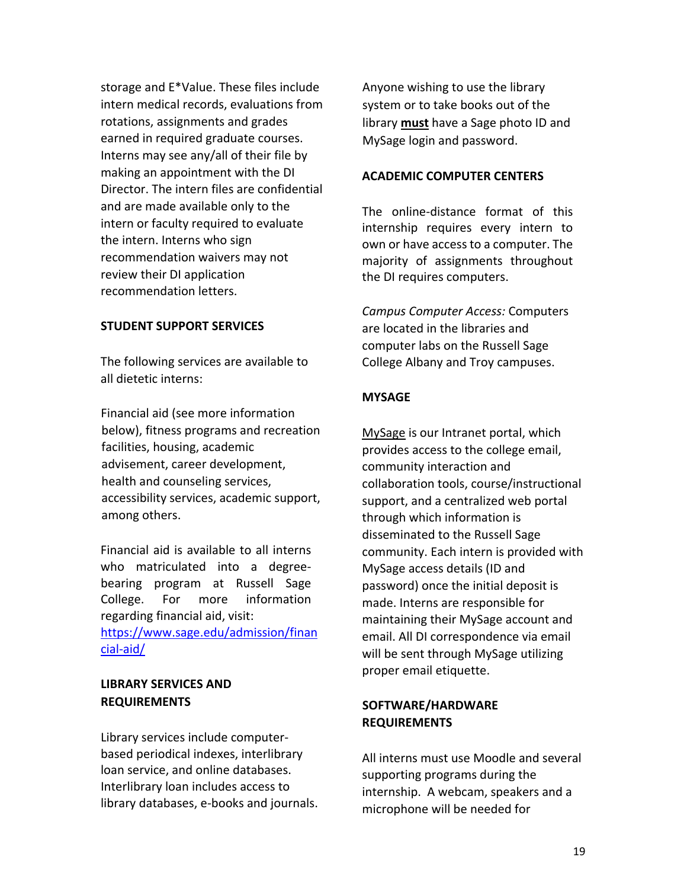storage and E*Value. These files include intern medical records, evaluations from rotations, assignments and grades earned in required graduate courses. Interns may see any/all of their file by making an appointment with the DI Director. The intern files are confidential and are made available only to the intern or faculty required to evaluate the intern. Interns who sign recommendation waivers may not review their DI application recommendation letters.

## STUDENT SUPPORT SERVICES

The following services are available to all dietetic interns:

Financial aid (see more information below), fitness programs and recreation facilities, housing, academic advisement, career development, health and counseling services, accessibility services, academic support, among others.

Financial aid is available to all interns who matriculated into a degree-bearing program at Russell Sage College. For more information regarding financial aid, visit: [https://www.sage.edu/admission/financial-aid/](https://www.sage.edu/admission/financial-aid/)

## LIBRARY SERVICES AND REQUIREMENTS

Library services include computer-based periodical indexes, interlibrary loan service, and online databases. Interlibrary loan includes access to library databases, e-books and journals.

Anyone wishing to use the library system or to take books out of the library **must** have a Sage photo ID and MySage login and password.

## ACADEMIC COMPUTER CENTERS

The online-distance format of this internship requires every intern to own or have access to a computer. The majority of assignments throughout the DI requires computers.

*Campus Computer Access:* Computers are located in the libraries and computer labs on the Russell Sage College Albany and Troy campuses.

## MYSAGE

MySage is our Intranet portal, which provides access to the college email, community interaction and collaboration tools, course/instructional support, and a centralized web portal through which information is disseminated to the Russell Sage community. Each intern is provided with MySage access details (ID and password) once the initial deposit is made. Interns are responsible for maintaining their MySage account and email. All DI correspondence via email will be sent through MySage utilizing proper email etiquette.

## SOFTWARE/HARDWARE REQUIREMENTS

All interns must use Moodle and several supporting programs during the internship. A webcam, speakers and a microphone will be needed for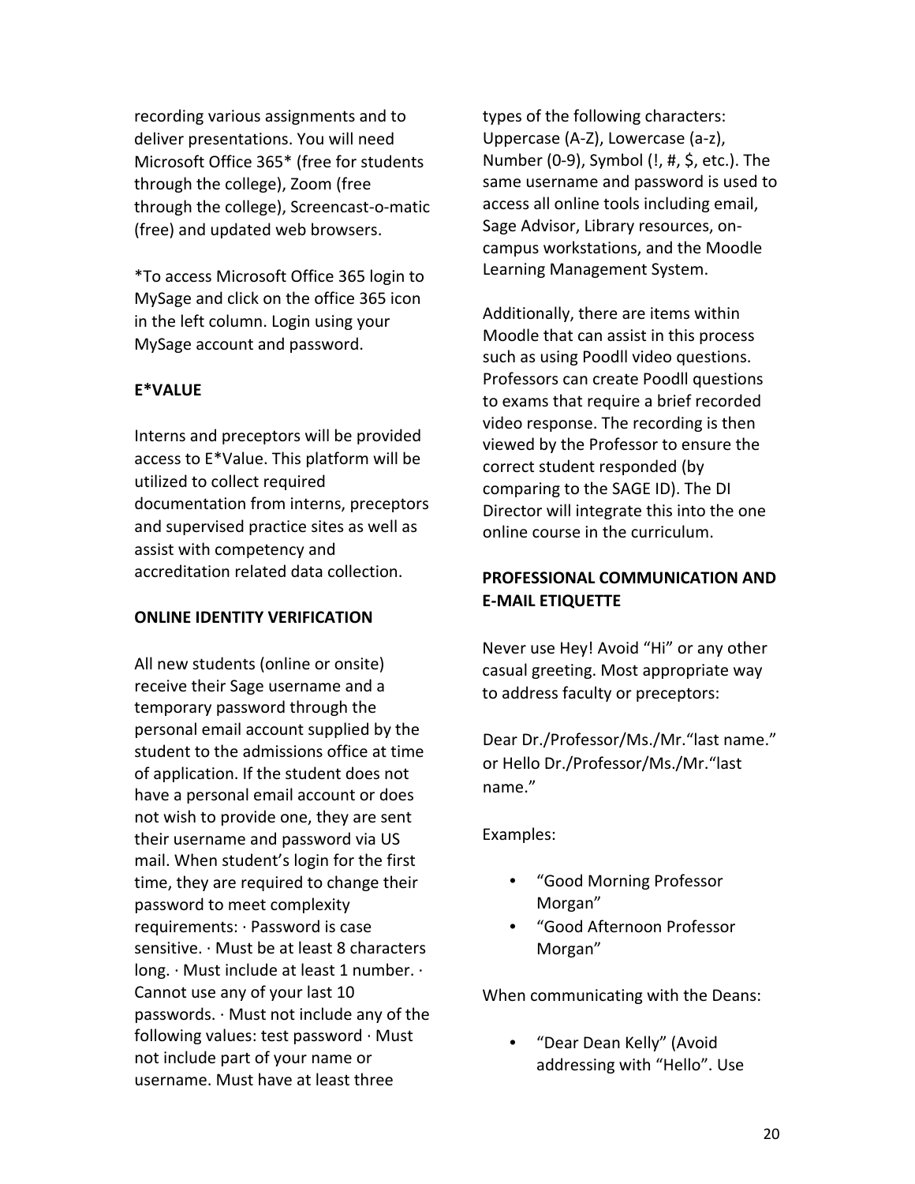recording various assignments and to deliver presentations. You will need Microsoft Office 365* (free for students through the college), Zoom (free through the college), Screencast-o-matic (free) and updated web browsers.

*To access Microsoft Office 365 login to MySage and click on the office 365 icon in the left column. Login using your MySage account and password.

**E*VALUE**

Interns and preceptors will be provided access to E*Value. This platform will be utilized to collect required documentation from interns, preceptors and supervised practice sites as well as assist with competency and accreditation related data collection.

**ONLINE IDENTITY VERIFICATION**

All new students (online or onsite) receive their Sage username and a temporary password through the personal email account supplied by the student to the admissions office at time of application. If the student does not have a personal email account or does not wish to provide one, they are sent their username and password via US mail. When student's login for the first time, they are required to change their password to meet complexity requirements: · Password is case sensitive. · Must be at least 8 characters long. · Must include at least 1 number. · Cannot use any of your last 10 passwords. · Must not include any of the following values: test password · Must not include part of your name or username. Must have at least three types of the following characters: Uppercase (A-Z), Lowercase (a-z), Number (0-9), Symbol (!, #, $, etc.). The same username and password is used to access all online tools including email, Sage Advisor, Library resources, on-campus workstations, and the Moodle Learning Management System.

Additionally, there are items within Moodle that can assist in this process such as using Poodll video questions. Professors can create Poodll questions to exams that require a brief recorded video response. The recording is then viewed by the Professor to ensure the correct student responded (by comparing to the SAGE ID). The DI Director will integrate this into the one online course in the curriculum.

**PROFESSIONAL COMMUNICATION AND E-MAIL ETIQUETTE**

Never use Hey! Avoid "Hi" or any other casual greeting. Most appropriate way to address faculty or preceptors:

Dear Dr./Professor/Ms./Mr."last name." or Hello Dr./Professor/Ms./Mr."last name."

Examples:

- "Good Morning Professor Morgan"
- "Good Afternoon Professor Morgan"

When communicating with the Deans:

- "Dear Dean Kelly" (Avoid addressing with "Hello". Use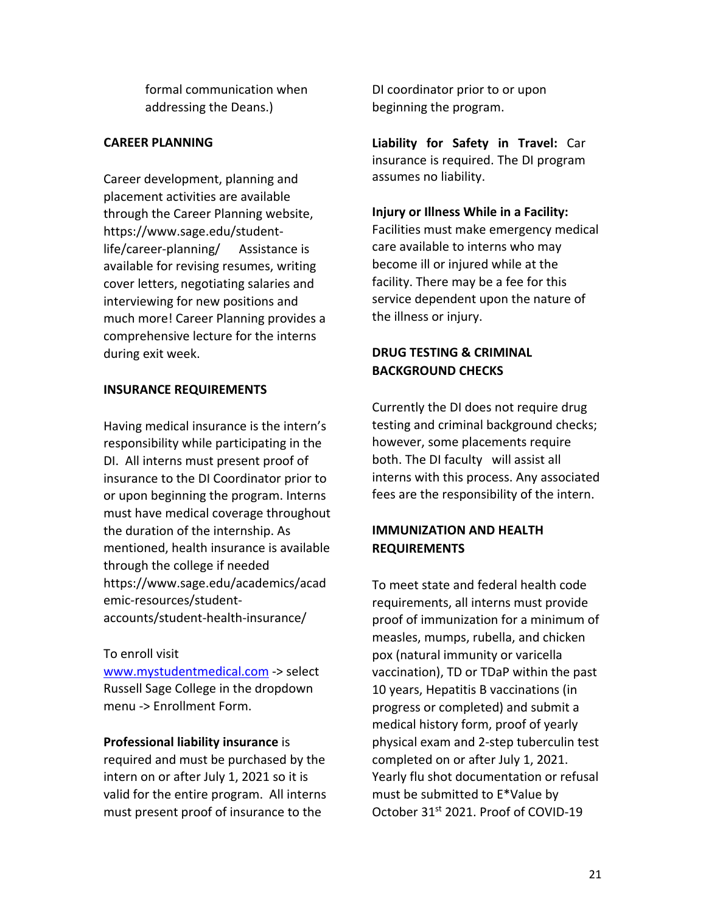formal communication when addressing the Deans.)

**CAREER PLANNING**

Career development, planning and placement activities are available through the Career Planning website, https://www.sage.edu/student-life/career-planning/ Assistance is available for revising resumes, writing cover letters, negotiating salaries and interviewing for new positions and much more! Career Planning provides a comprehensive lecture for the interns during exit week.

**INSURANCE REQUIREMENTS**

Having medical insurance is the intern's responsibility while participating in the DI. All interns must present proof of insurance to the DI Coordinator prior to or upon beginning the program. Interns must have medical coverage throughout the duration of the internship. As mentioned, health insurance is available through the college if needed https://www.sage.edu/academics/academic-resources/student-accounts/student-health-insurance/

To enroll visit [www.mystudentmedical.com](www.mystudentmedical.com) -> select Russell Sage College in the dropdown menu -> Enrollment Form.

**Professional liability insurance** is required and must be purchased by the intern on or after July 1, 2021 so it is valid for the entire program. All interns must present proof of insurance to the DI coordinator prior to or upon beginning the program.

**Liability for Safety in Travel:** Car insurance is required. The DI program assumes no liability.

**Injury or Illness While in a Facility:** Facilities must make emergency medical care available to interns who may become ill or injured while at the facility. There may be a fee for this service dependent upon the nature of the illness or injury.

**DRUG TESTING & CRIMINAL BACKGROUND CHECKS**

Currently the DI does not require drug testing and criminal background checks; however, some placements require both. The DI faculty will assist all interns with this process. Any associated fees are the responsibility of the intern.

**IMMUNIZATION AND HEALTH REQUIREMENTS**

To meet state and federal health code requirements, all interns must provide proof of immunization for a minimum of measles, mumps, rubella, and chicken pox (natural immunity or varicella vaccination), TD or TDaP within the past 10 years, Hepatitis B vaccinations (in progress or completed) and submit a medical history form, proof of yearly physical exam and 2-step tuberculin test completed on or after July 1, 2021. Yearly flu shot documentation or refusal must be submitted to E*Value by October 31st 2021. Proof of COVID-19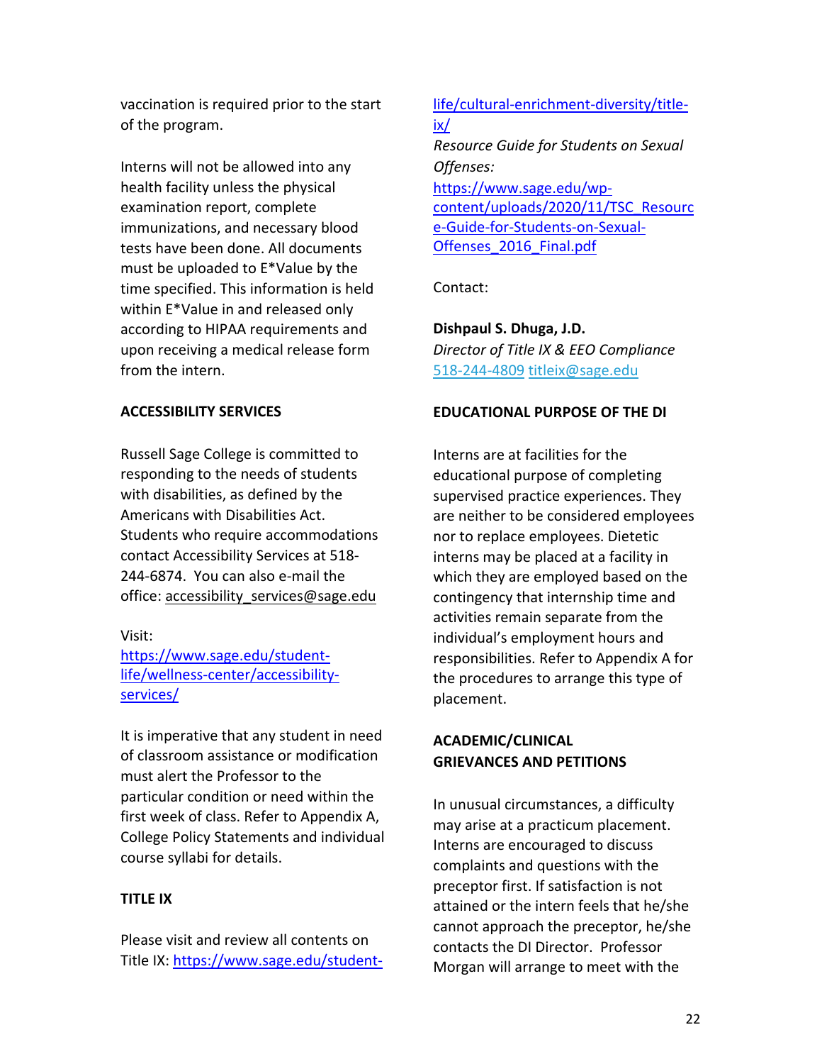vaccination is required prior to the start of the program.

Interns will not be allowed into any health facility unless the physical examination report, complete immunizations, and necessary blood tests have been done. All documents must be uploaded to E*Value by the time specified. This information is held within E*Value in and released only according to HIPAA requirements and upon receiving a medical release form from the intern.

## ACCESSIBILITY SERVICES

Russell Sage College is committed to responding to the needs of students with disabilities, as defined by the Americans with Disabilities Act. Students who require accommodations contact Accessibility Services at 518-244-6874. You can also e-mail the office: accessibility_services@sage.edu

Visit:
https://www.sage.edu/student-life/wellness-center/accessibility-services/

It is imperative that any student in need of classroom assistance or modification must alert the Professor to the particular condition or need within the first week of class. Refer to Appendix A, College Policy Statements and individual course syllabi for details.

## TITLE IX

Please visit and review all contents on Title IX: https://www.sage.edu/student-life/cultural-enrichment-diversity/title-ix/

*Resource Guide for Students on Sexual Offenses:*
https://www.sage.edu/wp-content/uploads/2020/11/TSC_Resource-Guide-for-Students-on-Sexual-Offenses_2016_Final.pdf

Contact:

**Dishpaul S. Dhuga, J.D.**
*Director of Title IX & EEO Compliance*
518-244-4809 titleix@sage.edu

## EDUCATIONAL PURPOSE OF THE DI

Interns are at facilities for the educational purpose of completing supervised practice experiences. They are neither to be considered employees nor to replace employees. Dietetic interns may be placed at a facility in which they are employed based on the contingency that internship time and activities remain separate from the individual's employment hours and responsibilities. Refer to Appendix A for the procedures to arrange this type of placement.

## ACADEMIC/CLINICAL GRIEVANCES AND PETITIONS

In unusual circumstances, a difficulty may arise at a practicum placement. Interns are encouraged to discuss complaints and questions with the preceptor first. If satisfaction is not attained or the intern feels that he/she cannot approach the preceptor, he/she contacts the DI Director. Professor Morgan will arrange to meet with the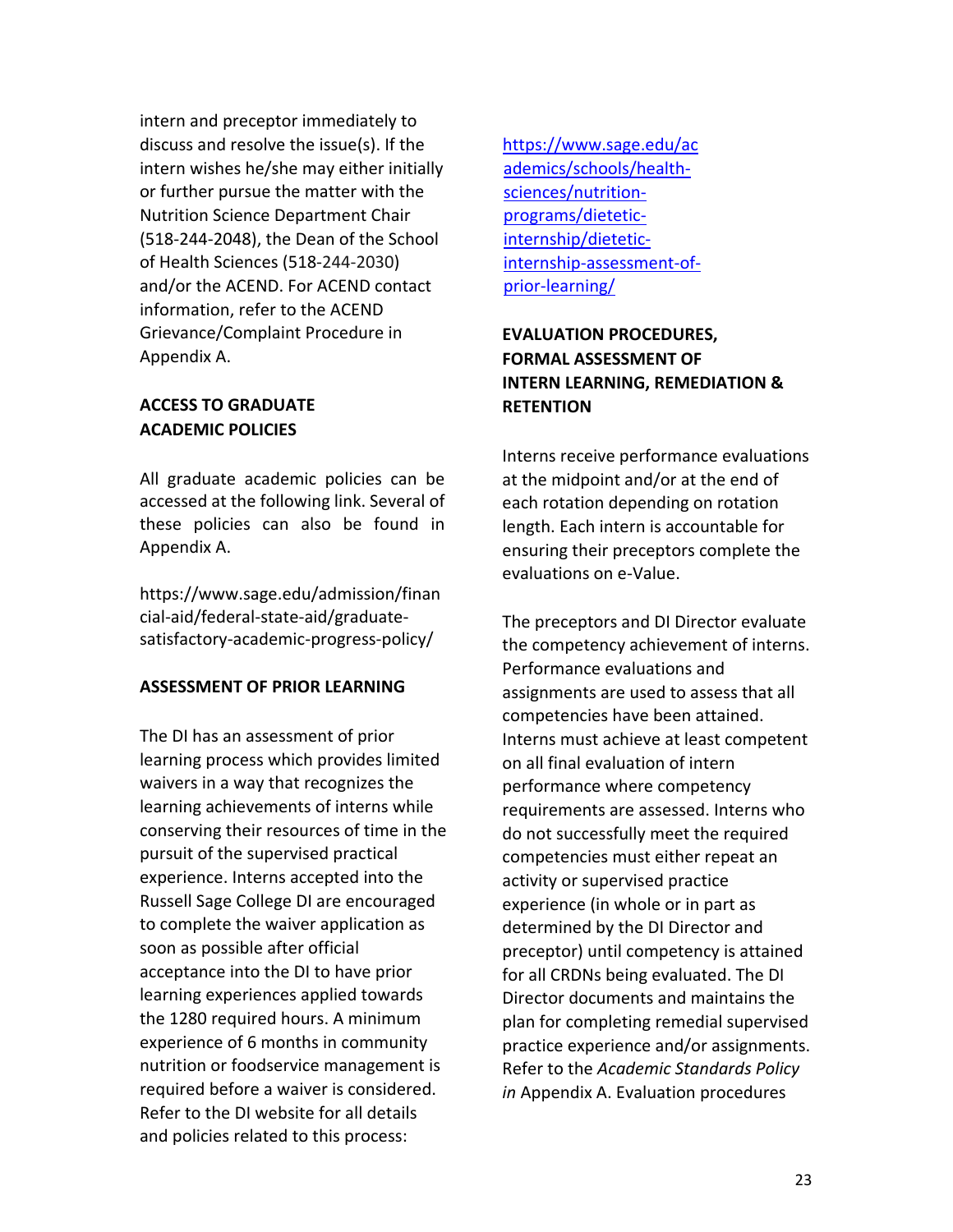intern and preceptor immediately to discuss and resolve the issue(s). If the intern wishes he/she may either initially or further pursue the matter with the Nutrition Science Department Chair (518-244-2048), the Dean of the School of Health Sciences (518-244-2030) and/or the ACEND. For ACEND contact information, refer to the ACEND Grievance/Complaint Procedure in Appendix A.

## ACCESS TO GRADUATE ACADEMIC POLICIES

All graduate academic policies can be accessed at the following link. Several of these policies can also be found in Appendix A.

https://www.sage.edu/admission/financial-aid/federal-state-aid/graduate-satisfactory-academic-progress-policy/

## ASSESSMENT OF PRIOR LEARNING

The DI has an assessment of prior learning process which provides limited waivers in a way that recognizes the learning achievements of interns while conserving their resources of time in the pursuit of the supervised practical experience. Interns accepted into the Russell Sage College DI are encouraged to complete the waiver application as soon as possible after official acceptance into the DI to have prior learning experiences applied towards the 1280 required hours. A minimum experience of 6 months in community nutrition or foodservice management is required before a waiver is considered. Refer to the DI website for all details and policies related to this process: [https://www.sage.edu/academics/schools/health-sciences/nutrition-programs/dietetic-internship/dietetic-internship-assessment-of-prior-learning/](https://www.sage.edu/academics/schools/health-sciences/nutrition-programs/dietetic-internship/dietetic-internship-assessment-of-prior-learning/)

## EVALUATION PROCEDURES, FORMAL ASSESSMENT OF INTERN LEARNING, REMEDIATION & RETENTION

Interns receive performance evaluations at the midpoint and/or at the end of each rotation depending on rotation length. Each intern is accountable for ensuring their preceptors complete the evaluations on e-Value.

The preceptors and DI Director evaluate the competency achievement of interns. Performance evaluations and assignments are used to assess that all competencies have been attained. Interns must achieve at least competent on all final evaluation of intern performance where competency requirements are assessed. Interns who do not successfully meet the required competencies must either repeat an activity or supervised practice experience (in whole or in part as determined by the DI Director and preceptor) until competency is attained for all CRDNs being evaluated. The DI Director documents and maintains the plan for completing remedial supervised practice experience and/or assignments. Refer to the *Academic Standards Policy in* Appendix A. Evaluation procedures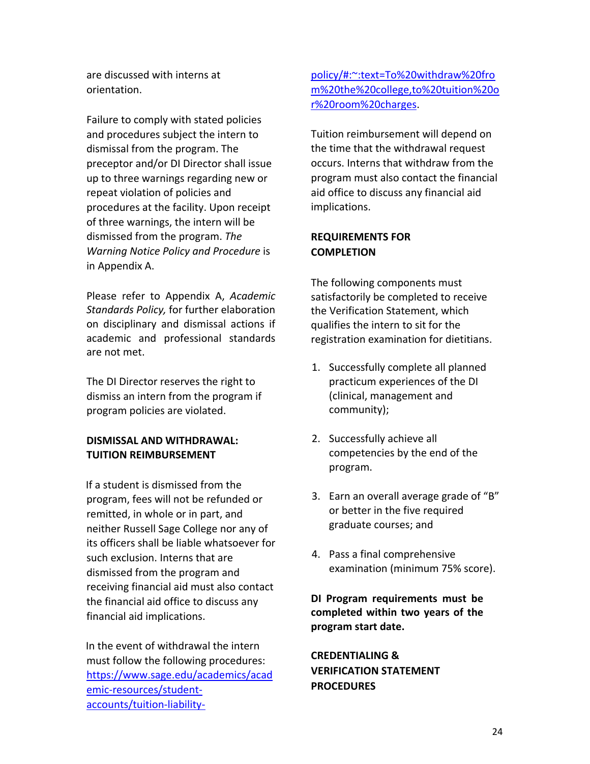are discussed with interns at orientation.

Failure to comply with stated policies and procedures subject the intern to dismissal from the program. The preceptor and/or DI Director shall issue up to three warnings regarding new or repeat violation of policies and procedures at the facility. Upon receipt of three warnings, the intern will be dismissed from the program. *The Warning Notice Policy and Procedure* is in Appendix A.

Please refer to Appendix A, *Academic Standards Policy,* for further elaboration on disciplinary and dismissal actions if academic and professional standards are not met.

The DI Director reserves the right to dismiss an intern from the program if program policies are violated.

**DISMISSAL AND WITHDRAWAL: TUITION REIMBURSEMENT**

If a student is dismissed from the program, fees will not be refunded or remitted, in whole or in part, and neither Russell Sage College nor any of its officers shall be liable whatsoever for such exclusion. Interns that are dismissed from the program and receiving financial aid must also contact the financial aid office to discuss any financial aid implications.

In the event of withdrawal the intern must follow the following procedures: [https://www.sage.edu/academics/academic-resources/student-accounts/tuition-liability-policy/#:~:text=To%20withdraw%20from%20the%20college,to%20tuition%20or%20room%20charges](https://www.sage.edu/academics/academic-resources/student-accounts/tuition-liability-policy/#:~:text=To%20withdraw%20from%20the%20college,to%20tuition%20or%20room%20charges).

Tuition reimbursement will depend on the time that the withdrawal request occurs. Interns that withdraw from the program must also contact the financial aid office to discuss any financial aid implications.

**REQUIREMENTS FOR COMPLETION**

The following components must satisfactorily be completed to receive the Verification Statement, which qualifies the intern to sit for the registration examination for dietitians.

1. Successfully complete all planned practicum experiences of the DI (clinical, management and community);
2. Successfully achieve all competencies by the end of the program.
3. Earn an overall average grade of "B" or better in the five required graduate courses; and
4. Pass a final comprehensive examination (minimum 75% score).

**DI Program requirements must be completed within two years of the program start date.**

**CREDENTIALING & VERIFICATION STATEMENT PROCEDURES**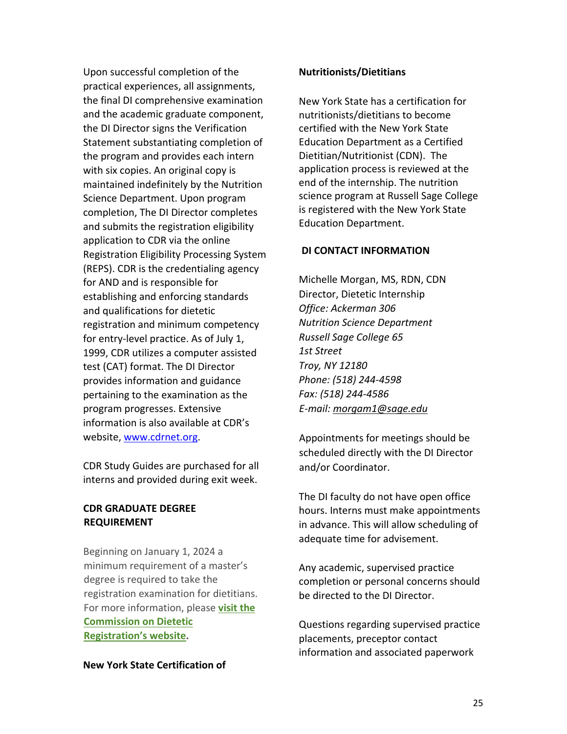Upon successful completion of the practical experiences, all assignments, the final DI comprehensive examination and the academic graduate component, the DI Director signs the Verification Statement substantiating completion of the program and provides each intern with six copies. An original copy is maintained indefinitely by the Nutrition Science Department. Upon program completion, The DI Director completes and submits the registration eligibility application to CDR via the online Registration Eligibility Processing System (REPS). CDR is the credentialing agency for AND and is responsible for establishing and enforcing standards and qualifications for dietetic registration and minimum competency for entry-level practice. As of July 1, 1999, CDR utilizes a computer assisted test (CAT) format. The DI Director provides information and guidance pertaining to the examination as the program progresses. Extensive information is also available at CDR's website, [www.cdrnet.org](www.cdrnet.org).

CDR Study Guides are purchased for all interns and provided during exit week.

**CDR GRADUATE DEGREE REQUIREMENT**

Beginning on January 1, 2024 a minimum requirement of a master's degree is required to take the registration examination for dietitians. For more information, please **visit the Commission on Dietetic Registration's website**.

**New York State Certification of Nutritionists/Dietitians**

New York State has a certification for nutritionists/dietitians to become certified with the New York State Education Department as a Certified Dietitian/Nutritionist (CDN). The application process is reviewed at the end of the internship. The nutrition science program at Russell Sage College is registered with the New York State Education Department.

**DI CONTACT INFORMATION**

Michelle Morgan, MS, RDN, CDN
Director, Dietetic Internship
*Office: Ackerman 306*
*Nutrition Science Department*
*Russell Sage College 65*
*1st Street*
*Troy, NY 12180*
*Phone: (518) 244-4598*
*Fax: (518) 244-4586*
*E-mail: morgam1@sage.edu*

Appointments for meetings should be scheduled directly with the DI Director and/or Coordinator.

The DI faculty do not have open office hours. Interns must make appointments in advance. This will allow scheduling of adequate time for advisement.

Any academic, supervised practice completion or personal concerns should be directed to the DI Director.

Questions regarding supervised practice placements, preceptor contact information and associated paperwork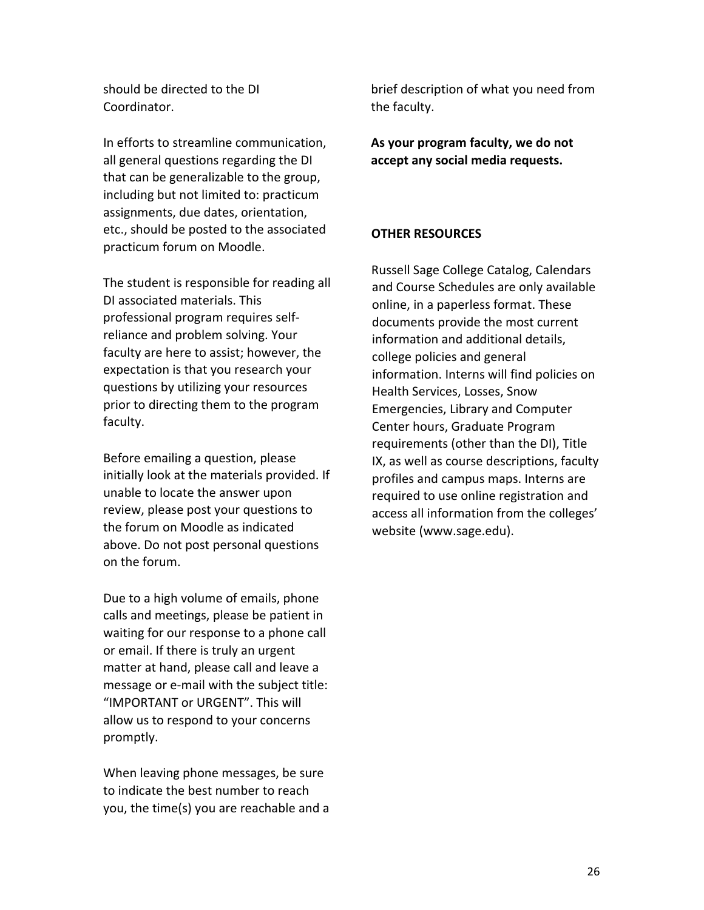should be directed to the DI Coordinator.

In efforts to streamline communication, all general questions regarding the DI that can be generalizable to the group, including but not limited to: practicum assignments, due dates, orientation, etc., should be posted to the associated practicum forum on Moodle.

The student is responsible for reading all DI associated materials. This professional program requires self-reliance and problem solving. Your faculty are here to assist; however, the expectation is that you research your questions by utilizing your resources prior to directing them to the program faculty.

Before emailing a question, please initially look at the materials provided. If unable to locate the answer upon review, please post your questions to the forum on Moodle as indicated above. Do not post personal questions on the forum.

Due to a high volume of emails, phone calls and meetings, please be patient in waiting for our response to a phone call or email. If there is truly an urgent matter at hand, please call and leave a message or e-mail with the subject title: "IMPORTANT or URGENT". This will allow us to respond to your concerns promptly.

When leaving phone messages, be sure to indicate the best number to reach you, the time(s) you are reachable and a brief description of what you need from the faculty.

**As your program faculty, we do not accept any social media requests.**

**OTHER RESOURCES**

Russell Sage College Catalog, Calendars and Course Schedules are only available online, in a paperless format. These documents provide the most current information and additional details, college policies and general information. Interns will find policies on Health Services, Losses, Snow Emergencies, Library and Computer Center hours, Graduate Program requirements (other than the DI), Title IX, as well as course descriptions, faculty profiles and campus maps. Interns are required to use online registration and access all information from the colleges' website (www.sage.edu).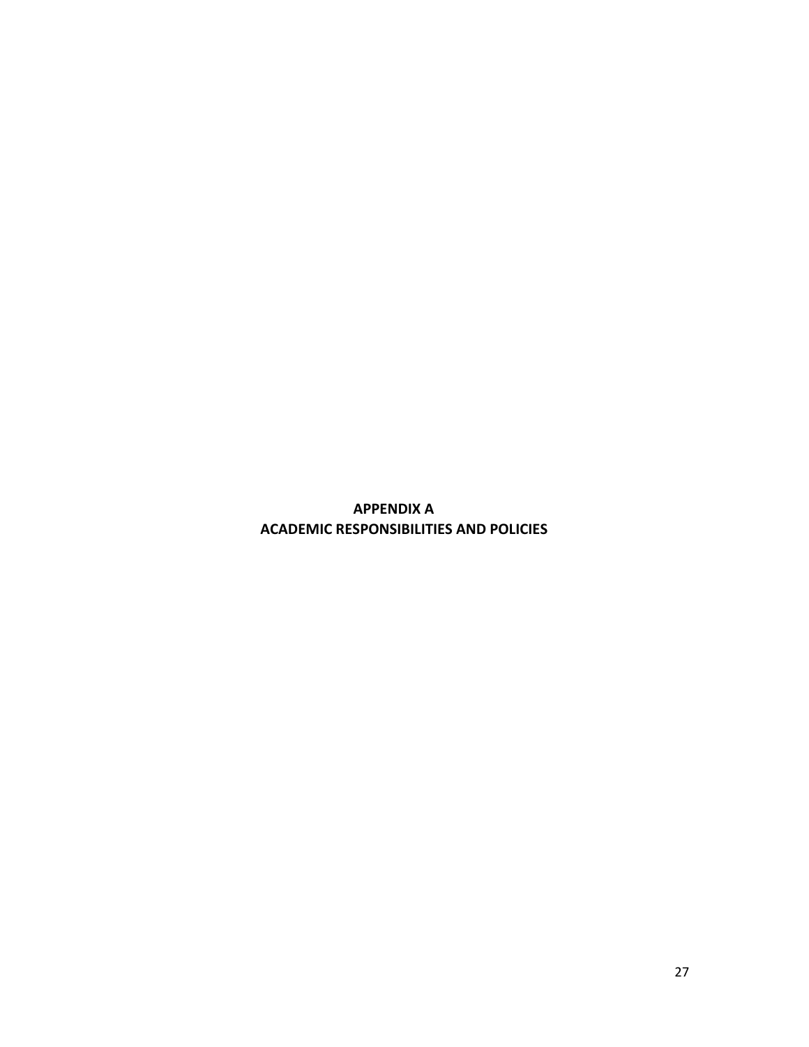# APPENDIX A
# ACADEMIC RESPONSIBILITIES AND POLICIES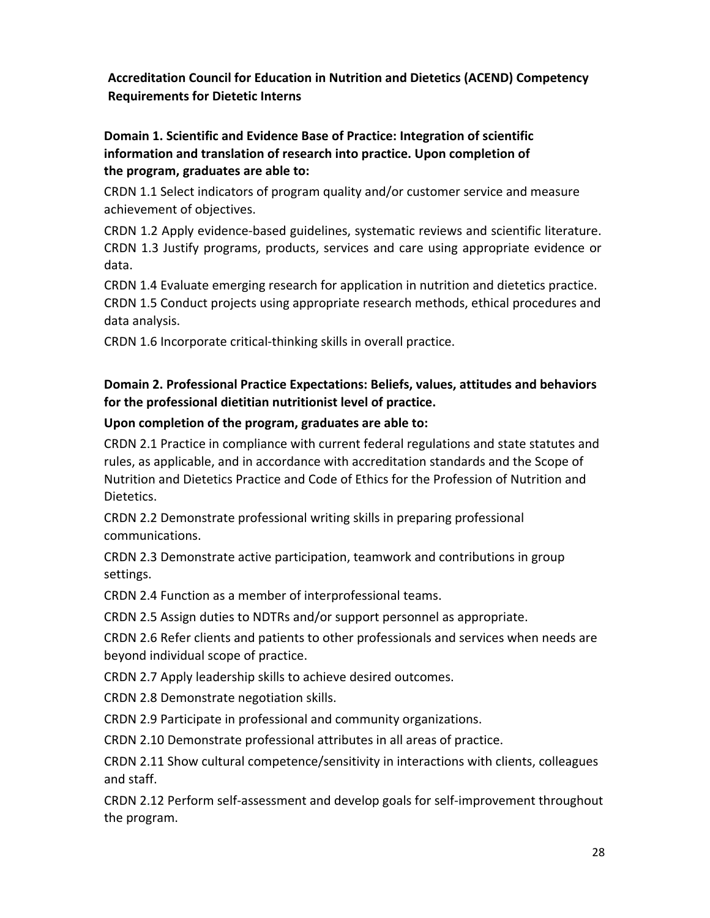## Accreditation Council for Education in Nutrition and Dietetics (ACEND) Competency Requirements for Dietetic Interns

### Domain 1. Scientific and Evidence Base of Practice: Integration of scientific information and translation of research into practice. Upon completion of the program, graduates are able to:

CRDN 1.1 Select indicators of program quality and/or customer service and measure achievement of objectives.

CRDN 1.2 Apply evidence-based guidelines, systematic reviews and scientific literature.

CRDN 1.3 Justify programs, products, services and care using appropriate evidence or data.

CRDN 1.4 Evaluate emerging research for application in nutrition and dietetics practice.

CRDN 1.5 Conduct projects using appropriate research methods, ethical procedures and data analysis.

CRDN 1.6 Incorporate critical-thinking skills in overall practice.

### Domain 2. Professional Practice Expectations: Beliefs, values, attitudes and behaviors for the professional dietitian nutritionist level of practice.

**Upon completion of the program, graduates are able to:**

CRDN 2.1 Practice in compliance with current federal regulations and state statutes and rules, as applicable, and in accordance with accreditation standards and the Scope of Nutrition and Dietetics Practice and Code of Ethics for the Profession of Nutrition and Dietetics.

CRDN 2.2 Demonstrate professional writing skills in preparing professional communications.

CRDN 2.3 Demonstrate active participation, teamwork and contributions in group settings.

CRDN 2.4 Function as a member of interprofessional teams.

CRDN 2.5 Assign duties to NDTRs and/or support personnel as appropriate.

CRDN 2.6 Refer clients and patients to other professionals and services when needs are beyond individual scope of practice.

CRDN 2.7 Apply leadership skills to achieve desired outcomes.

CRDN 2.8 Demonstrate negotiation skills.

CRDN 2.9 Participate in professional and community organizations.

CRDN 2.10 Demonstrate professional attributes in all areas of practice.

CRDN 2.11 Show cultural competence/sensitivity in interactions with clients, colleagues and staff.

CRDN 2.12 Perform self-assessment and develop goals for self-improvement throughout the program.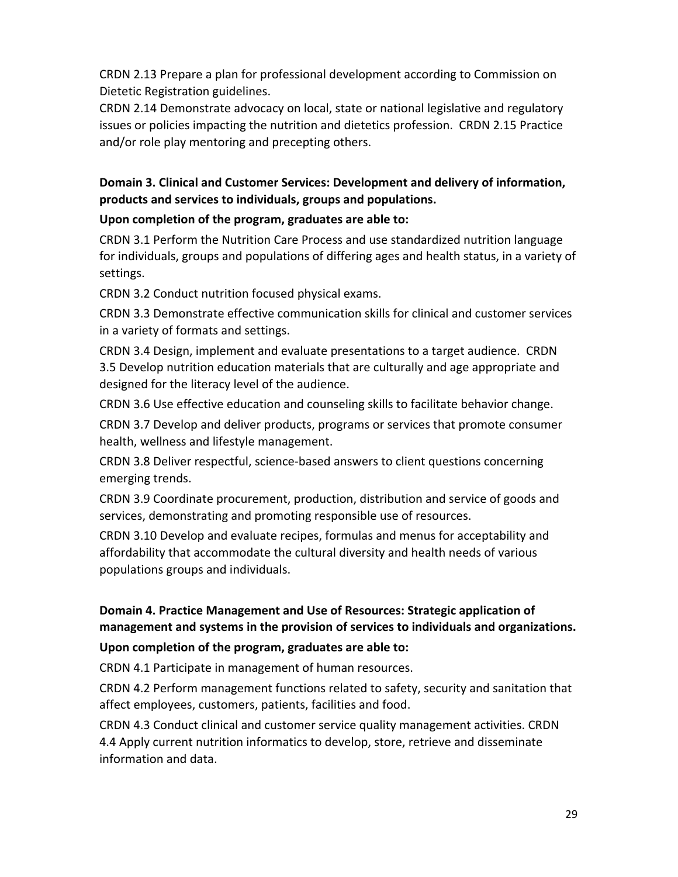CRDN 2.13 Prepare a plan for professional development according to Commission on Dietetic Registration guidelines.

CRDN 2.14 Demonstrate advocacy on local, state or national legislative and regulatory issues or policies impacting the nutrition and dietetics profession.

CRDN 2.15 Practice and/or role play mentoring and precepting others.

**Domain 3. Clinical and Customer Services: Development and delivery of information, products and services to individuals, groups and populations.**

**Upon completion of the program, graduates are able to:**

CRDN 3.1 Perform the Nutrition Care Process and use standardized nutrition language for individuals, groups and populations of differing ages and health status, in a variety of settings.

CRDN 3.2 Conduct nutrition focused physical exams.

CRDN 3.3 Demonstrate effective communication skills for clinical and customer services in a variety of formats and settings.

CRDN 3.4 Design, implement and evaluate presentations to a target audience.

CRDN 3.5 Develop nutrition education materials that are culturally and age appropriate and designed for the literacy level of the audience.

CRDN 3.6 Use effective education and counseling skills to facilitate behavior change.

CRDN 3.7 Develop and deliver products, programs or services that promote consumer health, wellness and lifestyle management.

CRDN 3.8 Deliver respectful, science-based answers to client questions concerning emerging trends.

CRDN 3.9 Coordinate procurement, production, distribution and service of goods and services, demonstrating and promoting responsible use of resources.

CRDN 3.10 Develop and evaluate recipes, formulas and menus for acceptability and affordability that accommodate the cultural diversity and health needs of various populations groups and individuals.

**Domain 4. Practice Management and Use of Resources: Strategic application of management and systems in the provision of services to individuals and organizations.**

**Upon completion of the program, graduates are able to:**

CRDN 4.1 Participate in management of human resources.

CRDN 4.2 Perform management functions related to safety, security and sanitation that affect employees, customers, patients, facilities and food.

CRDN 4.3 Conduct clinical and customer service quality management activities.

CRDN 4.4 Apply current nutrition informatics to develop, store, retrieve and disseminate information and data.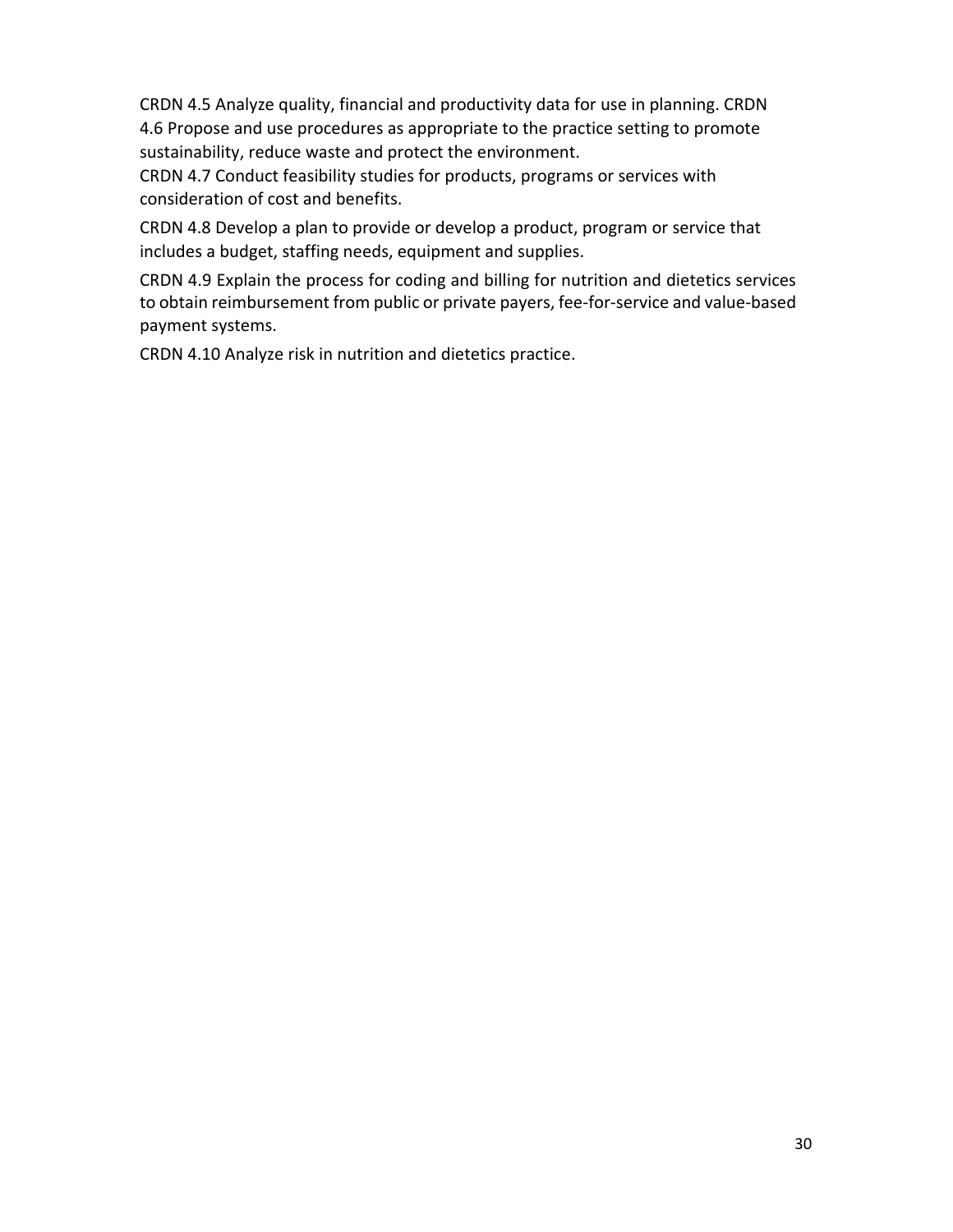CRDN 4.5 Analyze quality, financial and productivity data for use in planning.

CRDN 4.6 Propose and use procedures as appropriate to the practice setting to promote sustainability, reduce waste and protect the environment.

CRDN 4.7 Conduct feasibility studies for products, programs or services with consideration of cost and benefits.

CRDN 4.8 Develop a plan to provide or develop a product, program or service that includes a budget, staffing needs, equipment and supplies.

CRDN 4.9 Explain the process for coding and billing for nutrition and dietetics services to obtain reimbursement from public or private payers, fee-for-service and value-based payment systems.

CRDN 4.10 Analyze risk in nutrition and dietetics practice.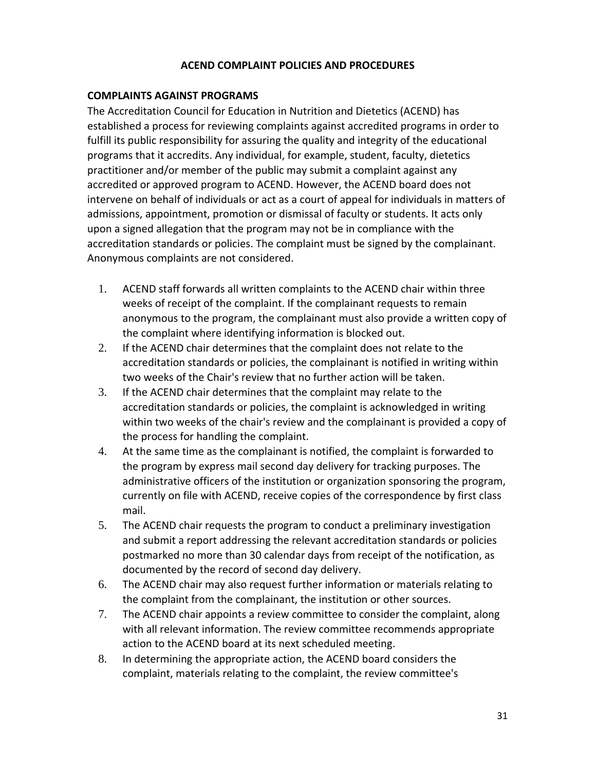## ACEND COMPLAINT POLICIES AND PROCEDURES

### COMPLAINTS AGAINST PROGRAMS

The Accreditation Council for Education in Nutrition and Dietetics (ACEND) has established a process for reviewing complaints against accredited programs in order to fulfill its public responsibility for assuring the quality and integrity of the educational programs that it accredits. Any individual, for example, student, faculty, dietetics practitioner and/or member of the public may submit a complaint against any accredited or approved program to ACEND. However, the ACEND board does not intervene on behalf of individuals or act as a court of appeal for individuals in matters of admissions, appointment, promotion or dismissal of faculty or students. It acts only upon a signed allegation that the program may not be in compliance with the accreditation standards or policies. The complaint must be signed by the complainant. Anonymous complaints are not considered.

1. ACEND staff forwards all written complaints to the ACEND chair within three weeks of receipt of the complaint. If the complainant requests to remain anonymous to the program, the complainant must also provide a written copy of the complaint where identifying information is blocked out.
2. If the ACEND chair determines that the complaint does not relate to the accreditation standards or policies, the complainant is notified in writing within two weeks of the Chair's review that no further action will be taken.
3. If the ACEND chair determines that the complaint may relate to the accreditation standards or policies, the complaint is acknowledged in writing within two weeks of the chair's review and the complainant is provided a copy of the process for handling the complaint.
4. At the same time as the complainant is notified, the complaint is forwarded to the program by express mail second day delivery for tracking purposes. The administrative officers of the institution or organization sponsoring the program, currently on file with ACEND, receive copies of the correspondence by first class mail.
5. The ACEND chair requests the program to conduct a preliminary investigation and submit a report addressing the relevant accreditation standards or policies postmarked no more than 30 calendar days from receipt of the notification, as documented by the record of second day delivery.
6. The ACEND chair may also request further information or materials relating to the complaint from the complainant, the institution or other sources.
7. The ACEND chair appoints a review committee to consider the complaint, along with all relevant information. The review committee recommends appropriate action to the ACEND board at its next scheduled meeting.
8. In determining the appropriate action, the ACEND board considers the complaint, materials relating to the complaint, the review committee's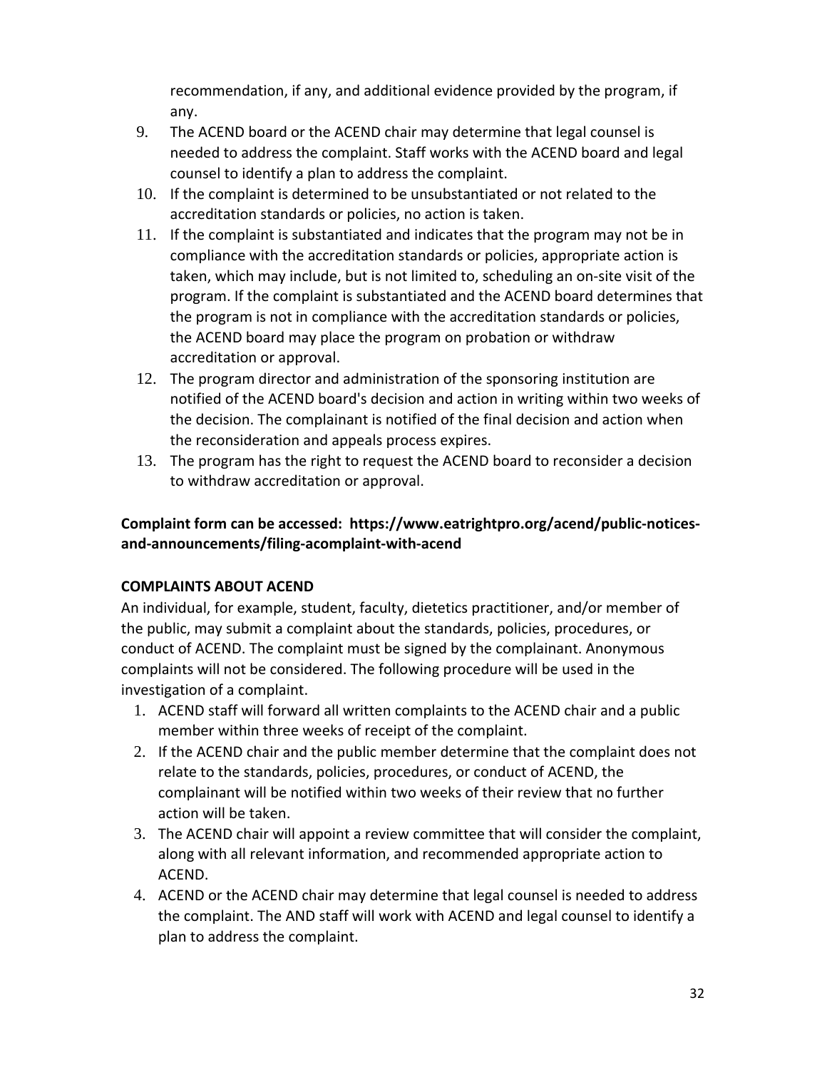recommendation, if any, and additional evidence provided by the program, if any.

9. The ACEND board or the ACEND chair may determine that legal counsel is needed to address the complaint. Staff works with the ACEND board and legal counsel to identify a plan to address the complaint.
10. If the complaint is determined to be unsubstantiated or not related to the accreditation standards or policies, no action is taken.
11. If the complaint is substantiated and indicates that the program may not be in compliance with the accreditation standards or policies, appropriate action is taken, which may include, but is not limited to, scheduling an on-site visit of the program. If the complaint is substantiated and the ACEND board determines that the program is not in compliance with the accreditation standards or policies, the ACEND board may place the program on probation or withdraw accreditation or approval.
12. The program director and administration of the sponsoring institution are notified of the ACEND board's decision and action in writing within two weeks of the decision. The complainant is notified of the final decision and action when the reconsideration and appeals process expires.
13. The program has the right to request the ACEND board to reconsider a decision to withdraw accreditation or approval.

**Complaint form can be accessed: https://www.eatrightpro.org/acend/public-notices-and-announcements/filing-acomplaint-with-acend**

**COMPLAINTS ABOUT ACEND**

An individual, for example, student, faculty, dietetics practitioner, and/or member of the public, may submit a complaint about the standards, policies, procedures, or conduct of ACEND. The complaint must be signed by the complainant. Anonymous complaints will not be considered. The following procedure will be used in the investigation of a complaint.

1. ACEND staff will forward all written complaints to the ACEND chair and a public member within three weeks of receipt of the complaint.
2. If the ACEND chair and the public member determine that the complaint does not relate to the standards, policies, procedures, or conduct of ACEND, the complainant will be notified within two weeks of their review that no further action will be taken.
3. The ACEND chair will appoint a review committee that will consider the complaint, along with all relevant information, and recommended appropriate action to ACEND.
4. ACEND or the ACEND chair may determine that legal counsel is needed to address the complaint. The AND staff will work with ACEND and legal counsel to identify a plan to address the complaint.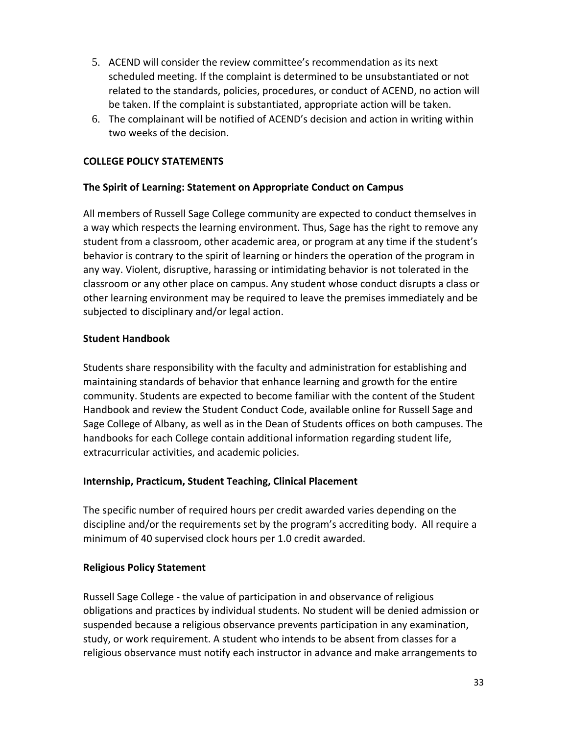5. ACEND will consider the review committee's recommendation as its next scheduled meeting. If the complaint is determined to be unsubstantiated or not related to the standards, policies, procedures, or conduct of ACEND, no action will be taken. If the complaint is substantiated, appropriate action will be taken.
6. The complainant will be notified of ACEND's decision and action in writing within two weeks of the decision.

**COLLEGE POLICY STATEMENTS**

**The Spirit of Learning: Statement on Appropriate Conduct on Campus**

All members of Russell Sage College community are expected to conduct themselves in a way which respects the learning environment. Thus, Sage has the right to remove any student from a classroom, other academic area, or program at any time if the student's behavior is contrary to the spirit of learning or hinders the operation of the program in any way. Violent, disruptive, harassing or intimidating behavior is not tolerated in the classroom or any other place on campus. Any student whose conduct disrupts a class or other learning environment may be required to leave the premises immediately and be subjected to disciplinary and/or legal action.

**Student Handbook**

Students share responsibility with the faculty and administration for establishing and maintaining standards of behavior that enhance learning and growth for the entire community. Students are expected to become familiar with the content of the Student Handbook and review the Student Conduct Code, available online for Russell Sage and Sage College of Albany, as well as in the Dean of Students offices on both campuses. The handbooks for each College contain additional information regarding student life, extracurricular activities, and academic policies.

**Internship, Practicum, Student Teaching, Clinical Placement**

The specific number of required hours per credit awarded varies depending on the discipline and/or the requirements set by the program's accrediting body. All require a minimum of 40 supervised clock hours per 1.0 credit awarded.

**Religious Policy Statement**

Russell Sage College - the value of participation in and observance of religious obligations and practices by individual students. No student will be denied admission or suspended because a religious observance prevents participation in any examination, study, or work requirement. A student who intends to be absent from classes for a religious observance must notify each instructor in advance and make arrangements to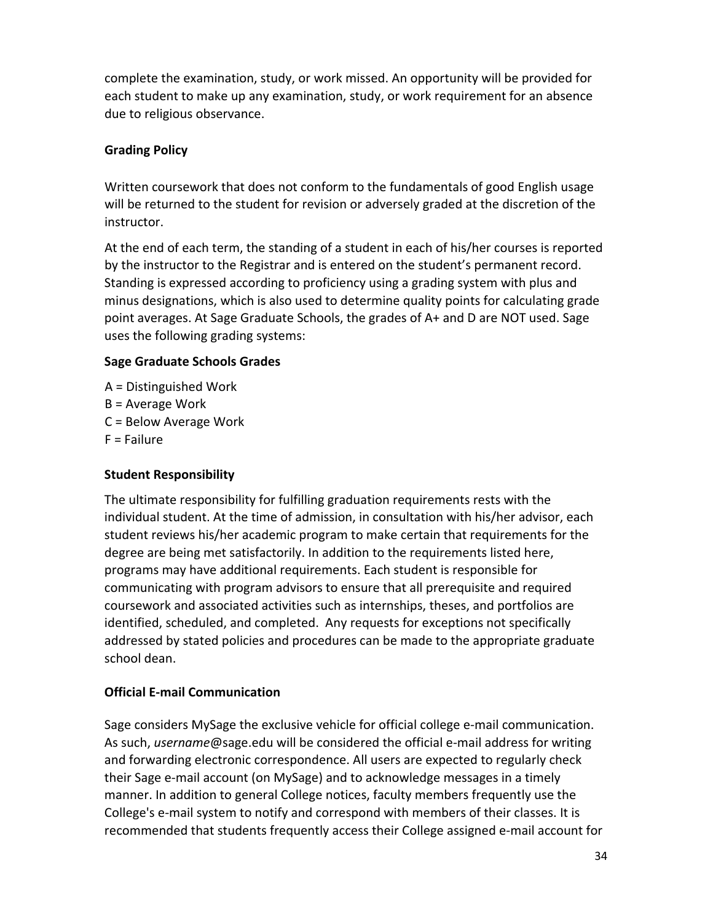complete the examination, study, or work missed. An opportunity will be provided for each student to make up any examination, study, or work requirement for an absence due to religious observance.

### Grading Policy

Written coursework that does not conform to the fundamentals of good English usage will be returned to the student for revision or adversely graded at the discretion of the instructor.

At the end of each term, the standing of a student in each of his/her courses is reported by the instructor to the Registrar and is entered on the student's permanent record. Standing is expressed according to proficiency using a grading system with plus and minus designations, which is also used to determine quality points for calculating grade point averages. At Sage Graduate Schools, the grades of A+ and D are NOT used. Sage uses the following grading systems:

#### Sage Graduate Schools Grades

A = Distinguished Work
B = Average Work
C = Below Average Work
F = Failure

### Student Responsibility

The ultimate responsibility for fulfilling graduation requirements rests with the individual student. At the time of admission, in consultation with his/her advisor, each student reviews his/her academic program to make certain that requirements for the degree are being met satisfactorily. In addition to the requirements listed here, programs may have additional requirements. Each student is responsible for communicating with program advisors to ensure that all prerequisite and required coursework and associated activities such as internships, theses, and portfolios are identified, scheduled, and completed. Any requests for exceptions not specifically addressed by stated policies and procedures can be made to the appropriate graduate school dean.

### Official E-mail Communication

Sage considers MySage the exclusive vehicle for official college e-mail communication. As such, *username*@sage.edu will be considered the official e-mail address for writing and forwarding electronic correspondence. All users are expected to regularly check their Sage e-mail account (on MySage) and to acknowledge messages in a timely manner. In addition to general College notices, faculty members frequently use the College's e-mail system to notify and correspond with members of their classes. It is recommended that students frequently access their College assigned e-mail account for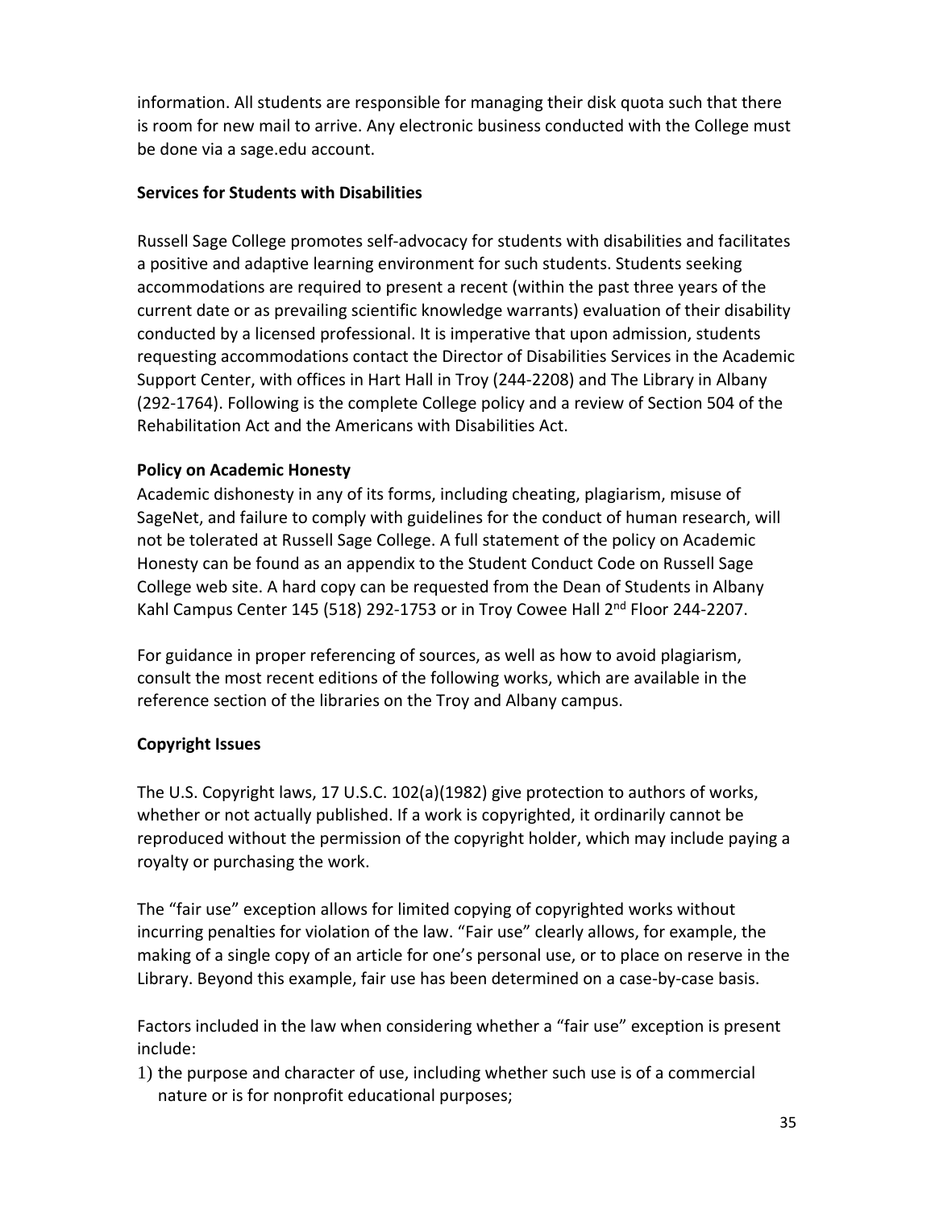information. All students are responsible for managing their disk quota such that there is room for new mail to arrive. Any electronic business conducted with the College must be done via a sage.edu account.

**Services for Students with Disabilities**

Russell Sage College promotes self-advocacy for students with disabilities and facilitates a positive and adaptive learning environment for such students. Students seeking accommodations are required to present a recent (within the past three years of the current date or as prevailing scientific knowledge warrants) evaluation of their disability conducted by a licensed professional. It is imperative that upon admission, students requesting accommodations contact the Director of Disabilities Services in the Academic Support Center, with offices in Hart Hall in Troy (244-2208) and The Library in Albany (292-1764). Following is the complete College policy and a review of Section 504 of the Rehabilitation Act and the Americans with Disabilities Act.

**Policy on Academic Honesty**

Academic dishonesty in any of its forms, including cheating, plagiarism, misuse of SageNet, and failure to comply with guidelines for the conduct of human research, will not be tolerated at Russell Sage College. A full statement of the policy on Academic Honesty can be found as an appendix to the Student Conduct Code on Russell Sage College web site. A hard copy can be requested from the Dean of Students in Albany Kahl Campus Center 145 (518) 292-1753 or in Troy Cowee Hall 2nd Floor 244-2207.

For guidance in proper referencing of sources, as well as how to avoid plagiarism, consult the most recent editions of the following works, which are available in the reference section of the libraries on the Troy and Albany campus.

**Copyright Issues**

The U.S. Copyright laws, 17 U.S.C. 102(a)(1982) give protection to authors of works, whether or not actually published. If a work is copyrighted, it ordinarily cannot be reproduced without the permission of the copyright holder, which may include paying a royalty or purchasing the work.

The "fair use" exception allows for limited copying of copyrighted works without incurring penalties for violation of the law. "Fair use" clearly allows, for example, the making of a single copy of an article for one's personal use, or to place on reserve in the Library. Beyond this example, fair use has been determined on a case-by-case basis.

Factors included in the law when considering whether a "fair use" exception is present include:

1) the purpose and character of use, including whether such use is of a commercial nature or is for nonprofit educational purposes;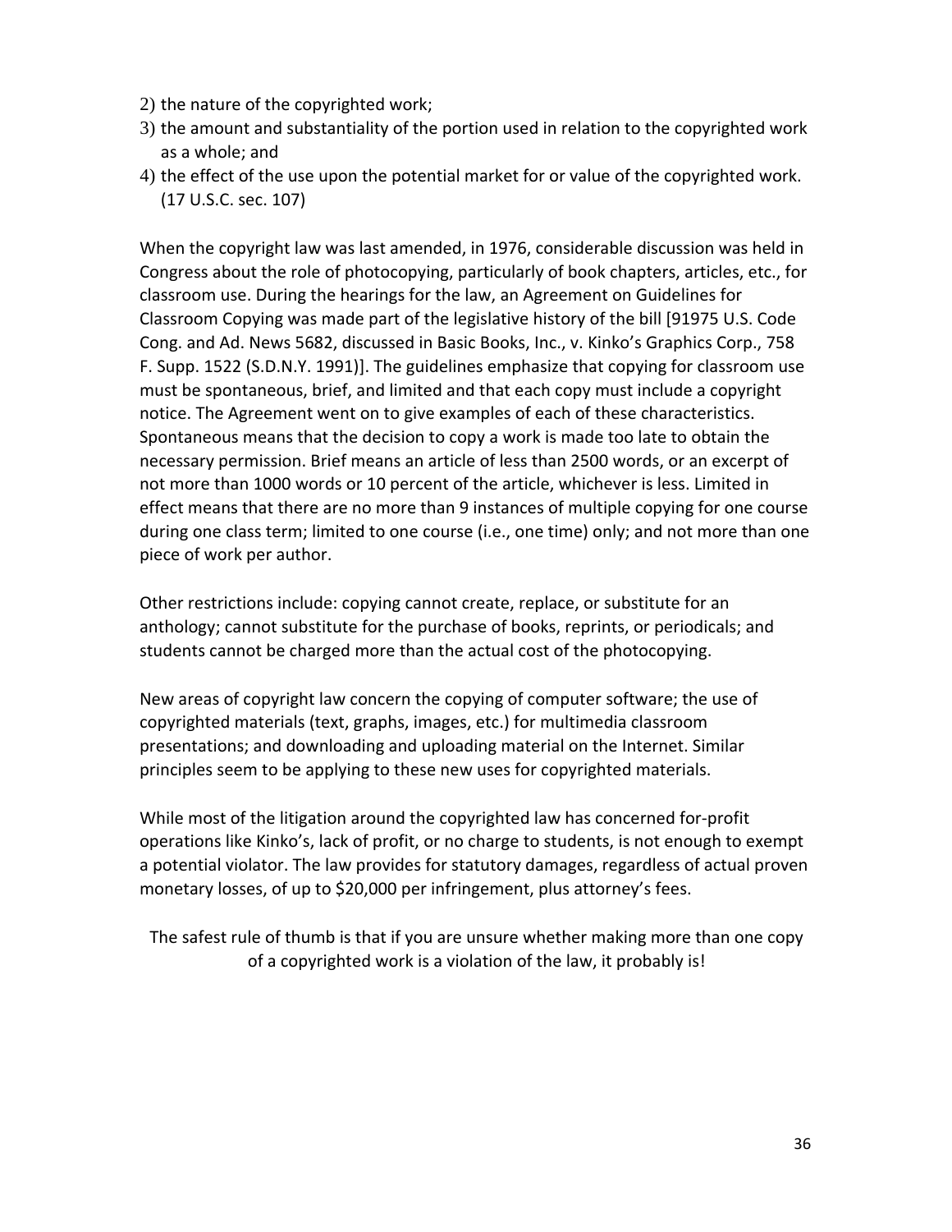2) the nature of the copyrighted work;
3) the amount and substantiality of the portion used in relation to the copyrighted work as a whole; and
4) the effect of the use upon the potential market for or value of the copyrighted work. (17 U.S.C. sec. 107)

When the copyright law was last amended, in 1976, considerable discussion was held in Congress about the role of photocopying, particularly of book chapters, articles, etc., for classroom use. During the hearings for the law, an Agreement on Guidelines for Classroom Copying was made part of the legislative history of the bill [91975 U.S. Code Cong. and Ad. News 5682, discussed in Basic Books, Inc., v. Kinko's Graphics Corp., 758 F. Supp. 1522 (S.D.N.Y. 1991)]. The guidelines emphasize that copying for classroom use must be spontaneous, brief, and limited and that each copy must include a copyright notice. The Agreement went on to give examples of each of these characteristics. Spontaneous means that the decision to copy a work is made too late to obtain the necessary permission. Brief means an article of less than 2500 words, or an excerpt of not more than 1000 words or 10 percent of the article, whichever is less. Limited in effect means that there are no more than 9 instances of multiple copying for one course during one class term; limited to one course (i.e., one time) only; and not more than one piece of work per author.

Other restrictions include: copying cannot create, replace, or substitute for an anthology; cannot substitute for the purchase of books, reprints, or periodicals; and students cannot be charged more than the actual cost of the photocopying.

New areas of copyright law concern the copying of computer software; the use of copyrighted materials (text, graphs, images, etc.) for multimedia classroom presentations; and downloading and uploading material on the Internet. Similar principles seem to be applying to these new uses for copyrighted materials.

While most of the litigation around the copyrighted law has concerned for-profit operations like Kinko's, lack of profit, or no charge to students, is not enough to exempt a potential violator. The law provides for statutory damages, regardless of actual proven monetary losses, of up to $20,000 per infringement, plus attorney's fees.

The safest rule of thumb is that if you are unsure whether making more than one copy of a copyrighted work is a violation of the law, it probably is!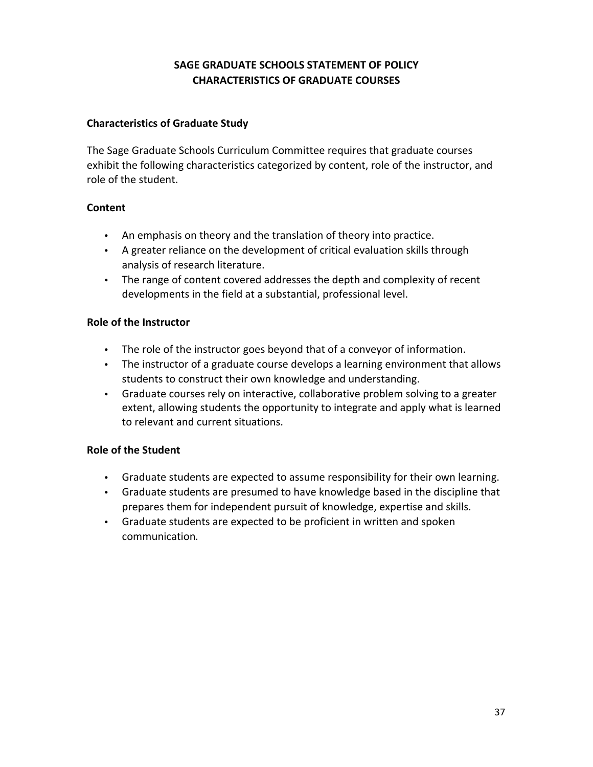# SAGE GRADUATE SCHOOLS STATEMENT OF POLICY
# CHARACTERISTICS OF GRADUATE COURSES

## Characteristics of Graduate Study

The Sage Graduate Schools Curriculum Committee requires that graduate courses exhibit the following characteristics categorized by content, role of the instructor, and role of the student.

### Content

- An emphasis on theory and the translation of theory into practice.
- A greater reliance on the development of critical evaluation skills through analysis of research literature.
- The range of content covered addresses the depth and complexity of recent developments in the field at a substantial, professional level.

### Role of the Instructor

- The role of the instructor goes beyond that of a conveyor of information.
- The instructor of a graduate course develops a learning environment that allows students to construct their own knowledge and understanding.
- Graduate courses rely on interactive, collaborative problem solving to a greater extent, allowing students the opportunity to integrate and apply what is learned to relevant and current situations.

### Role of the Student

- Graduate students are expected to assume responsibility for their own learning.
- Graduate students are presumed to have knowledge based in the discipline that prepares them for independent pursuit of knowledge, expertise and skills.
- Graduate students are expected to be proficient in written and spoken communication.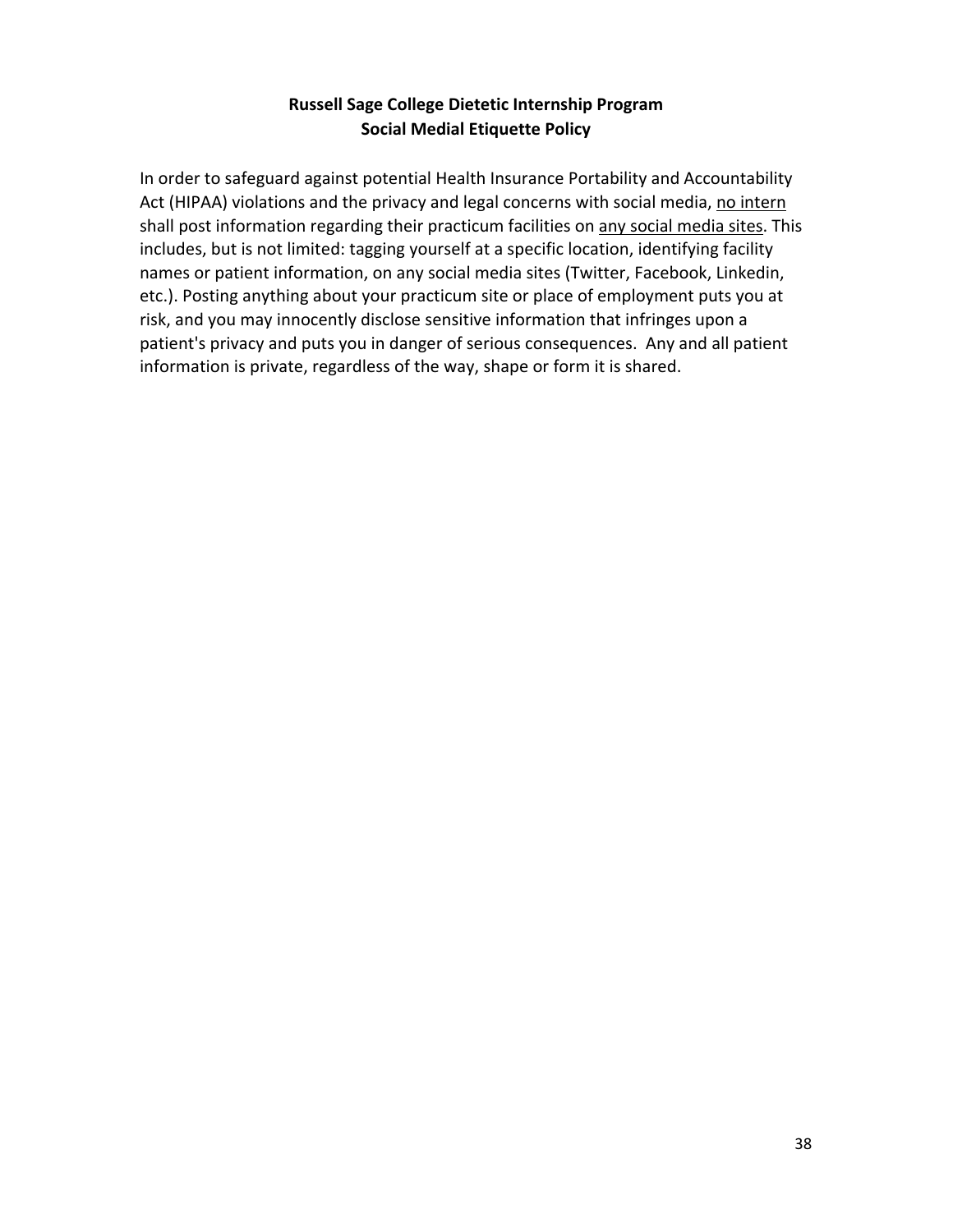**Russell Sage College Dietetic Internship Program**
**Social Medial Etiquette Policy**

In order to safeguard against potential Health Insurance Portability and Accountability Act (HIPAA) violations and the privacy and legal concerns with social media, <u>no intern</u> shall post information regarding their practicum facilities on <u>any social media sites</u>. This includes, but is not limited: tagging yourself at a specific location, identifying facility names or patient information, on any social media sites (Twitter, Facebook, Linkedin, etc.). Posting anything about your practicum site or place of employment puts you at risk, and you may innocently disclose sensitive information that infringes upon a patient's privacy and puts you in danger of serious consequences. Any and all patient information is private, regardless of the way, shape or form it is shared.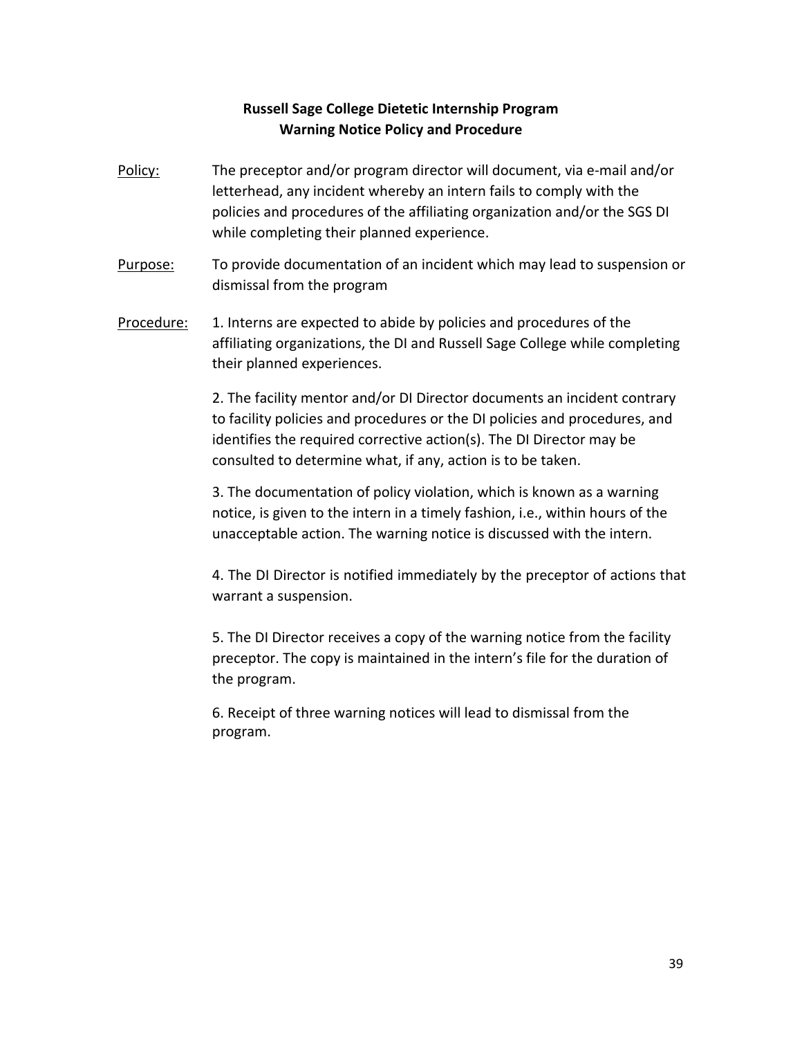## Russell Sage College Dietetic Internship Program
## Warning Notice Policy and Procedure

<u>Policy:</u> The preceptor and/or program director will document, via e-mail and/or letterhead, any incident whereby an intern fails to comply with the policies and procedures of the affiliating organization and/or the SGS DI while completing their planned experience.

<u>Purpose:</u> To provide documentation of an incident which may lead to suspension or dismissal from the program

<u>Procedure:</u>

1. Interns are expected to abide by policies and procedures of the affiliating organizations, the DI and Russell Sage College while completing their planned experiences.

2. The facility mentor and/or DI Director documents an incident contrary to facility policies and procedures or the DI policies and procedures, and identifies the required corrective action(s). The DI Director may be consulted to determine what, if any, action is to be taken.

3. The documentation of policy violation, which is known as a warning notice, is given to the intern in a timely fashion, i.e., within hours of the unacceptable action. The warning notice is discussed with the intern.

4. The DI Director is notified immediately by the preceptor of actions that warrant a suspension.

5. The DI Director receives a copy of the warning notice from the facility preceptor. The copy is maintained in the intern's file for the duration of the program.

6. Receipt of three warning notices will lead to dismissal from the program.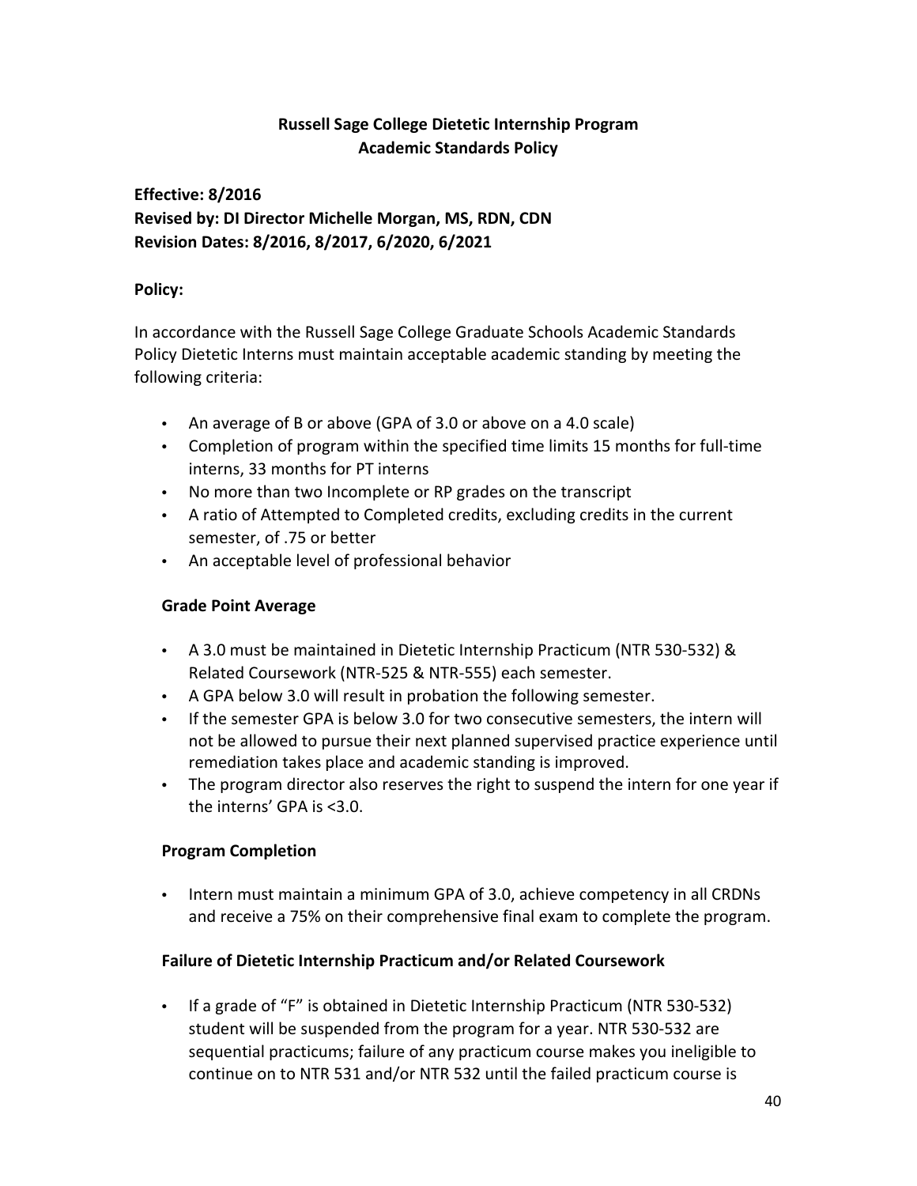**Russell Sage College Dietetic Internship Program**
**Academic Standards Policy**

**Effective: 8/2016**
**Revised by: DI Director Michelle Morgan, MS, RDN, CDN**
**Revision Dates: 8/2016, 8/2017, 6/2020, 6/2021**

**Policy:**

In accordance with the Russell Sage College Graduate Schools Academic Standards Policy Dietetic Interns must maintain acceptable academic standing by meeting the following criteria:

- An average of B or above (GPA of 3.0 or above on a 4.0 scale)
- Completion of program within the specified time limits 15 months for full-time interns, 33 months for PT interns
- No more than two Incomplete or RP grades on the transcript
- A ratio of Attempted to Completed credits, excluding credits in the current semester, of .75 or better
- An acceptable level of professional behavior

**Grade Point Average**

- A 3.0 must be maintained in Dietetic Internship Practicum (NTR 530-532) & Related Coursework (NTR-525 & NTR-555) each semester.
- A GPA below 3.0 will result in probation the following semester.
- If the semester GPA is below 3.0 for two consecutive semesters, the intern will not be allowed to pursue their next planned supervised practice experience until remediation takes place and academic standing is improved.
- The program director also reserves the right to suspend the intern for one year if the interns' GPA is <3.0.

**Program Completion**

- Intern must maintain a minimum GPA of 3.0, achieve competency in all CRDNs and receive a 75% on their comprehensive final exam to complete the program.

**Failure of Dietetic Internship Practicum and/or Related Coursework**

- If a grade of "F" is obtained in Dietetic Internship Practicum (NTR 530-532) student will be suspended from the program for a year. NTR 530-532 are sequential practicums; failure of any practicum course makes you ineligible to continue on to NTR 531 and/or NTR 532 until the failed practicum course is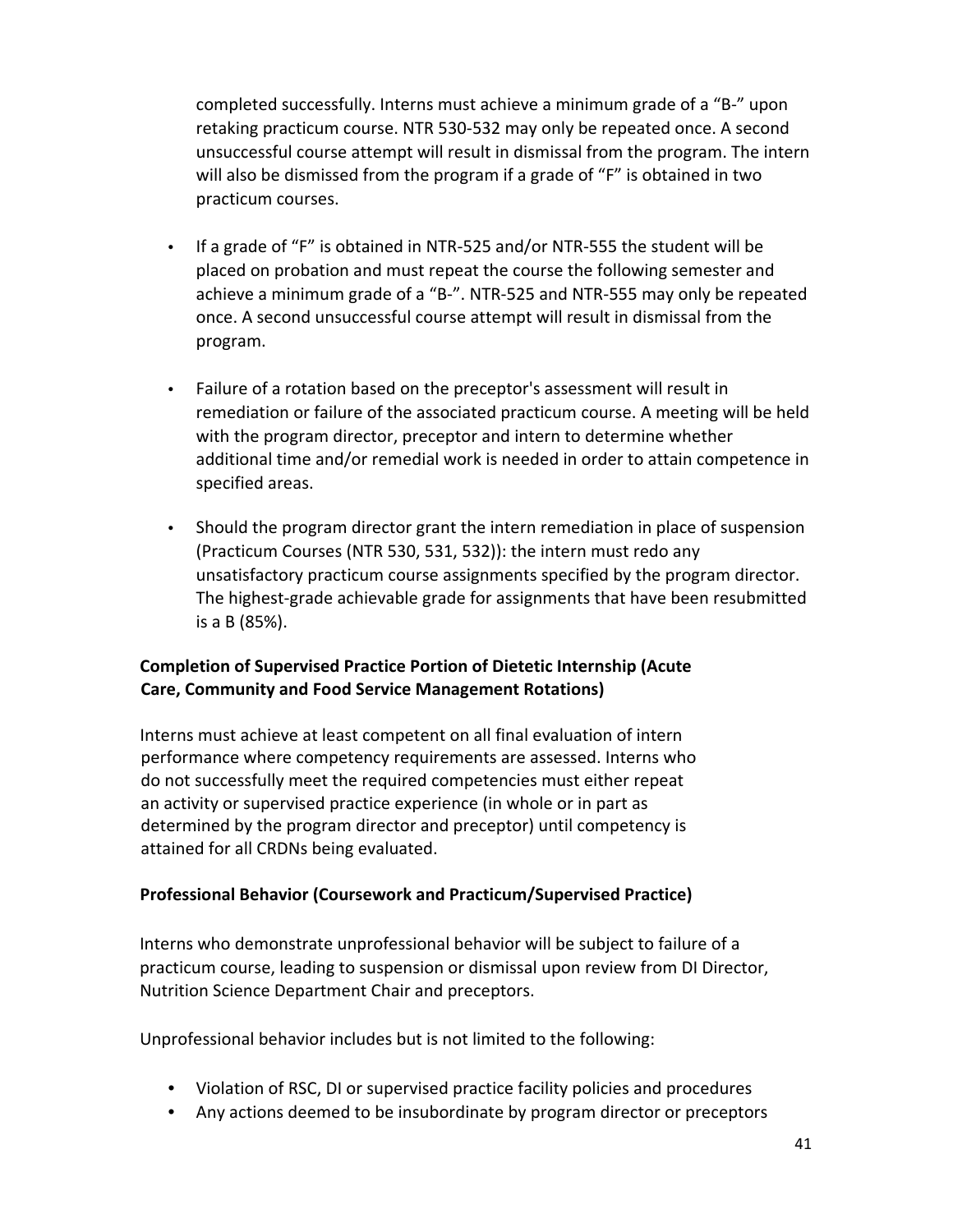completed successfully. Interns must achieve a minimum grade of a "B-" upon retaking practicum course. NTR 530-532 may only be repeated once. A second unsuccessful course attempt will result in dismissal from the program. The intern will also be dismissed from the program if a grade of "F" is obtained in two practicum courses.

- If a grade of "F" is obtained in NTR-525 and/or NTR-555 the student will be placed on probation and must repeat the course the following semester and achieve a minimum grade of a "B-". NTR-525 and NTR-555 may only be repeated once. A second unsuccessful course attempt will result in dismissal from the program.

- Failure of a rotation based on the preceptor's assessment will result in remediation or failure of the associated practicum course. A meeting will be held with the program director, preceptor and intern to determine whether additional time and/or remedial work is needed in order to attain competence in specified areas.

- Should the program director grant the intern remediation in place of suspension (Practicum Courses (NTR 530, 531, 532)): the intern must redo any unsatisfactory practicum course assignments specified by the program director. The highest-grade achievable grade for assignments that have been resubmitted is a B (85%).

**Completion of Supervised Practice Portion of Dietetic Internship (Acute Care, Community and Food Service Management Rotations)**

Interns must achieve at least competent on all final evaluation of intern performance where competency requirements are assessed. Interns who do not successfully meet the required competencies must either repeat an activity or supervised practice experience (in whole or in part as determined by the program director and preceptor) until competency is attained for all CRDNs being evaluated.

**Professional Behavior (Coursework and Practicum/Supervised Practice)**

Interns who demonstrate unprofessional behavior will be subject to failure of a practicum course, leading to suspension or dismissal upon review from DI Director, Nutrition Science Department Chair and preceptors.

Unprofessional behavior includes but is not limited to the following:

- Violation of RSC, DI or supervised practice facility policies and procedures
- Any actions deemed to be insubordinate by program director or preceptors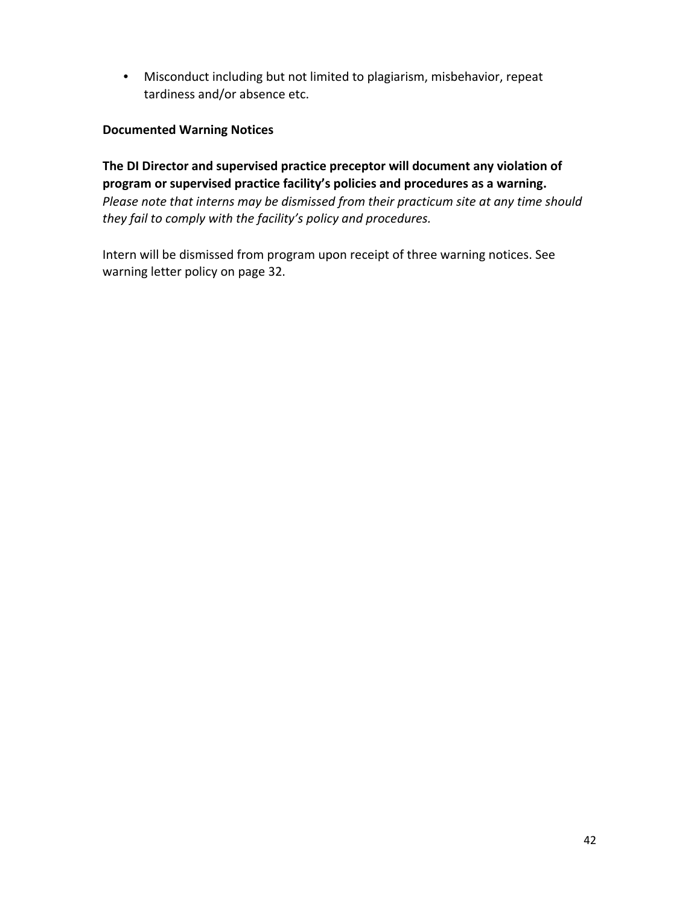- Misconduct including but not limited to plagiarism, misbehavior, repeat tardiness and/or absence etc.

**Documented Warning Notices**

**The DI Director and supervised practice preceptor will document any violation of program or supervised practice facility's policies and procedures as a warning.** *Please note that interns may be dismissed from their practicum site at any time should they fail to comply with the facility's policy and procedures.*

Intern will be dismissed from program upon receipt of three warning notices. See warning letter policy on page 32.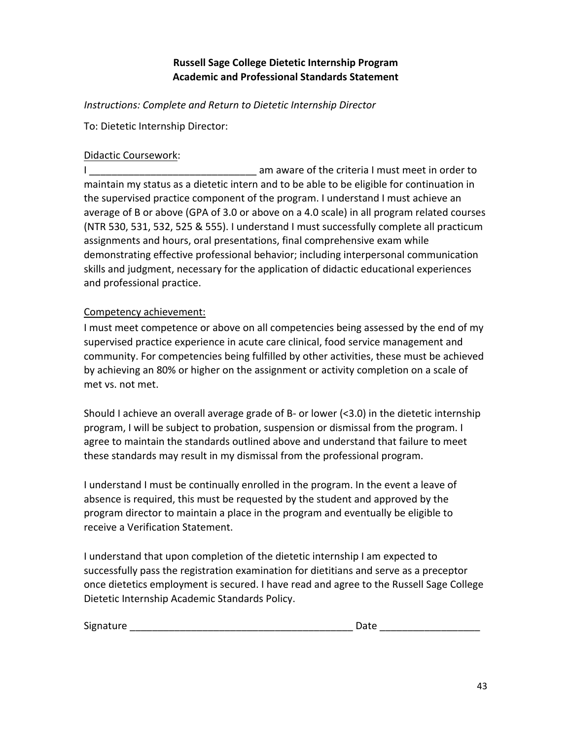**Russell Sage College Dietetic Internship Program**
**Academic and Professional Standards Statement**

*Instructions: Complete and Return to Dietetic Internship Director*

To: Dietetic Internship Director:

Didactic Coursework:

I ______________________________ am aware of the criteria I must meet in order to maintain my status as a dietetic intern and to be able to be eligible for continuation in the supervised practice component of the program. I understand I must achieve an average of B or above (GPA of 3.0 or above on a 4.0 scale) in all program related courses (NTR 530, 531, 532, 525 & 555). I understand I must successfully complete all practicum assignments and hours, oral presentations, final comprehensive exam while demonstrating effective professional behavior; including interpersonal communication skills and judgment, necessary for the application of didactic educational experiences and professional practice.

Competency achievement:

I must meet competence or above on all competencies being assessed by the end of my supervised practice experience in acute care clinical, food service management and community. For competencies being fulfilled by other activities, these must be achieved by achieving an 80% or higher on the assignment or activity completion on a scale of met vs. not met.

Should I achieve an overall average grade of B- or lower (<3.0) in the dietetic internship program, I will be subject to probation, suspension or dismissal from the program. I agree to maintain the standards outlined above and understand that failure to meet these standards may result in my dismissal from the professional program.

I understand I must be continually enrolled in the program. In the event a leave of absence is required, this must be requested by the student and approved by the program director to maintain a place in the program and eventually be eligible to receive a Verification Statement.

I understand that upon completion of the dietetic internship I am expected to successfully pass the registration examination for dietitians and serve as a preceptor once dietetics employment is secured. I have read and agree to the Russell Sage College Dietetic Internship Academic Standards Policy.

Signature ________________________________________ Date __________________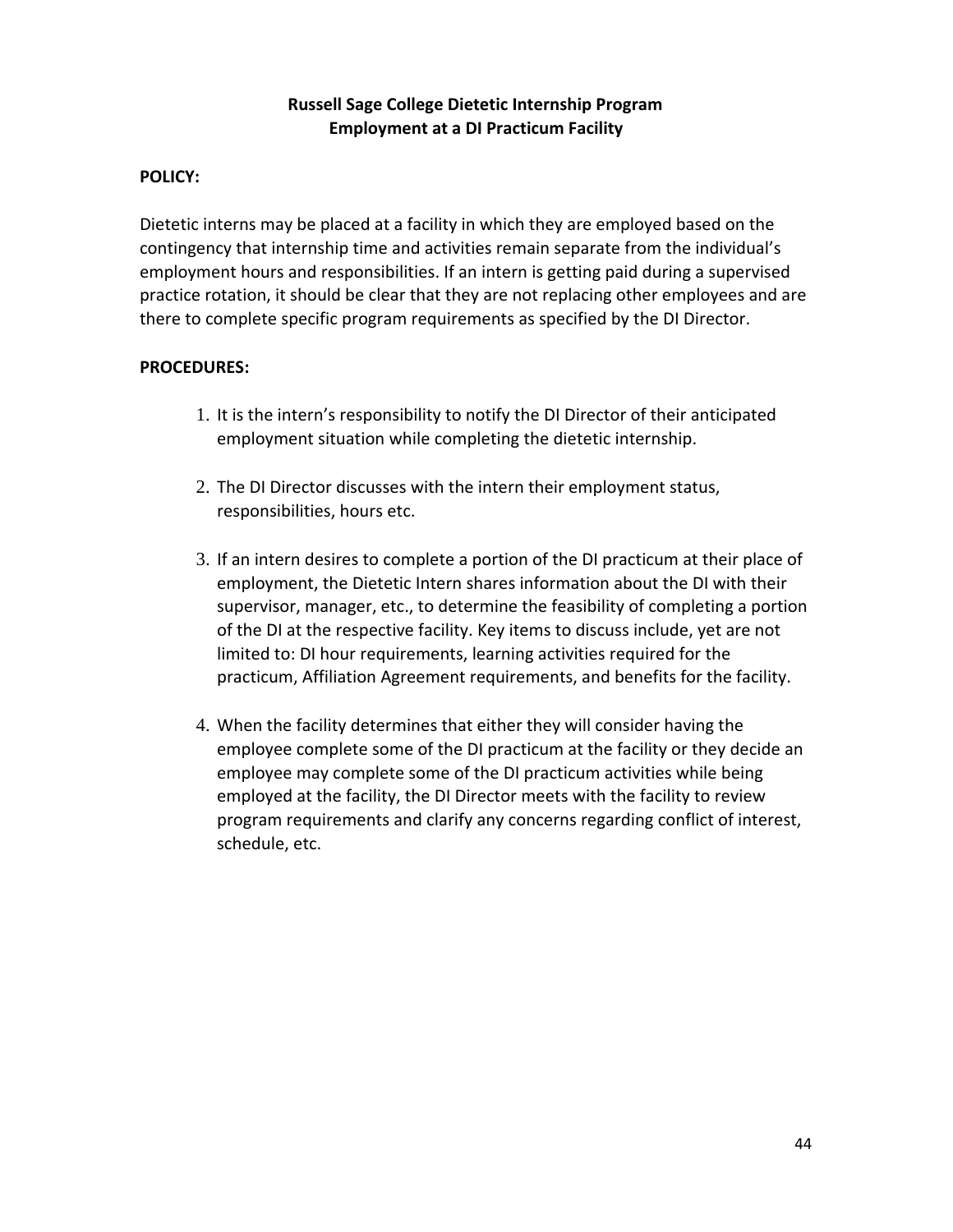# Russell Sage College Dietetic Internship Program
## Employment at a DI Practicum Facility

**POLICY:**

Dietetic interns may be placed at a facility in which they are employed based on the contingency that internship time and activities remain separate from the individual's employment hours and responsibilities. If an intern is getting paid during a supervised practice rotation, it should be clear that they are not replacing other employees and are there to complete specific program requirements as specified by the DI Director.

**PROCEDURES:**

1. It is the intern's responsibility to notify the DI Director of their anticipated employment situation while completing the dietetic internship.

2. The DI Director discusses with the intern their employment status, responsibilities, hours etc.

3. If an intern desires to complete a portion of the DI practicum at their place of employment, the Dietetic Intern shares information about the DI with their supervisor, manager, etc., to determine the feasibility of completing a portion of the DI at the respective facility. Key items to discuss include, yet are not limited to: DI hour requirements, learning activities required for the practicum, Affiliation Agreement requirements, and benefits for the facility.

4. When the facility determines that either they will consider having the employee complete some of the DI practicum at the facility or they decide an employee may complete some of the DI practicum activities while being employed at the facility, the DI Director meets with the facility to review program requirements and clarify any concerns regarding conflict of interest, schedule, etc.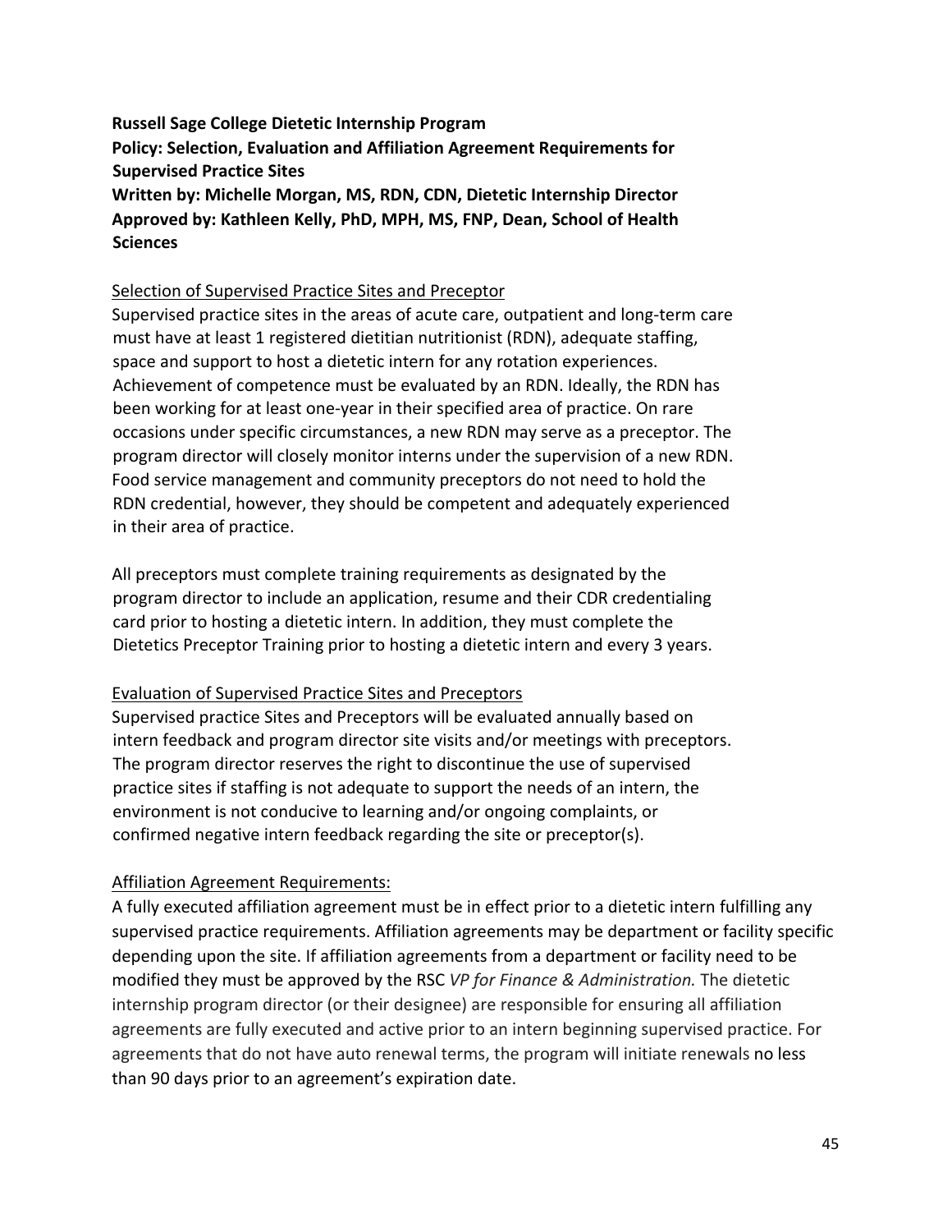**Russell Sage College Dietetic Internship Program**
**Policy: Selection, Evaluation and Affiliation Agreement Requirements for Supervised Practice Sites**
**Written by: Michelle Morgan, MS, RDN, CDN, Dietetic Internship Director**
**Approved by: Kathleen Kelly, PhD, MPH, MS, FNP, Dean, School of Health Sciences**

<u>Selection of Supervised Practice Sites and Preceptor</u>

Supervised practice sites in the areas of acute care, outpatient and long-term care must have at least 1 registered dietitian nutritionist (RDN), adequate staffing, space and support to host a dietetic intern for any rotation experiences. Achievement of competence must be evaluated by an RDN. Ideally, the RDN has been working for at least one-year in their specified area of practice. On rare occasions under specific circumstances, a new RDN may serve as a preceptor. The program director will closely monitor interns under the supervision of a new RDN. Food service management and community preceptors do not need to hold the RDN credential, however, they should be competent and adequately experienced in their area of practice.

All preceptors must complete training requirements as designated by the program director to include an application, resume and their CDR credentialing card prior to hosting a dietetic intern. In addition, they must complete the Dietetics Preceptor Training prior to hosting a dietetic intern and every 3 years.

<u>Evaluation of Supervised Practice Sites and Preceptors</u>

Supervised practice Sites and Preceptors will be evaluated annually based on intern feedback and program director site visits and/or meetings with preceptors. The program director reserves the right to discontinue the use of supervised practice sites if staffing is not adequate to support the needs of an intern, the environment is not conducive to learning and/or ongoing complaints, or confirmed negative intern feedback regarding the site or preceptor(s).

<u>Affiliation Agreement Requirements:</u>

A fully executed affiliation agreement must be in effect prior to a dietetic intern fulfilling any supervised practice requirements. Affiliation agreements may be department or facility specific depending upon the site. If affiliation agreements from a department or facility need to be modified they must be approved by the RSC *VP for Finance & Administration.* The dietetic internship program director (or their designee) are responsible for ensuring all affiliation agreements are fully executed and active prior to an intern beginning supervised practice. For agreements that do not have auto renewal terms, the program will initiate renewals no less than 90 days prior to an agreement's expiration date.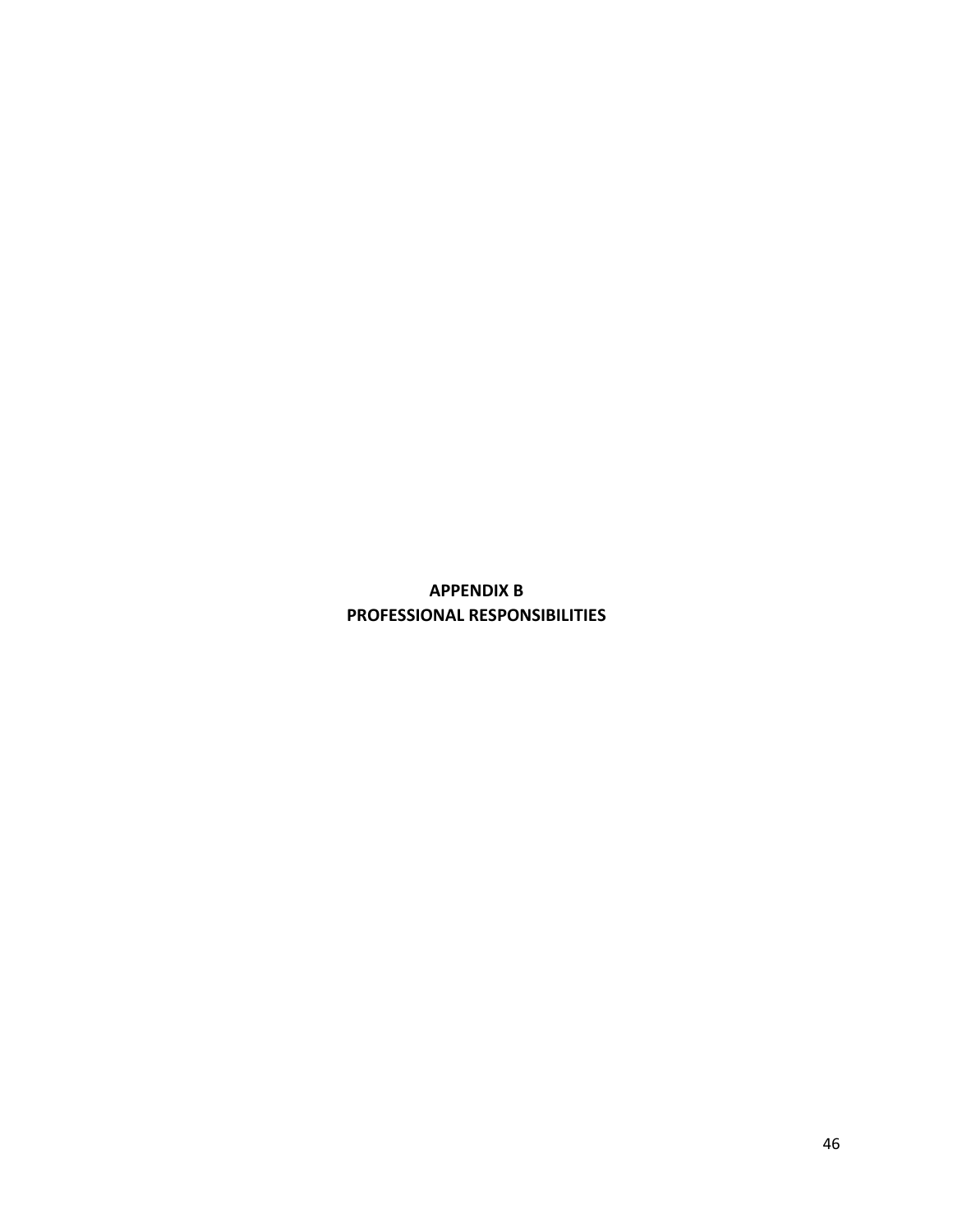# APPENDIX B
# PROFESSIONAL RESPONSIBILITIES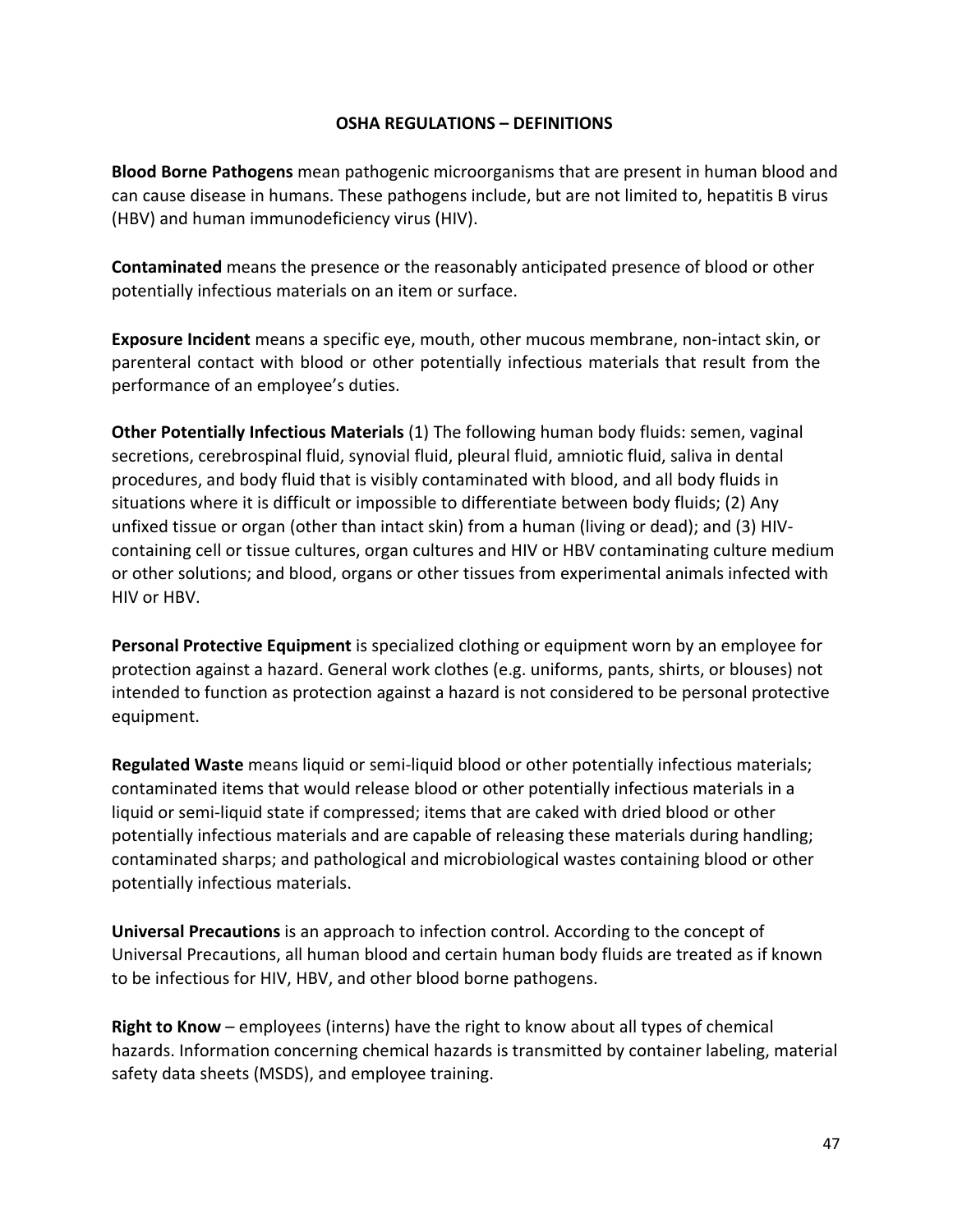## OSHA REGULATIONS – DEFINITIONS

**Blood Borne Pathogens** mean pathogenic microorganisms that are present in human blood and can cause disease in humans. These pathogens include, but are not limited to, hepatitis B virus (HBV) and human immunodeficiency virus (HIV).

**Contaminated** means the presence or the reasonably anticipated presence of blood or other potentially infectious materials on an item or surface.

**Exposure Incident** means a specific eye, mouth, other mucous membrane, non-intact skin, or parenteral contact with blood or other potentially infectious materials that result from the performance of an employee's duties.

**Other Potentially Infectious Materials** (1) The following human body fluids: semen, vaginal secretions, cerebrospinal fluid, synovial fluid, pleural fluid, amniotic fluid, saliva in dental procedures, and body fluid that is visibly contaminated with blood, and all body fluids in situations where it is difficult or impossible to differentiate between body fluids; (2) Any unfixed tissue or organ (other than intact skin) from a human (living or dead); and (3) HIV-containing cell or tissue cultures, organ cultures and HIV or HBV contaminating culture medium or other solutions; and blood, organs or other tissues from experimental animals infected with HIV or HBV.

**Personal Protective Equipment** is specialized clothing or equipment worn by an employee for protection against a hazard. General work clothes (e.g. uniforms, pants, shirts, or blouses) not intended to function as protection against a hazard is not considered to be personal protective equipment.

**Regulated Waste** means liquid or semi-liquid blood or other potentially infectious materials; contaminated items that would release blood or other potentially infectious materials in a liquid or semi-liquid state if compressed; items that are caked with dried blood or other potentially infectious materials and are capable of releasing these materials during handling; contaminated sharps; and pathological and microbiological wastes containing blood or other potentially infectious materials.

**Universal Precautions** is an approach to infection control. According to the concept of Universal Precautions, all human blood and certain human body fluids are treated as if known to be infectious for HIV, HBV, and other blood borne pathogens.

**Right to Know** – employees (interns) have the right to know about all types of chemical hazards. Information concerning chemical hazards is transmitted by container labeling, material safety data sheets (MSDS), and employee training.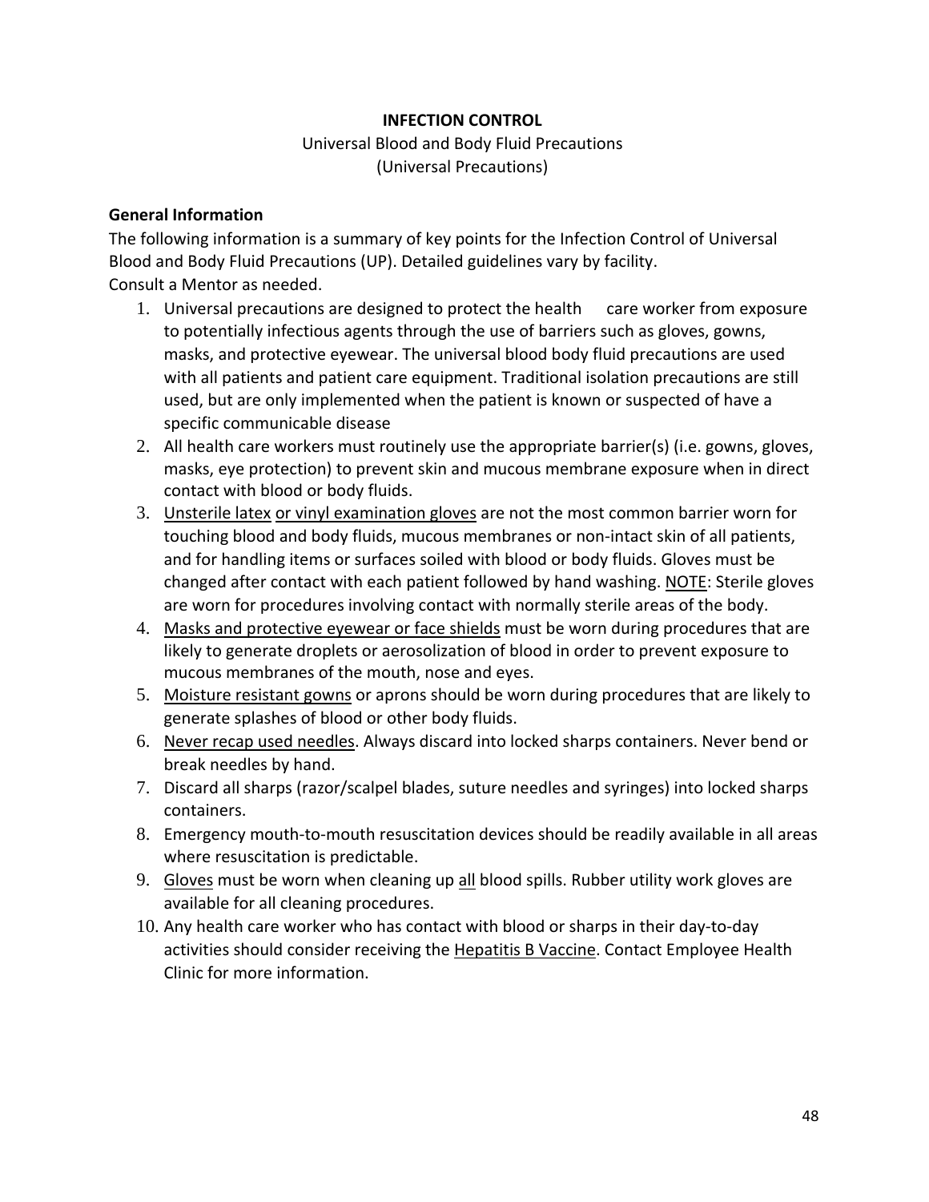**INFECTION CONTROL**

Universal Blood and Body Fluid Precautions
(Universal Precautions)

**General Information**

The following information is a summary of key points for the Infection Control of Universal Blood and Body Fluid Precautions (UP). Detailed guidelines vary by facility.
Consult a Mentor as needed.

1. Universal precautions are designed to protect the health care worker from exposure to potentially infectious agents through the use of barriers such as gloves, gowns, masks, and protective eyewear. The universal blood body fluid precautions are used with all patients and patient care equipment. Traditional isolation precautions are still used, but are only implemented when the patient is known or suspected of have a specific communicable disease
2. All health care workers must routinely use the appropriate barrier(s) (i.e. gowns, gloves, masks, eye protection) to prevent skin and mucous membrane exposure when in direct contact with blood or body fluids.
3. <u>Unsterile latex</u> <u>or vinyl examination gloves</u> are not the most common barrier worn for touching blood and body fluids, mucous membranes or non-intact skin of all patients, and for handling items or surfaces soiled with blood or body fluids. Gloves must be changed after contact with each patient followed by hand washing. <u>NOTE</u>: Sterile gloves are worn for procedures involving contact with normally sterile areas of the body.
4. <u>Masks and protective eyewear or face shields</u> must be worn during procedures that are likely to generate droplets or aerosolization of blood in order to prevent exposure to mucous membranes of the mouth, nose and eyes.
5. <u>Moisture resistant gowns</u> or aprons should be worn during procedures that are likely to generate splashes of blood or other body fluids.
6. <u>Never recap used needles</u>. Always discard into locked sharps containers. Never bend or break needles by hand.
7. Discard all sharps (razor/scalpel blades, suture needles and syringes) into locked sharps containers.
8. Emergency mouth-to-mouth resuscitation devices should be readily available in all areas where resuscitation is predictable.
9. <u>Gloves</u> must be worn when cleaning up <u>all</u> blood spills. Rubber utility work gloves are available for all cleaning procedures.
10. Any health care worker who has contact with blood or sharps in their day-to-day activities should consider receiving the <u>Hepatitis B Vaccine</u>. Contact Employee Health Clinic for more information.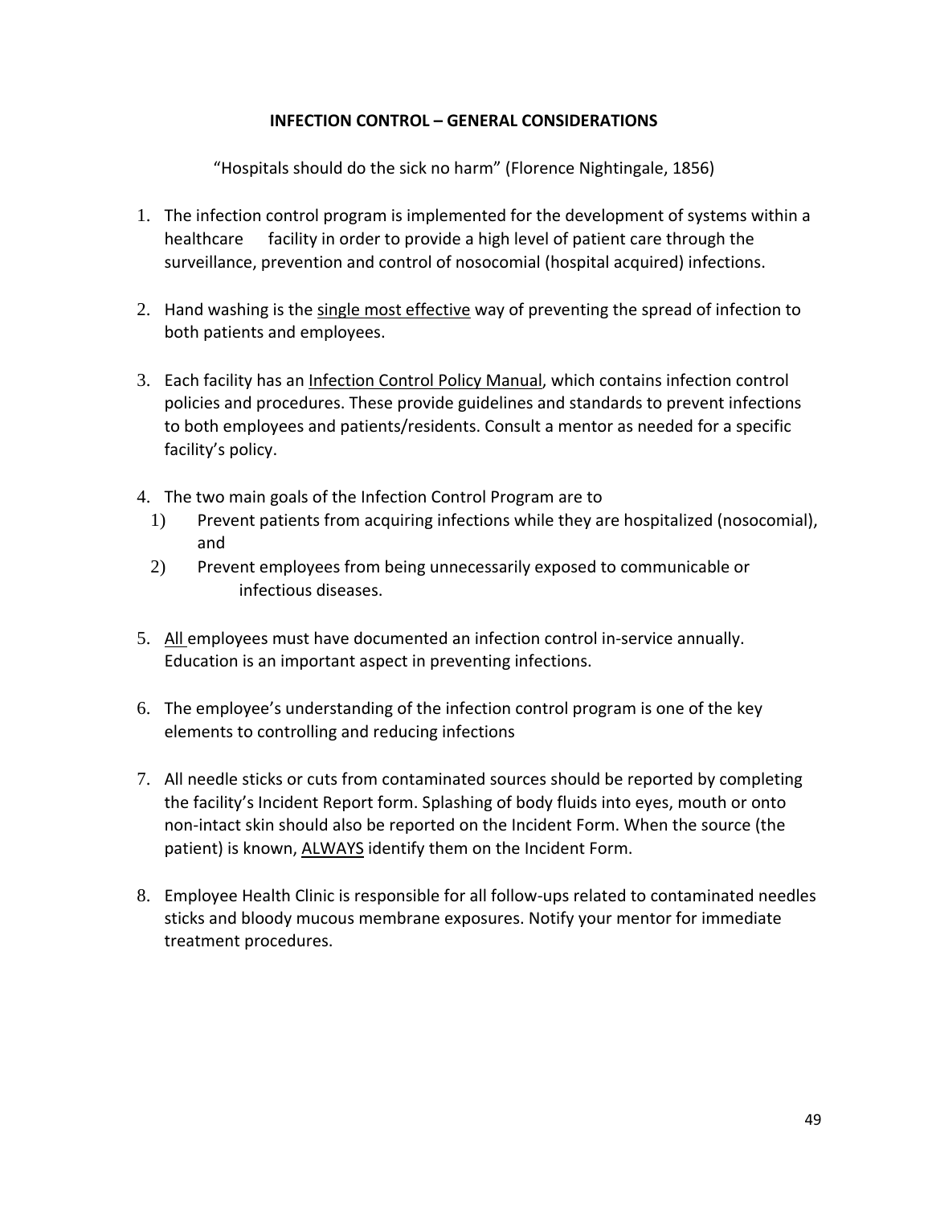# INFECTION CONTROL – GENERAL CONSIDERATIONS

"Hospitals should do the sick no harm" (Florence Nightingale, 1856)

1. The infection control program is implemented for the development of systems within a healthcare facility in order to provide a high level of patient care through the surveillance, prevention and control of nosocomial (hospital acquired) infections.

2. Hand washing is the <u>single most effective</u> way of preventing the spread of infection to both patients and employees.

3. Each facility has an <u>Infection Control Policy Manual</u>, which contains infection control policies and procedures. These provide guidelines and standards to prevent infections to both employees and patients/residents. Consult a mentor as needed for a specific facility's policy.

4. The two main goals of the Infection Control Program are to
   1) Prevent patients from acquiring infections while they are hospitalized (nosocomial), and
   2) Prevent employees from being unnecessarily exposed to communicable or infectious diseases.

5. <u>All</u> employees must have documented an infection control in-service annually. Education is an important aspect in preventing infections.

6. The employee's understanding of the infection control program is one of the key elements to controlling and reducing infections

7. All needle sticks or cuts from contaminated sources should be reported by completing the facility's Incident Report form. Splashing of body fluids into eyes, mouth or onto non-intact skin should also be reported on the Incident Form. When the source (the patient) is known, <u>ALWAYS</u> identify them on the Incident Form.

8. Employee Health Clinic is responsible for all follow-ups related to contaminated needles sticks and bloody mucous membrane exposures. Notify your mentor for immediate treatment procedures.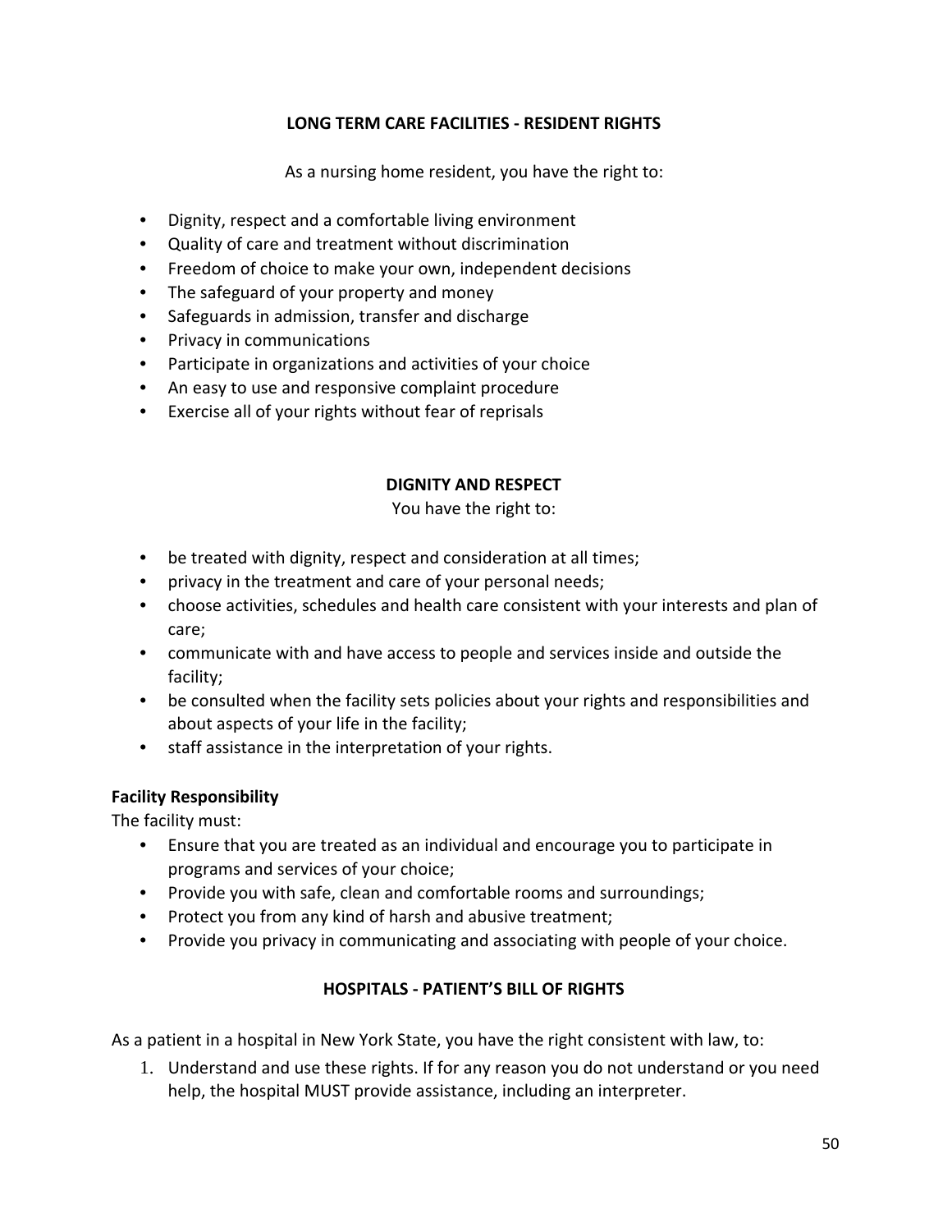## LONG TERM CARE FACILITIES - RESIDENT RIGHTS

As a nursing home resident, you have the right to:

- Dignity, respect and a comfortable living environment
- Quality of care and treatment without discrimination
- Freedom of choice to make your own, independent decisions
- The safeguard of your property and money
- Safeguards in admission, transfer and discharge
- Privacy in communications
- Participate in organizations and activities of your choice
- An easy to use and responsive complaint procedure
- Exercise all of your rights without fear of reprisals

### DIGNITY AND RESPECT

You have the right to:

- be treated with dignity, respect and consideration at all times;
- privacy in the treatment and care of your personal needs;
- choose activities, schedules and health care consistent with your interests and plan of care;
- communicate with and have access to people and services inside and outside the facility;
- be consulted when the facility sets policies about your rights and responsibilities and about aspects of your life in the facility;
- staff assistance in the interpretation of your rights.

**Facility Responsibility**

The facility must:

- Ensure that you are treated as an individual and encourage you to participate in programs and services of your choice;
- Provide you with safe, clean and comfortable rooms and surroundings;
- Protect you from any kind of harsh and abusive treatment;
- Provide you privacy in communicating and associating with people of your choice.

## HOSPITALS - PATIENT'S BILL OF RIGHTS

As a patient in a hospital in New York State, you have the right consistent with law, to:

1. Understand and use these rights. If for any reason you do not understand or you need help, the hospital MUST provide assistance, including an interpreter.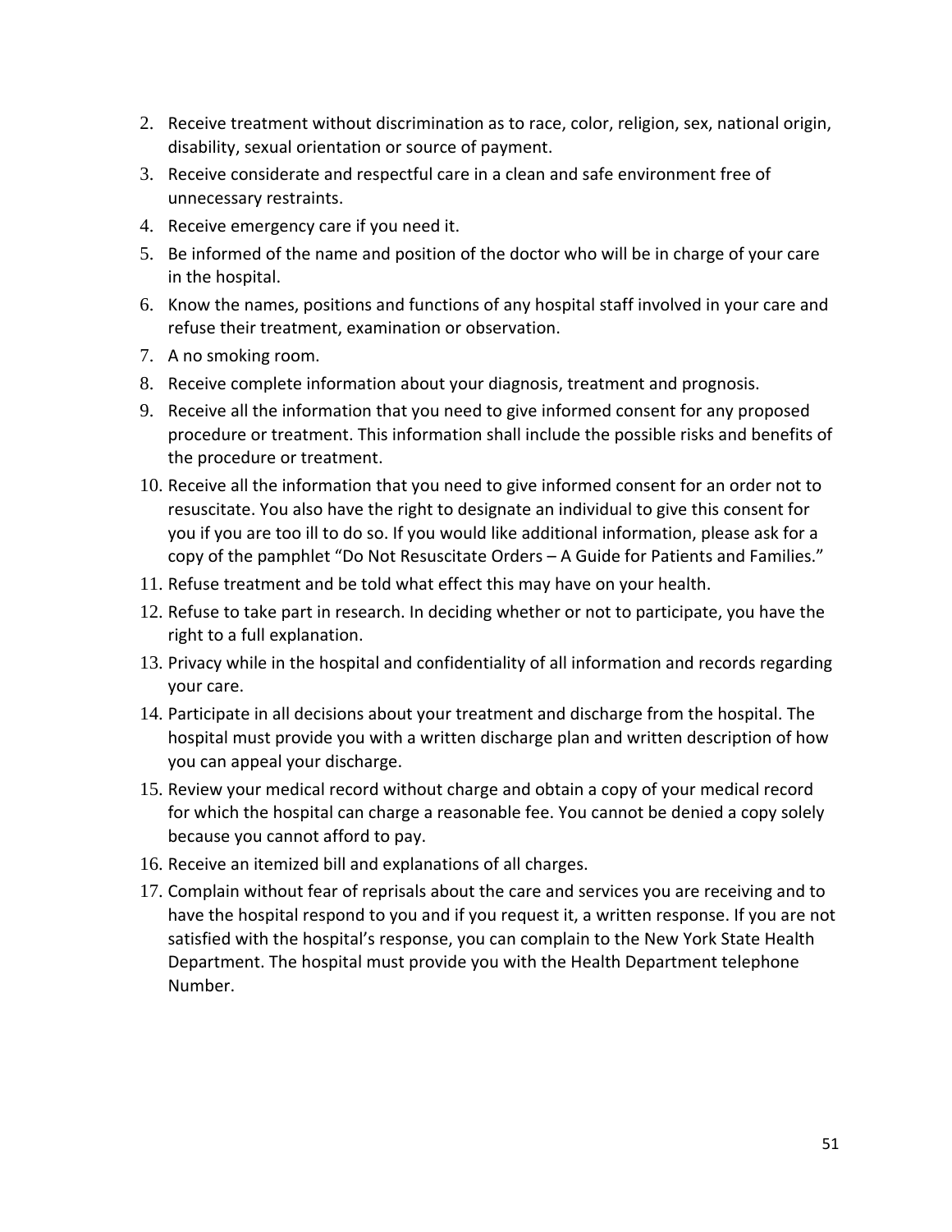2. Receive treatment without discrimination as to race, color, religion, sex, national origin, disability, sexual orientation or source of payment.
3. Receive considerate and respectful care in a clean and safe environment free of unnecessary restraints.
4. Receive emergency care if you need it.
5. Be informed of the name and position of the doctor who will be in charge of your care in the hospital.
6. Know the names, positions and functions of any hospital staff involved in your care and refuse their treatment, examination or observation.
7. A no smoking room.
8. Receive complete information about your diagnosis, treatment and prognosis.
9. Receive all the information that you need to give informed consent for any proposed procedure or treatment. This information shall include the possible risks and benefits of the procedure or treatment.
10. Receive all the information that you need to give informed consent for an order not to resuscitate. You also have the right to designate an individual to give this consent for you if you are too ill to do so. If you would like additional information, please ask for a copy of the pamphlet "Do Not Resuscitate Orders – A Guide for Patients and Families."
11. Refuse treatment and be told what effect this may have on your health.
12. Refuse to take part in research. In deciding whether or not to participate, you have the right to a full explanation.
13. Privacy while in the hospital and confidentiality of all information and records regarding your care.
14. Participate in all decisions about your treatment and discharge from the hospital. The hospital must provide you with a written discharge plan and written description of how you can appeal your discharge.
15. Review your medical record without charge and obtain a copy of your medical record for which the hospital can charge a reasonable fee. You cannot be denied a copy solely because you cannot afford to pay.
16. Receive an itemized bill and explanations of all charges.
17. Complain without fear of reprisals about the care and services you are receiving and to have the hospital respond to you and if you request it, a written response. If you are not satisfied with the hospital's response, you can complain to the New York State Health Department. The hospital must provide you with the Health Department telephone Number.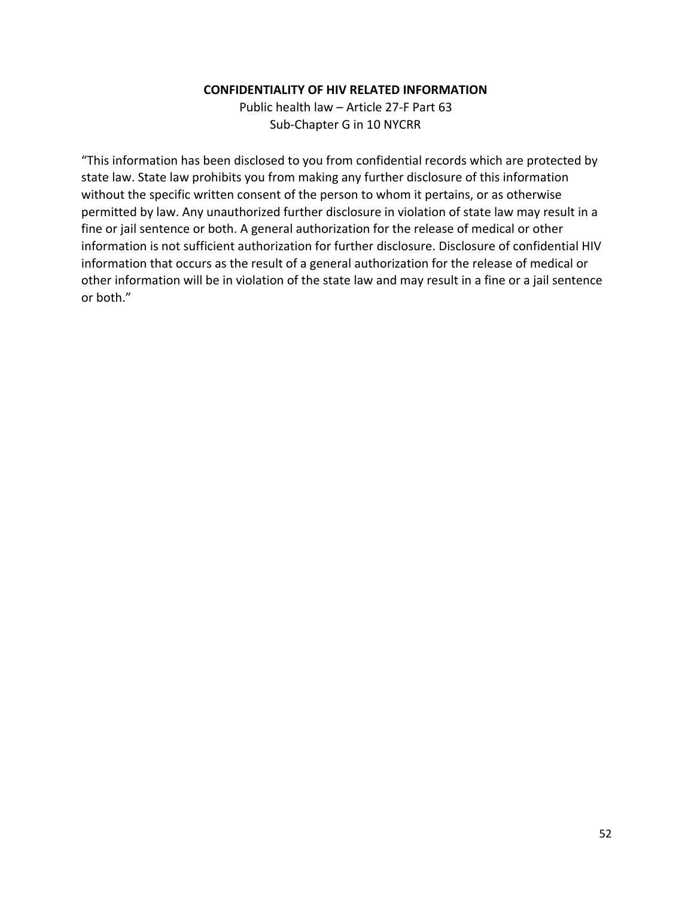**CONFIDENTIALITY OF HIV RELATED INFORMATION**

Public health law – Article 27-F Part 63

Sub-Chapter G in 10 NYCRR

"This information has been disclosed to you from confidential records which are protected by state law. State law prohibits you from making any further disclosure of this information without the specific written consent of the person to whom it pertains, or as otherwise permitted by law. Any unauthorized further disclosure in violation of state law may result in a fine or jail sentence or both. A general authorization for the release of medical or other information is not sufficient authorization for further disclosure. Disclosure of confidential HIV information that occurs as the result of a general authorization for the release of medical or other information will be in violation of the state law and may result in a fine or a jail sentence or both."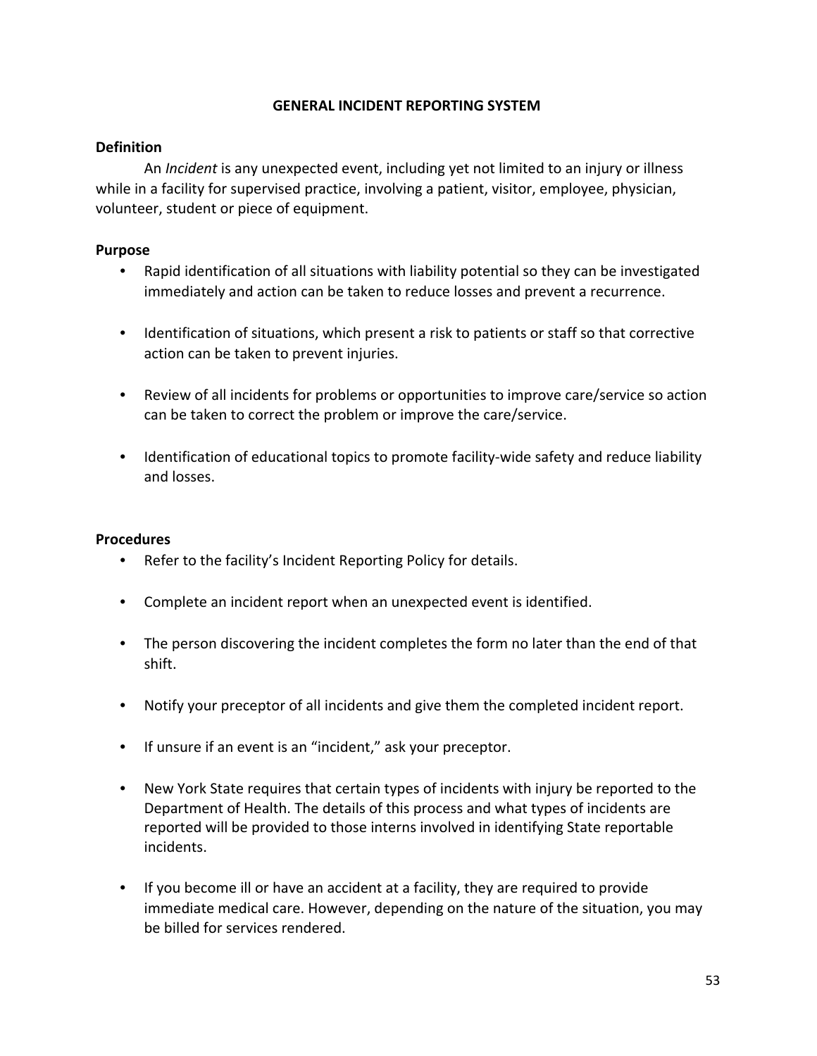# GENERAL INCIDENT REPORTING SYSTEM

## Definition

An *Incident* is any unexpected event, including yet not limited to an injury or illness while in a facility for supervised practice, involving a patient, visitor, employee, physician, volunteer, student or piece of equipment.

## Purpose

- Rapid identification of all situations with liability potential so they can be investigated immediately and action can be taken to reduce losses and prevent a recurrence.
- Identification of situations, which present a risk to patients or staff so that corrective action can be taken to prevent injuries.
- Review of all incidents for problems or opportunities to improve care/service so action can be taken to correct the problem or improve the care/service.
- Identification of educational topics to promote facility-wide safety and reduce liability and losses.

## Procedures

- Refer to the facility's Incident Reporting Policy for details.
- Complete an incident report when an unexpected event is identified.
- The person discovering the incident completes the form no later than the end of that shift.
- Notify your preceptor of all incidents and give them the completed incident report.
- If unsure if an event is an "incident," ask your preceptor.
- New York State requires that certain types of incidents with injury be reported to the Department of Health. The details of this process and what types of incidents are reported will be provided to those interns involved in identifying State reportable incidents.
- If you become ill or have an accident at a facility, they are required to provide immediate medical care. However, depending on the nature of the situation, you may be billed for services rendered.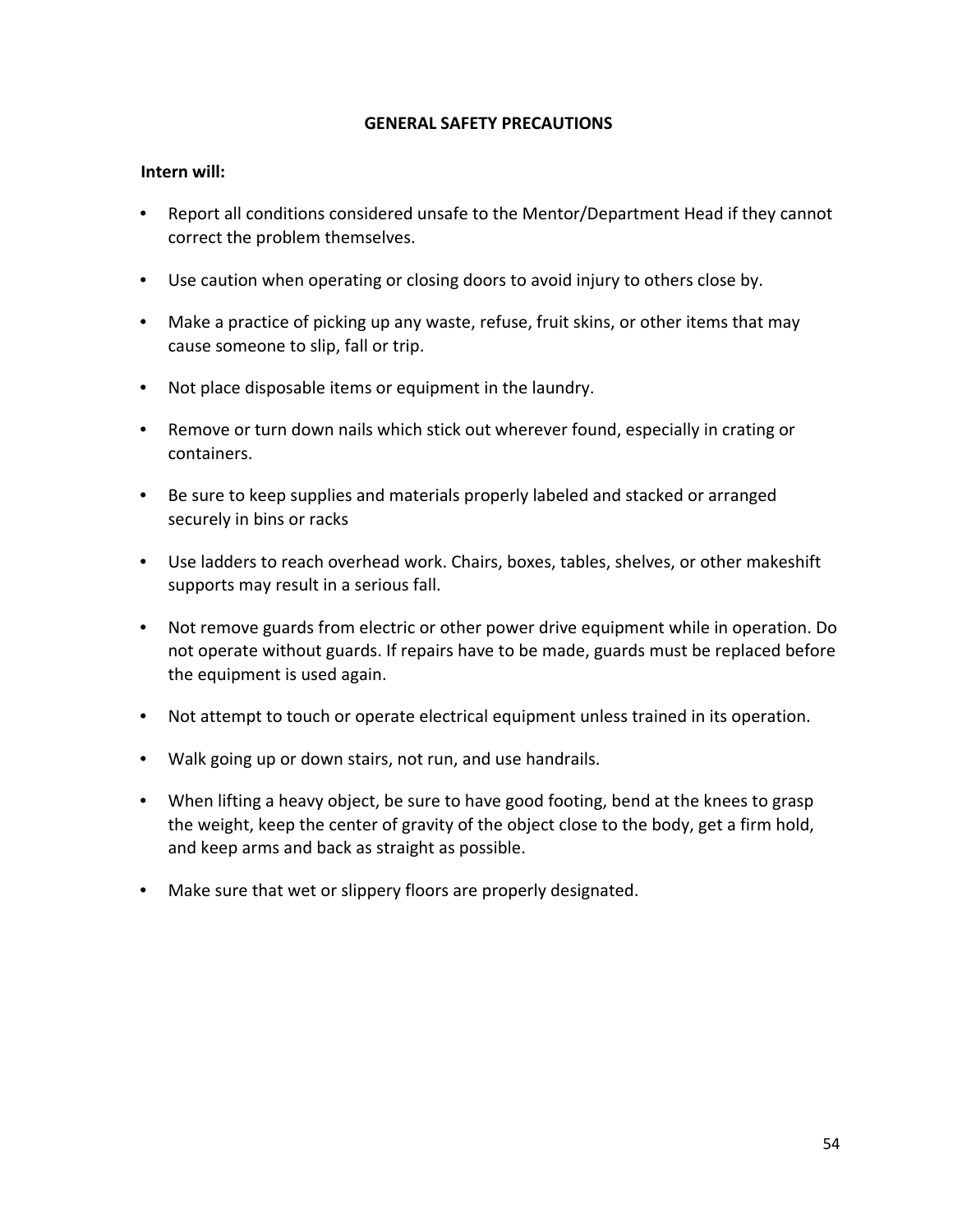## GENERAL SAFETY PRECAUTIONS

**Intern will:**

- Report all conditions considered unsafe to the Mentor/Department Head if they cannot correct the problem themselves.
- Use caution when operating or closing doors to avoid injury to others close by.
- Make a practice of picking up any waste, refuse, fruit skins, or other items that may cause someone to slip, fall or trip.
- Not place disposable items or equipment in the laundry.
- Remove or turn down nails which stick out wherever found, especially in crating or containers.
- Be sure to keep supplies and materials properly labeled and stacked or arranged securely in bins or racks
- Use ladders to reach overhead work. Chairs, boxes, tables, shelves, or other makeshift supports may result in a serious fall.
- Not remove guards from electric or other power drive equipment while in operation. Do not operate without guards. If repairs have to be made, guards must be replaced before the equipment is used again.
- Not attempt to touch or operate electrical equipment unless trained in its operation.
- Walk going up or down stairs, not run, and use handrails.
- When lifting a heavy object, be sure to have good footing, bend at the knees to grasp the weight, keep the center of gravity of the object close to the body, get a firm hold, and keep arms and back as straight as possible.
- Make sure that wet or slippery floors are properly designated.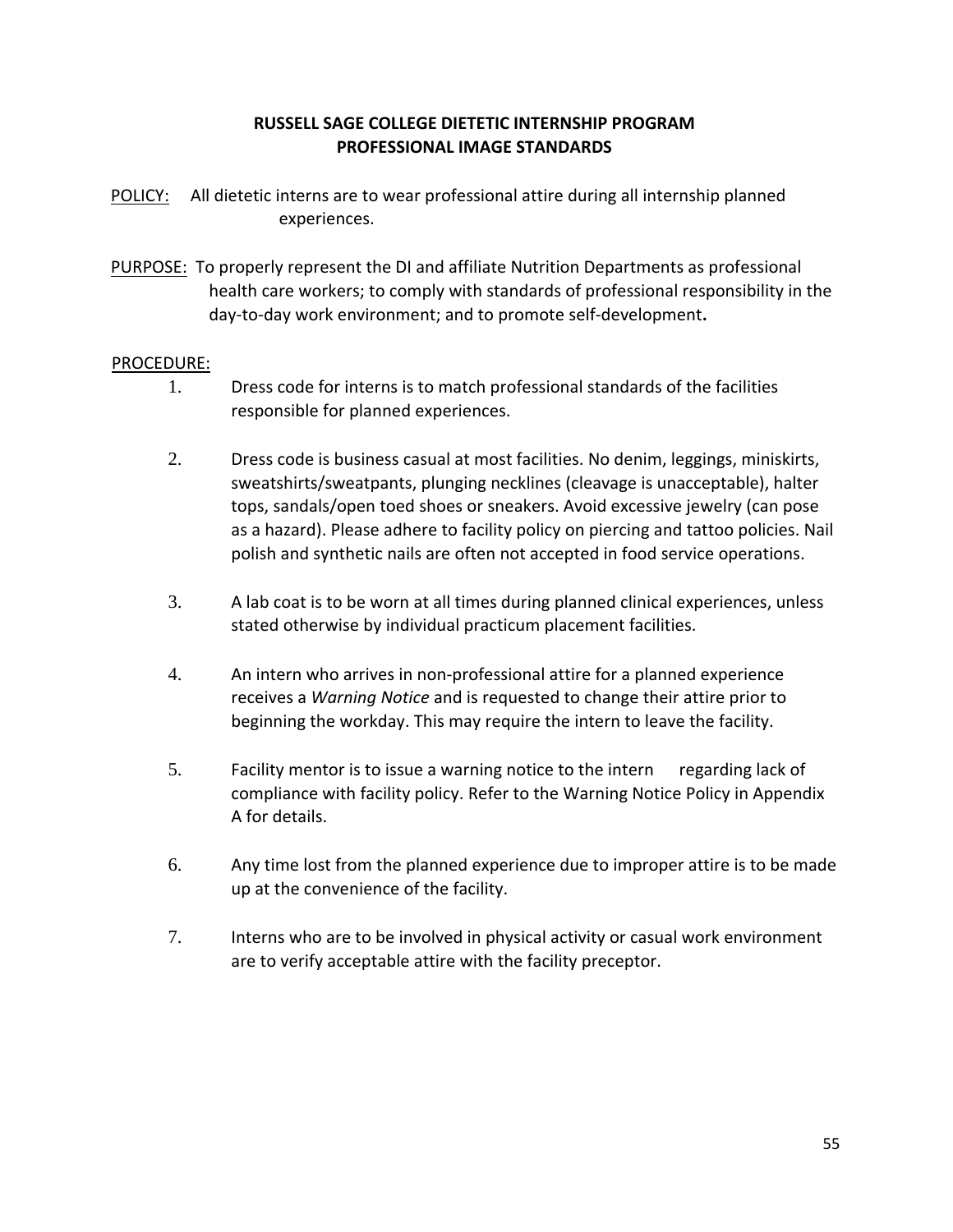# RUSSELL SAGE COLLEGE DIETETIC INTERNSHIP PROGRAM
## PROFESSIONAL IMAGE STANDARDS

POLICY: All dietetic interns are to wear professional attire during all internship planned experiences.

PURPOSE: To properly represent the DI and affiliate Nutrition Departments as professional health care workers; to comply with standards of professional responsibility in the day-to-day work environment; and to promote self-development**.**

PROCEDURE:

1. Dress code for interns is to match professional standards of the facilities responsible for planned experiences.

2. Dress code is business casual at most facilities. No denim, leggings, miniskirts, sweatshirts/sweatpants, plunging necklines (cleavage is unacceptable), halter tops, sandals/open toed shoes or sneakers. Avoid excessive jewelry (can pose as a hazard). Please adhere to facility policy on piercing and tattoo policies. Nail polish and synthetic nails are often not accepted in food service operations.

3. A lab coat is to be worn at all times during planned clinical experiences, unless stated otherwise by individual practicum placement facilities.

4. An intern who arrives in non-professional attire for a planned experience receives a *Warning Notice* and is requested to change their attire prior to beginning the workday. This may require the intern to leave the facility.

5. Facility mentor is to issue a warning notice to the intern regarding lack of compliance with facility policy. Refer to the Warning Notice Policy in Appendix A for details.

6. Any time lost from the planned experience due to improper attire is to be made up at the convenience of the facility.

7. Interns who are to be involved in physical activity or casual work environment are to verify acceptable attire with the facility preceptor.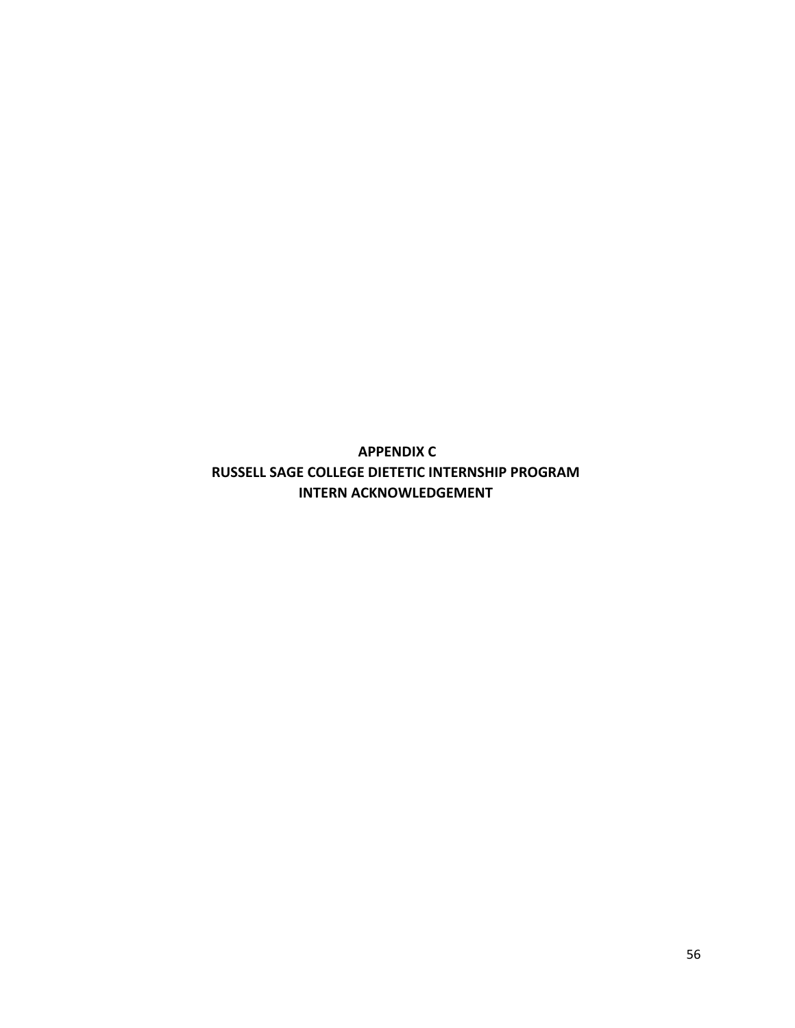# APPENDIX C
# RUSSELL SAGE COLLEGE DIETETIC INTERNSHIP PROGRAM
# INTERN ACKNOWLEDGEMENT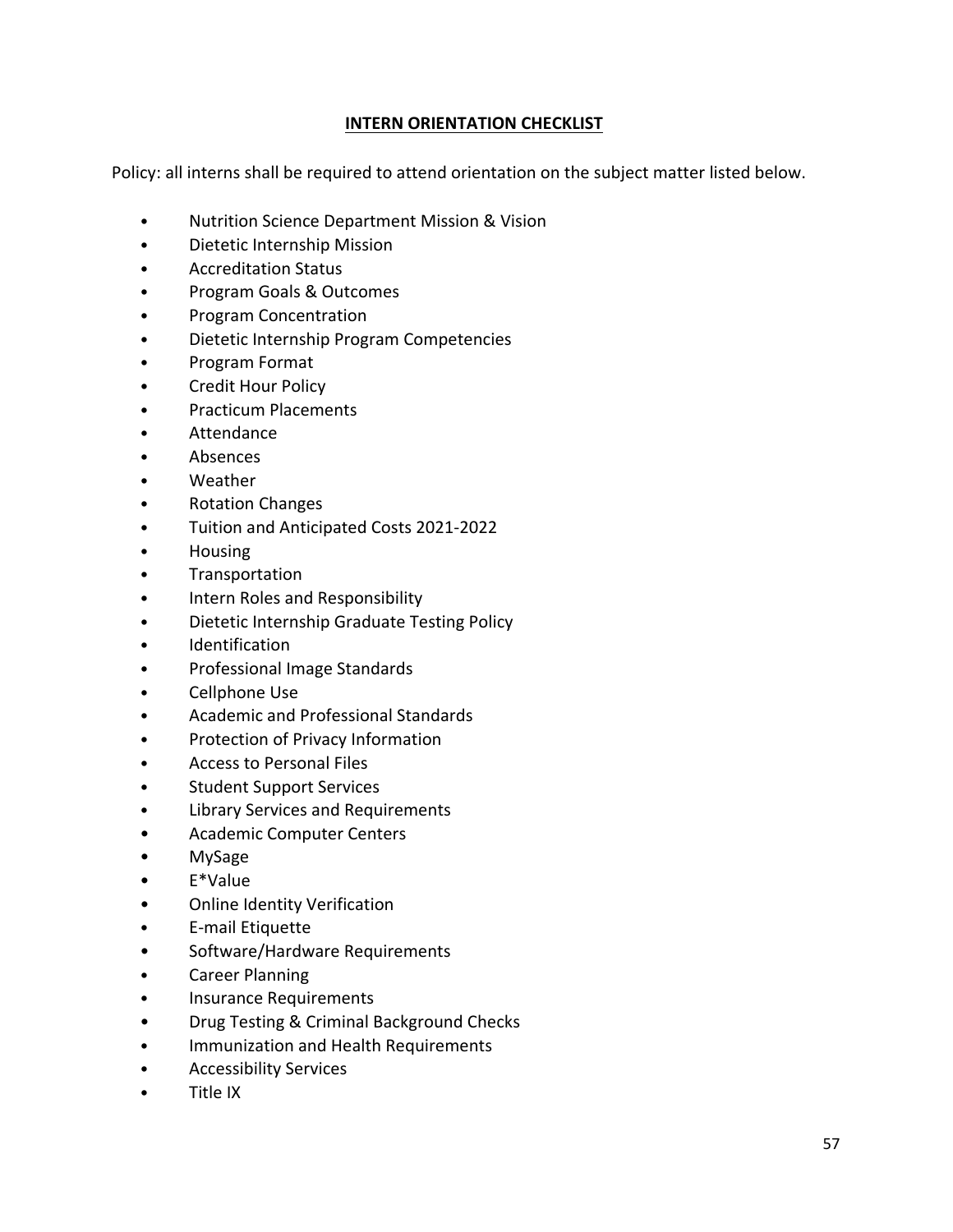## INTERN ORIENTATION CHECKLIST

Policy: all interns shall be required to attend orientation on the subject matter listed below.

- Nutrition Science Department Mission & Vision
- Dietetic Internship Mission
- Accreditation Status
- Program Goals & Outcomes
- Program Concentration
- Dietetic Internship Program Competencies
- Program Format
- Credit Hour Policy
- Practicum Placements
- Attendance
- Absences
- Weather
- Rotation Changes
- Tuition and Anticipated Costs 2021-2022
- Housing
- Transportation
- Intern Roles and Responsibility
- Dietetic Internship Graduate Testing Policy
- Identification
- Professional Image Standards
- Cellphone Use
- Academic and Professional Standards
- Protection of Privacy Information
- Access to Personal Files
- Student Support Services
- Library Services and Requirements
- Academic Computer Centers
- MySage
- E*Value
- Online Identity Verification
- E-mail Etiquette
- Software/Hardware Requirements
- Career Planning
- Insurance Requirements
- Drug Testing & Criminal Background Checks
- Immunization and Health Requirements
- Accessibility Services
- Title IX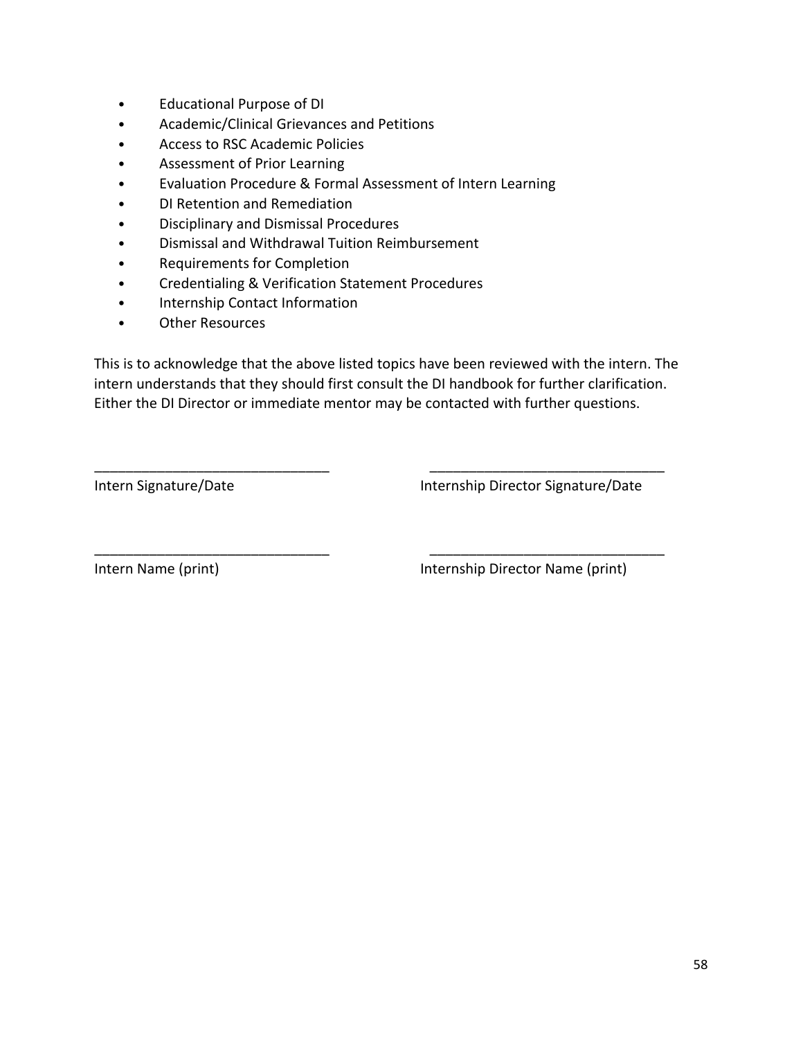- Educational Purpose of DI
- Academic/Clinical Grievances and Petitions
- Access to RSC Academic Policies
- Assessment of Prior Learning
- Evaluation Procedure & Formal Assessment of Intern Learning
- DI Retention and Remediation
- Disciplinary and Dismissal Procedures
- Dismissal and Withdrawal Tuition Reimbursement
- Requirements for Completion
- Credentialing & Verification Statement Procedures
- Internship Contact Information
- Other Resources

This is to acknowledge that the above listed topics have been reviewed with the intern. The intern understands that they should first consult the DI handbook for further clarification. Either the DI Director or immediate mentor may be contacted with further questions.

______________________________ ______________________________

Intern Signature/Date Internship Director Signature/Date

______________________________ ______________________________

Intern Name (print) Internship Director Name (print)